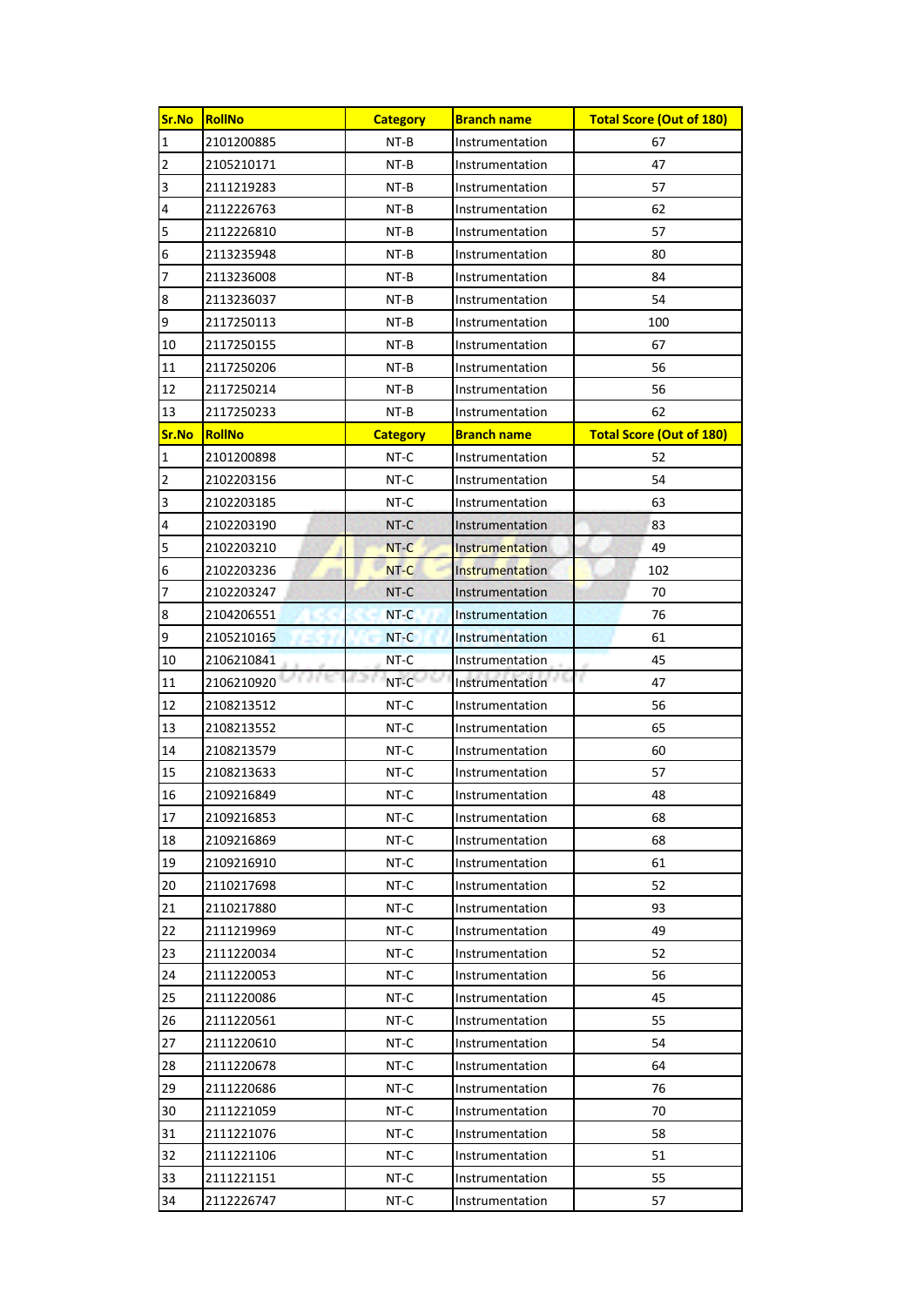| Sr.No | RollNo | Category | Branch name | Total Score (Out of 180) |
|---|---|---|---|---|
| 1 | 2101200885 | NT-B | Instrumentation | 67 |
| 2 | 2105210171 | NT-B | Instrumentation | 47 |
| 3 | 2111219283 | NT-B | Instrumentation | 57 |
| 4 | 2112226763 | NT-B | Instrumentation | 62 |
| 5 | 2112226810 | NT-B | Instrumentation | 57 |
| 6 | 2113235948 | NT-B | Instrumentation | 80 |
| 7 | 2113236008 | NT-B | Instrumentation | 84 |
| 8 | 2113236037 | NT-B | Instrumentation | 54 |
| 9 | 2117250113 | NT-B | Instrumentation | 100 |
| 10 | 2117250155 | NT-B | Instrumentation | 67 |
| 11 | 2117250206 | NT-B | Instrumentation | 56 |
| 12 | 2117250214 | NT-B | Instrumentation | 56 |
| 13 | 2117250233 | NT-B | Instrumentation | 62 |

| Sr.No | RollNo | Category | Branch name | Total Score (Out of 180) |
|---|---|---|---|---|
| 1 | 2101200898 | NT-C | Instrumentation | 52 |
| 2 | 2102203156 | NT-C | Instrumentation | 54 |
| 3 | 2102203185 | NT-C | Instrumentation | 63 |
| 4 | 2102203190 | NT-C | Instrumentation | 83 |
| 5 | 2102203210 | NT-C | Instrumentation | 49 |
| 6 | 2102203236 | NT-C | Instrumentation | 102 |
| 7 | 2102203247 | NT-C | Instrumentation | 70 |
| 8 | 2104206551 | NT-C | Instrumentation | 76 |
| 9 | 2105210165 | NT-C | Instrumentation | 61 |
| 10 | 2106210841 | NT-C | Instrumentation | 45 |
| 11 | 2106210920 | NT-C | Instrumentation | 47 |
| 12 | 2108213512 | NT-C | Instrumentation | 56 |
| 13 | 2108213552 | NT-C | Instrumentation | 65 |
| 14 | 2108213579 | NT-C | Instrumentation | 60 |
| 15 | 2108213633 | NT-C | Instrumentation | 57 |
| 16 | 2109216849 | NT-C | Instrumentation | 48 |
| 17 | 2109216853 | NT-C | Instrumentation | 68 |
| 18 | 2109216869 | NT-C | Instrumentation | 68 |
| 19 | 2109216910 | NT-C | Instrumentation | 61 |
| 20 | 2110217698 | NT-C | Instrumentation | 52 |
| 21 | 2110217880 | NT-C | Instrumentation | 93 |
| 22 | 2111219969 | NT-C | Instrumentation | 49 |
| 23 | 2111220034 | NT-C | Instrumentation | 52 |
| 24 | 2111220053 | NT-C | Instrumentation | 56 |
| 25 | 2111220086 | NT-C | Instrumentation | 45 |
| 26 | 2111220561 | NT-C | Instrumentation | 55 |
| 27 | 2111220610 | NT-C | Instrumentation | 54 |
| 28 | 2111220678 | NT-C | Instrumentation | 64 |
| 29 | 2111220686 | NT-C | Instrumentation | 76 |
| 30 | 2111221059 | NT-C | Instrumentation | 70 |
| 31 | 2111221076 | NT-C | Instrumentation | 58 |
| 32 | 2111221106 | NT-C | Instrumentation | 51 |
| 33 | 2111221151 | NT-C | Instrumentation | 55 |
| 34 | 2112226747 | NT-C | Instrumentation | 57 |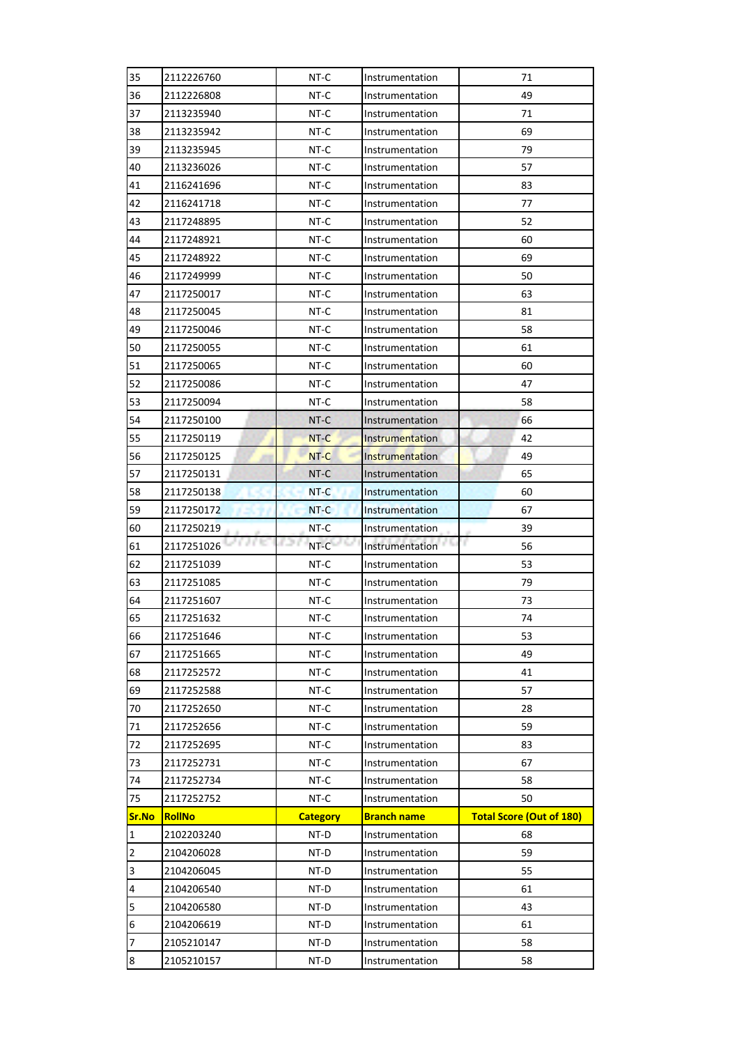| 35 | 2112226760 | NT-C | Instrumentation | 71 |
|---|---|---|---|---|
| 36 | 2112226808 | NT-C | Instrumentation | 49 |
| 37 | 2113235940 | NT-C | Instrumentation | 71 |
| 38 | 2113235942 | NT-C | Instrumentation | 69 |
| 39 | 2113235945 | NT-C | Instrumentation | 79 |
| 40 | 2113236026 | NT-C | Instrumentation | 57 |
| 41 | 2116241696 | NT-C | Instrumentation | 83 |
| 42 | 2116241718 | NT-C | Instrumentation | 77 |
| 43 | 2117248895 | NT-C | Instrumentation | 52 |
| 44 | 2117248921 | NT-C | Instrumentation | 60 |
| 45 | 2117248922 | NT-C | Instrumentation | 69 |
| 46 | 2117249999 | NT-C | Instrumentation | 50 |
| 47 | 2117250017 | NT-C | Instrumentation | 63 |
| 48 | 2117250045 | NT-C | Instrumentation | 81 |
| 49 | 2117250046 | NT-C | Instrumentation | 58 |
| 50 | 2117250055 | NT-C | Instrumentation | 61 |
| 51 | 2117250065 | NT-C | Instrumentation | 60 |
| 52 | 2117250086 | NT-C | Instrumentation | 47 |
| 53 | 2117250094 | NT-C | Instrumentation | 58 |
| 54 | 2117250100 | NT-C | Instrumentation | 66 |
| 55 | 2117250119 | NT-C | Instrumentation | 42 |
| 56 | 2117250125 | NT-C | Instrumentation | 49 |
| 57 | 2117250131 | NT-C | Instrumentation | 65 |
| 58 | 2117250138 | NT-C | Instrumentation | 60 |
| 59 | 2117250172 | NT-C | Instrumentation | 67 |
| 60 | 2117250219 | NT-C | Instrumentation | 39 |
| 61 | 2117251026 | NT-C | Instrumentation | 56 |
| 62 | 2117251039 | NT-C | Instrumentation | 53 |
| 63 | 2117251085 | NT-C | Instrumentation | 79 |
| 64 | 2117251607 | NT-C | Instrumentation | 73 |
| 65 | 2117251632 | NT-C | Instrumentation | 74 |
| 66 | 2117251646 | NT-C | Instrumentation | 53 |
| 67 | 2117251665 | NT-C | Instrumentation | 49 |
| 68 | 2117252572 | NT-C | Instrumentation | 41 |
| 69 | 2117252588 | NT-C | Instrumentation | 57 |
| 70 | 2117252650 | NT-C | Instrumentation | 28 |
| 71 | 2117252656 | NT-C | Instrumentation | 59 |
| 72 | 2117252695 | NT-C | Instrumentation | 83 |
| 73 | 2117252731 | NT-C | Instrumentation | 67 |
| 74 | 2117252734 | NT-C | Instrumentation | 58 |
| 75 | 2117252752 | NT-C | Instrumentation | 50 |
| **Sr.No** | **RollNo** | **Category** | **Branch name** | **Total Score (Out of 180)** |
| 1 | 2102203240 | NT-D | Instrumentation | 68 |
| 2 | 2104206028 | NT-D | Instrumentation | 59 |
| 3 | 2104206045 | NT-D | Instrumentation | 55 |
| 4 | 2104206540 | NT-D | Instrumentation | 61 |
| 5 | 2104206580 | NT-D | Instrumentation | 43 |
| 6 | 2104206619 | NT-D | Instrumentation | 61 |
| 7 | 2105210147 | NT-D | Instrumentation | 58 |
| 8 | 2105210157 | NT-D | Instrumentation | 58 |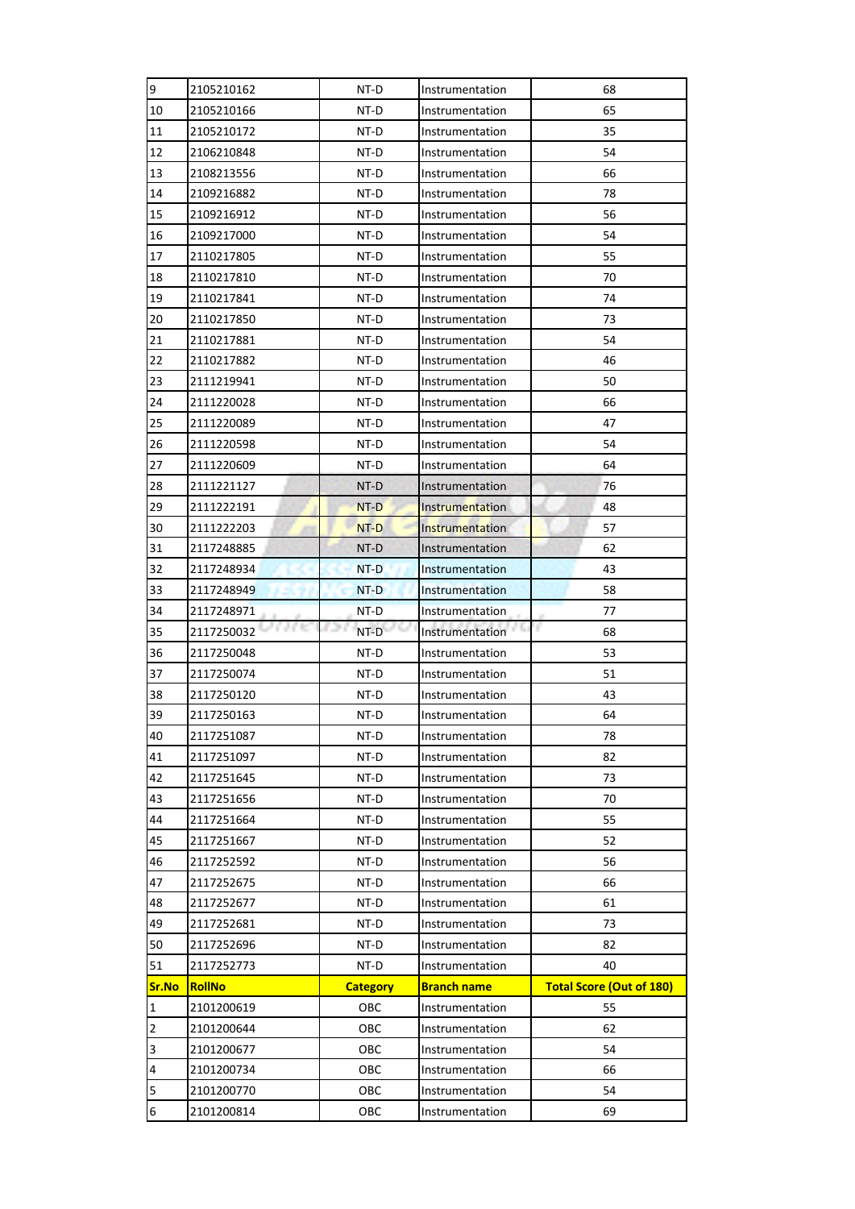| 9 | 2105210162 | NT-D | Instrumentation | 68 |
|---|---|---|---|---|
| 10 | 2105210166 | NT-D | Instrumentation | 65 |
| 11 | 2105210172 | NT-D | Instrumentation | 35 |
| 12 | 2106210848 | NT-D | Instrumentation | 54 |
| 13 | 2108213556 | NT-D | Instrumentation | 66 |
| 14 | 2109216882 | NT-D | Instrumentation | 78 |
| 15 | 2109216912 | NT-D | Instrumentation | 56 |
| 16 | 2109217000 | NT-D | Instrumentation | 54 |
| 17 | 2110217805 | NT-D | Instrumentation | 55 |
| 18 | 2110217810 | NT-D | Instrumentation | 70 |
| 19 | 2110217841 | NT-D | Instrumentation | 74 |
| 20 | 2110217850 | NT-D | Instrumentation | 73 |
| 21 | 2110217881 | NT-D | Instrumentation | 54 |
| 22 | 2110217882 | NT-D | Instrumentation | 46 |
| 23 | 2111219941 | NT-D | Instrumentation | 50 |
| 24 | 2111220028 | NT-D | Instrumentation | 66 |
| 25 | 2111220089 | NT-D | Instrumentation | 47 |
| 26 | 2111220598 | NT-D | Instrumentation | 54 |
| 27 | 2111220609 | NT-D | Instrumentation | 64 |
| 28 | 2111221127 | NT-D | Instrumentation | 76 |
| 29 | 2111222191 | NT-D | Instrumentation | 48 |
| 30 | 2111222203 | NT-D | Instrumentation | 57 |
| 31 | 2117248885 | NT-D | Instrumentation | 62 |
| 32 | 2117248934 | NT-D | Instrumentation | 43 |
| 33 | 2117248949 | NT-D | Instrumentation | 58 |
| 34 | 2117248971 | NT-D | Instrumentation | 77 |
| 35 | 2117250032 | NT-D | Instrumentation | 68 |
| 36 | 2117250048 | NT-D | Instrumentation | 53 |
| 37 | 2117250074 | NT-D | Instrumentation | 51 |
| 38 | 2117250120 | NT-D | Instrumentation | 43 |
| 39 | 2117250163 | NT-D | Instrumentation | 64 |
| 40 | 2117251087 | NT-D | Instrumentation | 78 |
| 41 | 2117251097 | NT-D | Instrumentation | 82 |
| 42 | 2117251645 | NT-D | Instrumentation | 73 |
| 43 | 2117251656 | NT-D | Instrumentation | 70 |
| 44 | 2117251664 | NT-D | Instrumentation | 55 |
| 45 | 2117251667 | NT-D | Instrumentation | 52 |
| 46 | 2117252592 | NT-D | Instrumentation | 56 |
| 47 | 2117252675 | NT-D | Instrumentation | 66 |
| 48 | 2117252677 | NT-D | Instrumentation | 61 |
| 49 | 2117252681 | NT-D | Instrumentation | 73 |
| 50 | 2117252696 | NT-D | Instrumentation | 82 |
| 51 | 2117252773 | NT-D | Instrumentation | 40 |

| Sr.No | RollNo | Category | Branch name | Total Score (Out of 180) |
|---|---|---|---|---|
| 1 | 2101200619 | OBC | Instrumentation | 55 |
| 2 | 2101200644 | OBC | Instrumentation | 62 |
| 3 | 2101200677 | OBC | Instrumentation | 54 |
| 4 | 2101200734 | OBC | Instrumentation | 66 |
| 5 | 2101200770 | OBC | Instrumentation | 54 |
| 6 | 2101200814 | OBC | Instrumentation | 69 |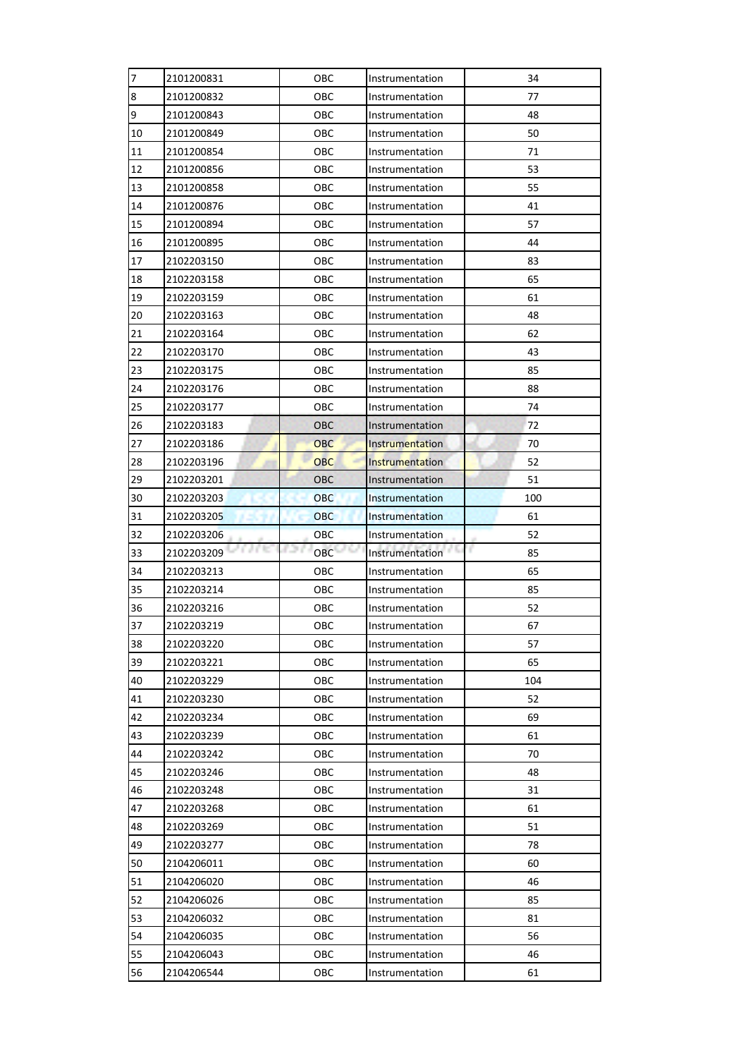| | | | | |
|---|---|---|---|---|
| 7 | 2101200831 | OBC | Instrumentation | 34 |
| 8 | 2101200832 | OBC | Instrumentation | 77 |
| 9 | 2101200843 | OBC | Instrumentation | 48 |
| 10 | 2101200849 | OBC | Instrumentation | 50 |
| 11 | 2101200854 | OBC | Instrumentation | 71 |
| 12 | 2101200856 | OBC | Instrumentation | 53 |
| 13 | 2101200858 | OBC | Instrumentation | 55 |
| 14 | 2101200876 | OBC | Instrumentation | 41 |
| 15 | 2101200894 | OBC | Instrumentation | 57 |
| 16 | 2101200895 | OBC | Instrumentation | 44 |
| 17 | 2102203150 | OBC | Instrumentation | 83 |
| 18 | 2102203158 | OBC | Instrumentation | 65 |
| 19 | 2102203159 | OBC | Instrumentation | 61 |
| 20 | 2102203163 | OBC | Instrumentation | 48 |
| 21 | 2102203164 | OBC | Instrumentation | 62 |
| 22 | 2102203170 | OBC | Instrumentation | 43 |
| 23 | 2102203175 | OBC | Instrumentation | 85 |
| 24 | 2102203176 | OBC | Instrumentation | 88 |
| 25 | 2102203177 | OBC | Instrumentation | 74 |
| 26 | 2102203183 | OBC | Instrumentation | 72 |
| 27 | 2102203186 | OBC | Instrumentation | 70 |
| 28 | 2102203196 | OBC | Instrumentation | 52 |
| 29 | 2102203201 | OBC | Instrumentation | 51 |
| 30 | 2102203203 | OBC | Instrumentation | 100 |
| 31 | 2102203205 | OBC | Instrumentation | 61 |
| 32 | 2102203206 | OBC | Instrumentation | 52 |
| 33 | 2102203209 | OBC | Instrumentation | 85 |
| 34 | 2102203213 | OBC | Instrumentation | 65 |
| 35 | 2102203214 | OBC | Instrumentation | 85 |
| 36 | 2102203216 | OBC | Instrumentation | 52 |
| 37 | 2102203219 | OBC | Instrumentation | 67 |
| 38 | 2102203220 | OBC | Instrumentation | 57 |
| 39 | 2102203221 | OBC | Instrumentation | 65 |
| 40 | 2102203229 | OBC | Instrumentation | 104 |
| 41 | 2102203230 | OBC | Instrumentation | 52 |
| 42 | 2102203234 | OBC | Instrumentation | 69 |
| 43 | 2102203239 | OBC | Instrumentation | 61 |
| 44 | 2102203242 | OBC | Instrumentation | 70 |
| 45 | 2102203246 | OBC | Instrumentation | 48 |
| 46 | 2102203248 | OBC | Instrumentation | 31 |
| 47 | 2102203268 | OBC | Instrumentation | 61 |
| 48 | 2102203269 | OBC | Instrumentation | 51 |
| 49 | 2102203277 | OBC | Instrumentation | 78 |
| 50 | 2104206011 | OBC | Instrumentation | 60 |
| 51 | 2104206020 | OBC | Instrumentation | 46 |
| 52 | 2104206026 | OBC | Instrumentation | 85 |
| 53 | 2104206032 | OBC | Instrumentation | 81 |
| 54 | 2104206035 | OBC | Instrumentation | 56 |
| 55 | 2104206043 | OBC | Instrumentation | 46 |
| 56 | 2104206544 | OBC | Instrumentation | 61 |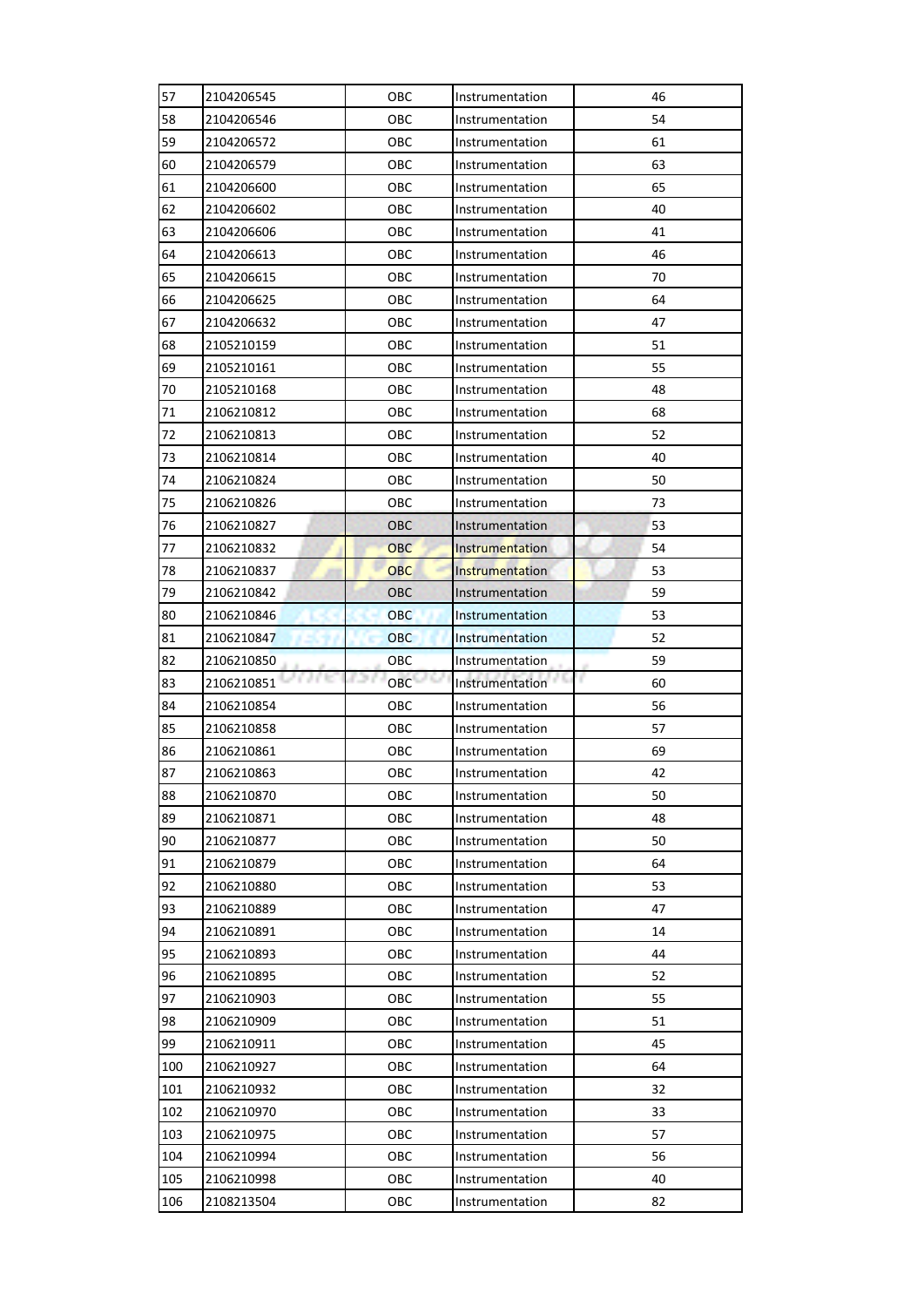| 57 | 2104206545 | OBC | Instrumentation | 46 |
|---|---|---|---|---|
| 58 | 2104206546 | OBC | Instrumentation | 54 |
| 59 | 2104206572 | OBC | Instrumentation | 61 |
| 60 | 2104206579 | OBC | Instrumentation | 63 |
| 61 | 2104206600 | OBC | Instrumentation | 65 |
| 62 | 2104206602 | OBC | Instrumentation | 40 |
| 63 | 2104206606 | OBC | Instrumentation | 41 |
| 64 | 2104206613 | OBC | Instrumentation | 46 |
| 65 | 2104206615 | OBC | Instrumentation | 70 |
| 66 | 2104206625 | OBC | Instrumentation | 64 |
| 67 | 2104206632 | OBC | Instrumentation | 47 |
| 68 | 2105210159 | OBC | Instrumentation | 51 |
| 69 | 2105210161 | OBC | Instrumentation | 55 |
| 70 | 2105210168 | OBC | Instrumentation | 48 |
| 71 | 2106210812 | OBC | Instrumentation | 68 |
| 72 | 2106210813 | OBC | Instrumentation | 52 |
| 73 | 2106210814 | OBC | Instrumentation | 40 |
| 74 | 2106210824 | OBC | Instrumentation | 50 |
| 75 | 2106210826 | OBC | Instrumentation | 73 |
| 76 | 2106210827 | OBC | Instrumentation | 53 |
| 77 | 2106210832 | OBC | Instrumentation | 54 |
| 78 | 2106210837 | OBC | Instrumentation | 53 |
| 79 | 2106210842 | OBC | Instrumentation | 59 |
| 80 | 2106210846 | OBC | Instrumentation | 53 |
| 81 | 2106210847 | OBC | Instrumentation | 52 |
| 82 | 2106210850 | OBC | Instrumentation | 59 |
| 83 | 2106210851 | OBC | Instrumentation | 60 |
| 84 | 2106210854 | OBC | Instrumentation | 56 |
| 85 | 2106210858 | OBC | Instrumentation | 57 |
| 86 | 2106210861 | OBC | Instrumentation | 69 |
| 87 | 2106210863 | OBC | Instrumentation | 42 |
| 88 | 2106210870 | OBC | Instrumentation | 50 |
| 89 | 2106210871 | OBC | Instrumentation | 48 |
| 90 | 2106210877 | OBC | Instrumentation | 50 |
| 91 | 2106210879 | OBC | Instrumentation | 64 |
| 92 | 2106210880 | OBC | Instrumentation | 53 |
| 93 | 2106210889 | OBC | Instrumentation | 47 |
| 94 | 2106210891 | OBC | Instrumentation | 14 |
| 95 | 2106210893 | OBC | Instrumentation | 44 |
| 96 | 2106210895 | OBC | Instrumentation | 52 |
| 97 | 2106210903 | OBC | Instrumentation | 55 |
| 98 | 2106210909 | OBC | Instrumentation | 51 |
| 99 | 2106210911 | OBC | Instrumentation | 45 |
| 100 | 2106210927 | OBC | Instrumentation | 64 |
| 101 | 2106210932 | OBC | Instrumentation | 32 |
| 102 | 2106210970 | OBC | Instrumentation | 33 |
| 103 | 2106210975 | OBC | Instrumentation | 57 |
| 104 | 2106210994 | OBC | Instrumentation | 56 |
| 105 | 2106210998 | OBC | Instrumentation | 40 |
| 106 | 2108213504 | OBC | Instrumentation | 82 |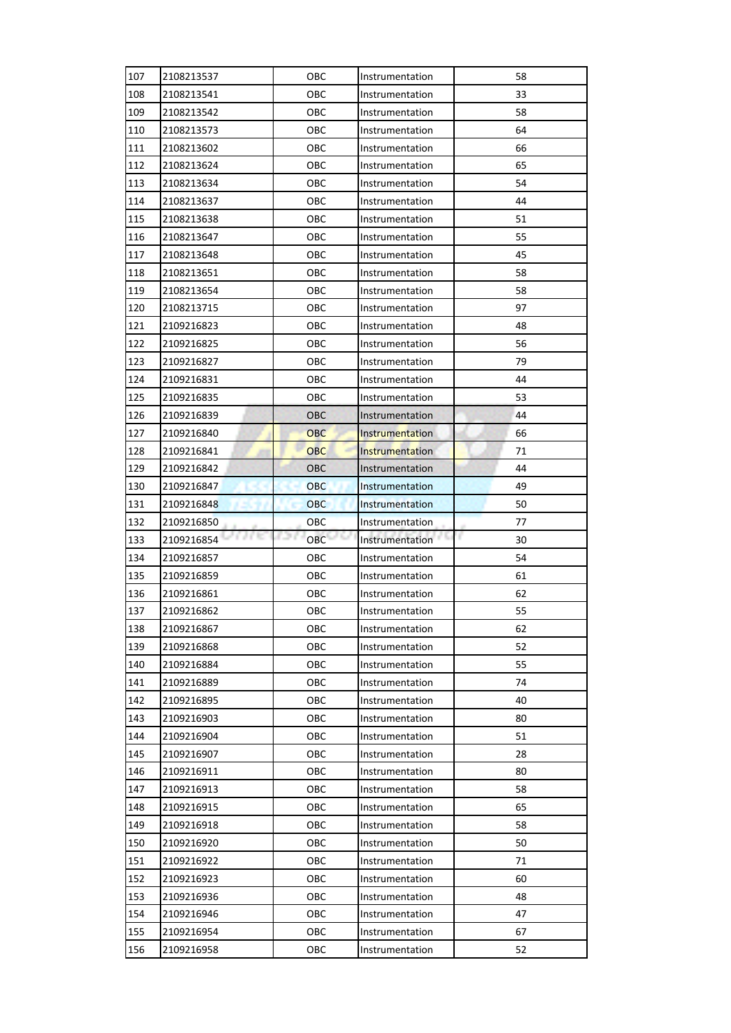| 107 | 2108213537 | OBC | Instrumentation | 58 |
|---|---|---|---|---|
| 108 | 2108213541 | OBC | Instrumentation | 33 |
| 109 | 2108213542 | OBC | Instrumentation | 58 |
| 110 | 2108213573 | OBC | Instrumentation | 64 |
| 111 | 2108213602 | OBC | Instrumentation | 66 |
| 112 | 2108213624 | OBC | Instrumentation | 65 |
| 113 | 2108213634 | OBC | Instrumentation | 54 |
| 114 | 2108213637 | OBC | Instrumentation | 44 |
| 115 | 2108213638 | OBC | Instrumentation | 51 |
| 116 | 2108213647 | OBC | Instrumentation | 55 |
| 117 | 2108213648 | OBC | Instrumentation | 45 |
| 118 | 2108213651 | OBC | Instrumentation | 58 |
| 119 | 2108213654 | OBC | Instrumentation | 58 |
| 120 | 2108213715 | OBC | Instrumentation | 97 |
| 121 | 2109216823 | OBC | Instrumentation | 48 |
| 122 | 2109216825 | OBC | Instrumentation | 56 |
| 123 | 2109216827 | OBC | Instrumentation | 79 |
| 124 | 2109216831 | OBC | Instrumentation | 44 |
| 125 | 2109216835 | OBC | Instrumentation | 53 |
| 126 | 2109216839 | OBC | Instrumentation | 44 |
| 127 | 2109216840 | OBC | Instrumentation | 66 |
| 128 | 2109216841 | OBC | Instrumentation | 71 |
| 129 | 2109216842 | OBC | Instrumentation | 44 |
| 130 | 2109216847 | OBC | Instrumentation | 49 |
| 131 | 2109216848 | OBC | Instrumentation | 50 |
| 132 | 2109216850 | OBC | Instrumentation | 77 |
| 133 | 2109216854 | OBC | Instrumentation | 30 |
| 134 | 2109216857 | OBC | Instrumentation | 54 |
| 135 | 2109216859 | OBC | Instrumentation | 61 |
| 136 | 2109216861 | OBC | Instrumentation | 62 |
| 137 | 2109216862 | OBC | Instrumentation | 55 |
| 138 | 2109216867 | OBC | Instrumentation | 62 |
| 139 | 2109216868 | OBC | Instrumentation | 52 |
| 140 | 2109216884 | OBC | Instrumentation | 55 |
| 141 | 2109216889 | OBC | Instrumentation | 74 |
| 142 | 2109216895 | OBC | Instrumentation | 40 |
| 143 | 2109216903 | OBC | Instrumentation | 80 |
| 144 | 2109216904 | OBC | Instrumentation | 51 |
| 145 | 2109216907 | OBC | Instrumentation | 28 |
| 146 | 2109216911 | OBC | Instrumentation | 80 |
| 147 | 2109216913 | OBC | Instrumentation | 58 |
| 148 | 2109216915 | OBC | Instrumentation | 65 |
| 149 | 2109216918 | OBC | Instrumentation | 58 |
| 150 | 2109216920 | OBC | Instrumentation | 50 |
| 151 | 2109216922 | OBC | Instrumentation | 71 |
| 152 | 2109216923 | OBC | Instrumentation | 60 |
| 153 | 2109216936 | OBC | Instrumentation | 48 |
| 154 | 2109216946 | OBC | Instrumentation | 47 |
| 155 | 2109216954 | OBC | Instrumentation | 67 |
| 156 | 2109216958 | OBC | Instrumentation | 52 |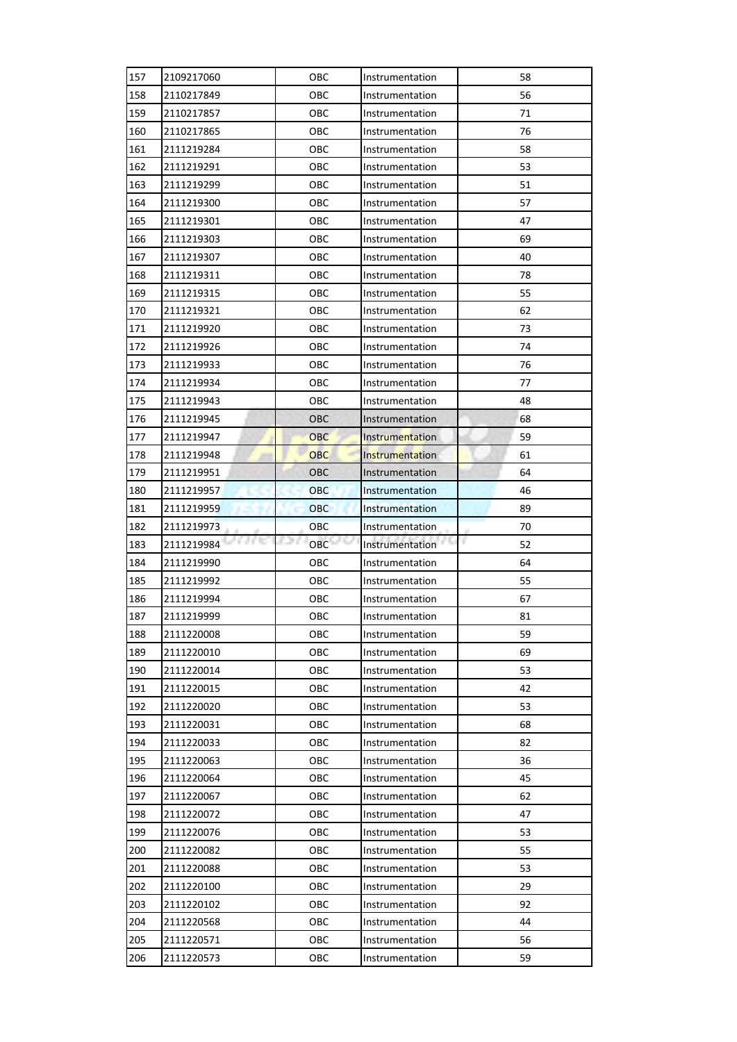| 157 | 2109217060 | OBC | Instrumentation | 58 |
|---|---|---|---|---|
| 158 | 2110217849 | OBC | Instrumentation | 56 |
| 159 | 2110217857 | OBC | Instrumentation | 71 |
| 160 | 2110217865 | OBC | Instrumentation | 76 |
| 161 | 2111219284 | OBC | Instrumentation | 58 |
| 162 | 2111219291 | OBC | Instrumentation | 53 |
| 163 | 2111219299 | OBC | Instrumentation | 51 |
| 164 | 2111219300 | OBC | Instrumentation | 57 |
| 165 | 2111219301 | OBC | Instrumentation | 47 |
| 166 | 2111219303 | OBC | Instrumentation | 69 |
| 167 | 2111219307 | OBC | Instrumentation | 40 |
| 168 | 2111219311 | OBC | Instrumentation | 78 |
| 169 | 2111219315 | OBC | Instrumentation | 55 |
| 170 | 2111219321 | OBC | Instrumentation | 62 |
| 171 | 2111219920 | OBC | Instrumentation | 73 |
| 172 | 2111219926 | OBC | Instrumentation | 74 |
| 173 | 2111219933 | OBC | Instrumentation | 76 |
| 174 | 2111219934 | OBC | Instrumentation | 77 |
| 175 | 2111219943 | OBC | Instrumentation | 48 |
| 176 | 2111219945 | OBC | Instrumentation | 68 |
| 177 | 2111219947 | OBC | Instrumentation | 59 |
| 178 | 2111219948 | OBC | Instrumentation | 61 |
| 179 | 2111219951 | OBC | Instrumentation | 64 |
| 180 | 2111219957 | OBC | Instrumentation | 46 |
| 181 | 2111219959 | OBC | Instrumentation | 89 |
| 182 | 2111219973 | OBC | Instrumentation | 70 |
| 183 | 2111219984 | OBC | Instrumentation | 52 |
| 184 | 2111219990 | OBC | Instrumentation | 64 |
| 185 | 2111219992 | OBC | Instrumentation | 55 |
| 186 | 2111219994 | OBC | Instrumentation | 67 |
| 187 | 2111219999 | OBC | Instrumentation | 81 |
| 188 | 2111220008 | OBC | Instrumentation | 59 |
| 189 | 2111220010 | OBC | Instrumentation | 69 |
| 190 | 2111220014 | OBC | Instrumentation | 53 |
| 191 | 2111220015 | OBC | Instrumentation | 42 |
| 192 | 2111220020 | OBC | Instrumentation | 53 |
| 193 | 2111220031 | OBC | Instrumentation | 68 |
| 194 | 2111220033 | OBC | Instrumentation | 82 |
| 195 | 2111220063 | OBC | Instrumentation | 36 |
| 196 | 2111220064 | OBC | Instrumentation | 45 |
| 197 | 2111220067 | OBC | Instrumentation | 62 |
| 198 | 2111220072 | OBC | Instrumentation | 47 |
| 199 | 2111220076 | OBC | Instrumentation | 53 |
| 200 | 2111220082 | OBC | Instrumentation | 55 |
| 201 | 2111220088 | OBC | Instrumentation | 53 |
| 202 | 2111220100 | OBC | Instrumentation | 29 |
| 203 | 2111220102 | OBC | Instrumentation | 92 |
| 204 | 2111220568 | OBC | Instrumentation | 44 |
| 205 | 2111220571 | OBC | Instrumentation | 56 |
| 206 | 2111220573 | OBC | Instrumentation | 59 |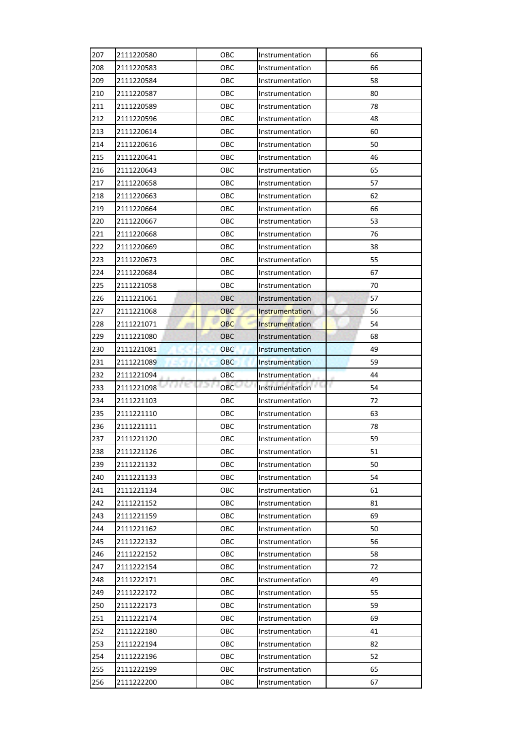| 207 | 2111220580 | OBC | Instrumentation | 66 |
|---|---|---|---|---|
| 208 | 2111220583 | OBC | Instrumentation | 66 |
| 209 | 2111220584 | OBC | Instrumentation | 58 |
| 210 | 2111220587 | OBC | Instrumentation | 80 |
| 211 | 2111220589 | OBC | Instrumentation | 78 |
| 212 | 2111220596 | OBC | Instrumentation | 48 |
| 213 | 2111220614 | OBC | Instrumentation | 60 |
| 214 | 2111220616 | OBC | Instrumentation | 50 |
| 215 | 2111220641 | OBC | Instrumentation | 46 |
| 216 | 2111220643 | OBC | Instrumentation | 65 |
| 217 | 2111220658 | OBC | Instrumentation | 57 |
| 218 | 2111220663 | OBC | Instrumentation | 62 |
| 219 | 2111220664 | OBC | Instrumentation | 66 |
| 220 | 2111220667 | OBC | Instrumentation | 53 |
| 221 | 2111220668 | OBC | Instrumentation | 76 |
| 222 | 2111220669 | OBC | Instrumentation | 38 |
| 223 | 2111220673 | OBC | Instrumentation | 55 |
| 224 | 2111220684 | OBC | Instrumentation | 67 |
| 225 | 2111221058 | OBC | Instrumentation | 70 |
| 226 | 2111221061 | OBC | Instrumentation | 57 |
| 227 | 2111221068 | OBC | Instrumentation | 56 |
| 228 | 2111221071 | OBC | Instrumentation | 54 |
| 229 | 2111221080 | OBC | Instrumentation | 68 |
| 230 | 2111221081 | OBC | Instrumentation | 49 |
| 231 | 2111221089 | OBC | Instrumentation | 59 |
| 232 | 2111221094 | OBC | Instrumentation | 44 |
| 233 | 2111221098 | OBC | Instrumentation | 54 |
| 234 | 2111221103 | OBC | Instrumentation | 72 |
| 235 | 2111221110 | OBC | Instrumentation | 63 |
| 236 | 2111221111 | OBC | Instrumentation | 78 |
| 237 | 2111221120 | OBC | Instrumentation | 59 |
| 238 | 2111221126 | OBC | Instrumentation | 51 |
| 239 | 2111221132 | OBC | Instrumentation | 50 |
| 240 | 2111221133 | OBC | Instrumentation | 54 |
| 241 | 2111221134 | OBC | Instrumentation | 61 |
| 242 | 2111221152 | OBC | Instrumentation | 81 |
| 243 | 2111221159 | OBC | Instrumentation | 69 |
| 244 | 2111221162 | OBC | Instrumentation | 50 |
| 245 | 2111222132 | OBC | Instrumentation | 56 |
| 246 | 2111222152 | OBC | Instrumentation | 58 |
| 247 | 2111222154 | OBC | Instrumentation | 72 |
| 248 | 2111222171 | OBC | Instrumentation | 49 |
| 249 | 2111222172 | OBC | Instrumentation | 55 |
| 250 | 2111222173 | OBC | Instrumentation | 59 |
| 251 | 2111222174 | OBC | Instrumentation | 69 |
| 252 | 2111222180 | OBC | Instrumentation | 41 |
| 253 | 2111222194 | OBC | Instrumentation | 82 |
| 254 | 2111222196 | OBC | Instrumentation | 52 |
| 255 | 2111222199 | OBC | Instrumentation | 65 |
| 256 | 2111222200 | OBC | Instrumentation | 67 |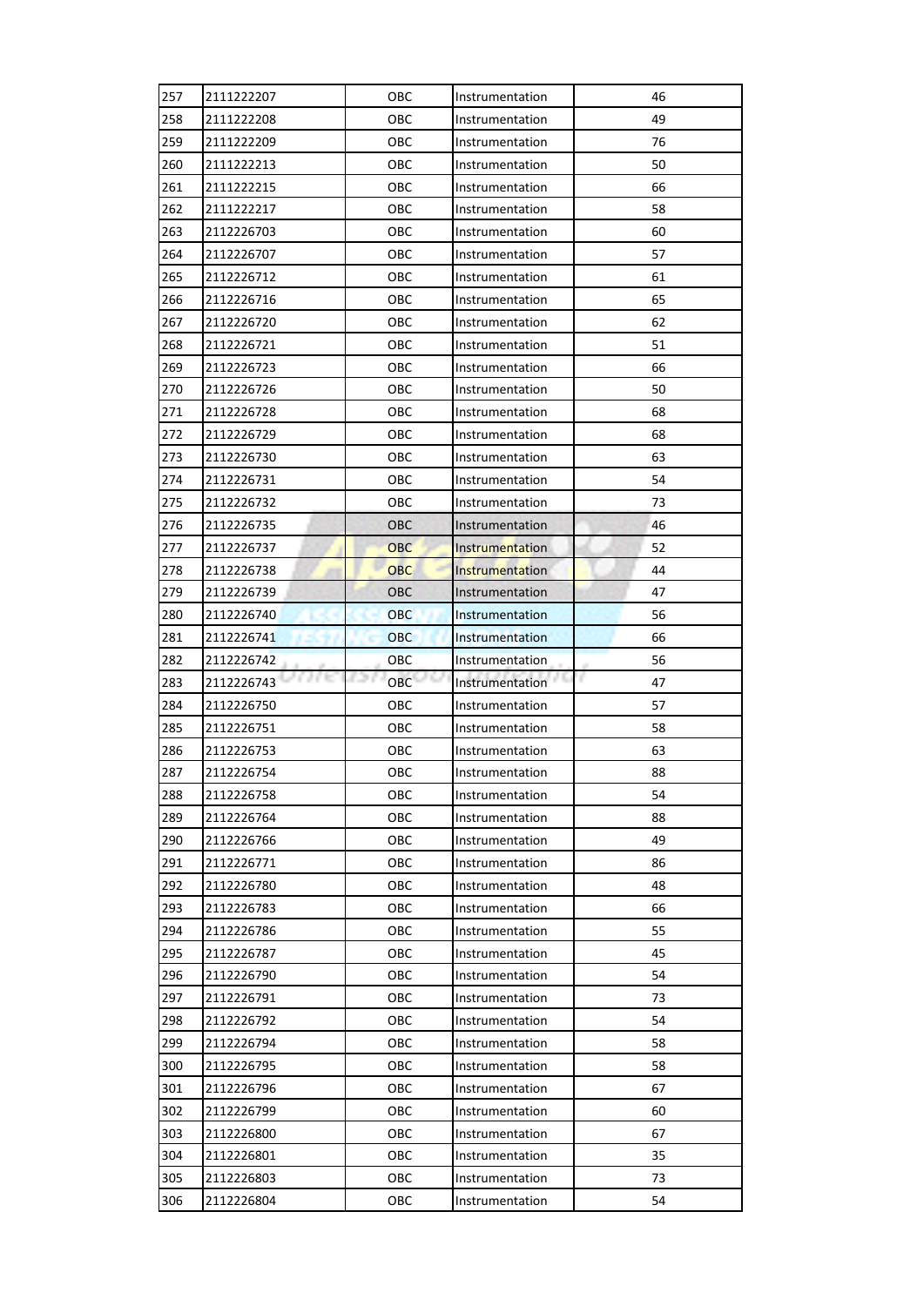| 257 | 2111222207 | OBC | Instrumentation | 46 |
|---|---|---|---|---|
| 258 | 2111222208 | OBC | Instrumentation | 49 |
| 259 | 2111222209 | OBC | Instrumentation | 76 |
| 260 | 2111222213 | OBC | Instrumentation | 50 |
| 261 | 2111222215 | OBC | Instrumentation | 66 |
| 262 | 2111222217 | OBC | Instrumentation | 58 |
| 263 | 2112226703 | OBC | Instrumentation | 60 |
| 264 | 2112226707 | OBC | Instrumentation | 57 |
| 265 | 2112226712 | OBC | Instrumentation | 61 |
| 266 | 2112226716 | OBC | Instrumentation | 65 |
| 267 | 2112226720 | OBC | Instrumentation | 62 |
| 268 | 2112226721 | OBC | Instrumentation | 51 |
| 269 | 2112226723 | OBC | Instrumentation | 66 |
| 270 | 2112226726 | OBC | Instrumentation | 50 |
| 271 | 2112226728 | OBC | Instrumentation | 68 |
| 272 | 2112226729 | OBC | Instrumentation | 68 |
| 273 | 2112226730 | OBC | Instrumentation | 63 |
| 274 | 2112226731 | OBC | Instrumentation | 54 |
| 275 | 2112226732 | OBC | Instrumentation | 73 |
| 276 | 2112226735 | OBC | Instrumentation | 46 |
| 277 | 2112226737 | OBC | Instrumentation | 52 |
| 278 | 2112226738 | OBC | Instrumentation | 44 |
| 279 | 2112226739 | OBC | Instrumentation | 47 |
| 280 | 2112226740 | OBC | Instrumentation | 56 |
| 281 | 2112226741 | OBC | Instrumentation | 66 |
| 282 | 2112226742 | OBC | Instrumentation | 56 |
| 283 | 2112226743 | OBC | Instrumentation | 47 |
| 284 | 2112226750 | OBC | Instrumentation | 57 |
| 285 | 2112226751 | OBC | Instrumentation | 58 |
| 286 | 2112226753 | OBC | Instrumentation | 63 |
| 287 | 2112226754 | OBC | Instrumentation | 88 |
| 288 | 2112226758 | OBC | Instrumentation | 54 |
| 289 | 2112226764 | OBC | Instrumentation | 88 |
| 290 | 2112226766 | OBC | Instrumentation | 49 |
| 291 | 2112226771 | OBC | Instrumentation | 86 |
| 292 | 2112226780 | OBC | Instrumentation | 48 |
| 293 | 2112226783 | OBC | Instrumentation | 66 |
| 294 | 2112226786 | OBC | Instrumentation | 55 |
| 295 | 2112226787 | OBC | Instrumentation | 45 |
| 296 | 2112226790 | OBC | Instrumentation | 54 |
| 297 | 2112226791 | OBC | Instrumentation | 73 |
| 298 | 2112226792 | OBC | Instrumentation | 54 |
| 299 | 2112226794 | OBC | Instrumentation | 58 |
| 300 | 2112226795 | OBC | Instrumentation | 58 |
| 301 | 2112226796 | OBC | Instrumentation | 67 |
| 302 | 2112226799 | OBC | Instrumentation | 60 |
| 303 | 2112226800 | OBC | Instrumentation | 67 |
| 304 | 2112226801 | OBC | Instrumentation | 35 |
| 305 | 2112226803 | OBC | Instrumentation | 73 |
| 306 | 2112226804 | OBC | Instrumentation | 54 |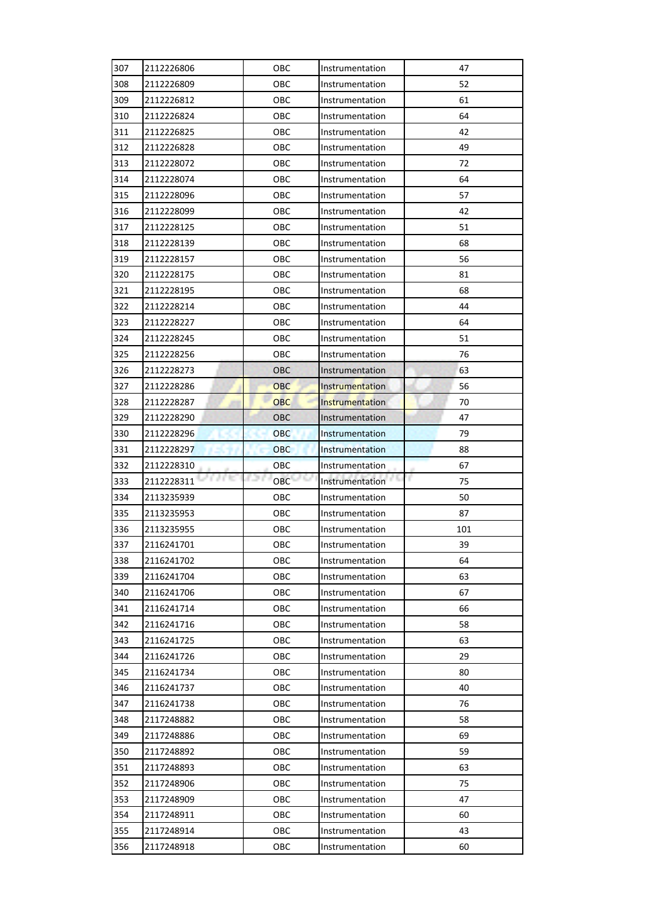| 307 | 2112226806 | OBC | Instrumentation | 47 |
|---|---|---|---|---|
| 308 | 2112226809 | OBC | Instrumentation | 52 |
| 309 | 2112226812 | OBC | Instrumentation | 61 |
| 310 | 2112226824 | OBC | Instrumentation | 64 |
| 311 | 2112226825 | OBC | Instrumentation | 42 |
| 312 | 2112226828 | OBC | Instrumentation | 49 |
| 313 | 2112228072 | OBC | Instrumentation | 72 |
| 314 | 2112228074 | OBC | Instrumentation | 64 |
| 315 | 2112228096 | OBC | Instrumentation | 57 |
| 316 | 2112228099 | OBC | Instrumentation | 42 |
| 317 | 2112228125 | OBC | Instrumentation | 51 |
| 318 | 2112228139 | OBC | Instrumentation | 68 |
| 319 | 2112228157 | OBC | Instrumentation | 56 |
| 320 | 2112228175 | OBC | Instrumentation | 81 |
| 321 | 2112228195 | OBC | Instrumentation | 68 |
| 322 | 2112228214 | OBC | Instrumentation | 44 |
| 323 | 2112228227 | OBC | Instrumentation | 64 |
| 324 | 2112228245 | OBC | Instrumentation | 51 |
| 325 | 2112228256 | OBC | Instrumentation | 76 |
| 326 | 2112228273 | OBC | Instrumentation | 63 |
| 327 | 2112228286 | OBC | Instrumentation | 56 |
| 328 | 2112228287 | OBC | Instrumentation | 70 |
| 329 | 2112228290 | OBC | Instrumentation | 47 |
| 330 | 2112228296 | OBC | Instrumentation | 79 |
| 331 | 2112228297 | OBC | Instrumentation | 88 |
| 332 | 2112228310 | OBC | Instrumentation | 67 |
| 333 | 2112228311 | OBC | Instrumentation | 75 |
| 334 | 2113235939 | OBC | Instrumentation | 50 |
| 335 | 2113235953 | OBC | Instrumentation | 87 |
| 336 | 2113235955 | OBC | Instrumentation | 101 |
| 337 | 2116241701 | OBC | Instrumentation | 39 |
| 338 | 2116241702 | OBC | Instrumentation | 64 |
| 339 | 2116241704 | OBC | Instrumentation | 63 |
| 340 | 2116241706 | OBC | Instrumentation | 67 |
| 341 | 2116241714 | OBC | Instrumentation | 66 |
| 342 | 2116241716 | OBC | Instrumentation | 58 |
| 343 | 2116241725 | OBC | Instrumentation | 63 |
| 344 | 2116241726 | OBC | Instrumentation | 29 |
| 345 | 2116241734 | OBC | Instrumentation | 80 |
| 346 | 2116241737 | OBC | Instrumentation | 40 |
| 347 | 2116241738 | OBC | Instrumentation | 76 |
| 348 | 2117248882 | OBC | Instrumentation | 58 |
| 349 | 2117248886 | OBC | Instrumentation | 69 |
| 350 | 2117248892 | OBC | Instrumentation | 59 |
| 351 | 2117248893 | OBC | Instrumentation | 63 |
| 352 | 2117248906 | OBC | Instrumentation | 75 |
| 353 | 2117248909 | OBC | Instrumentation | 47 |
| 354 | 2117248911 | OBC | Instrumentation | 60 |
| 355 | 2117248914 | OBC | Instrumentation | 43 |
| 356 | 2117248918 | OBC | Instrumentation | 60 |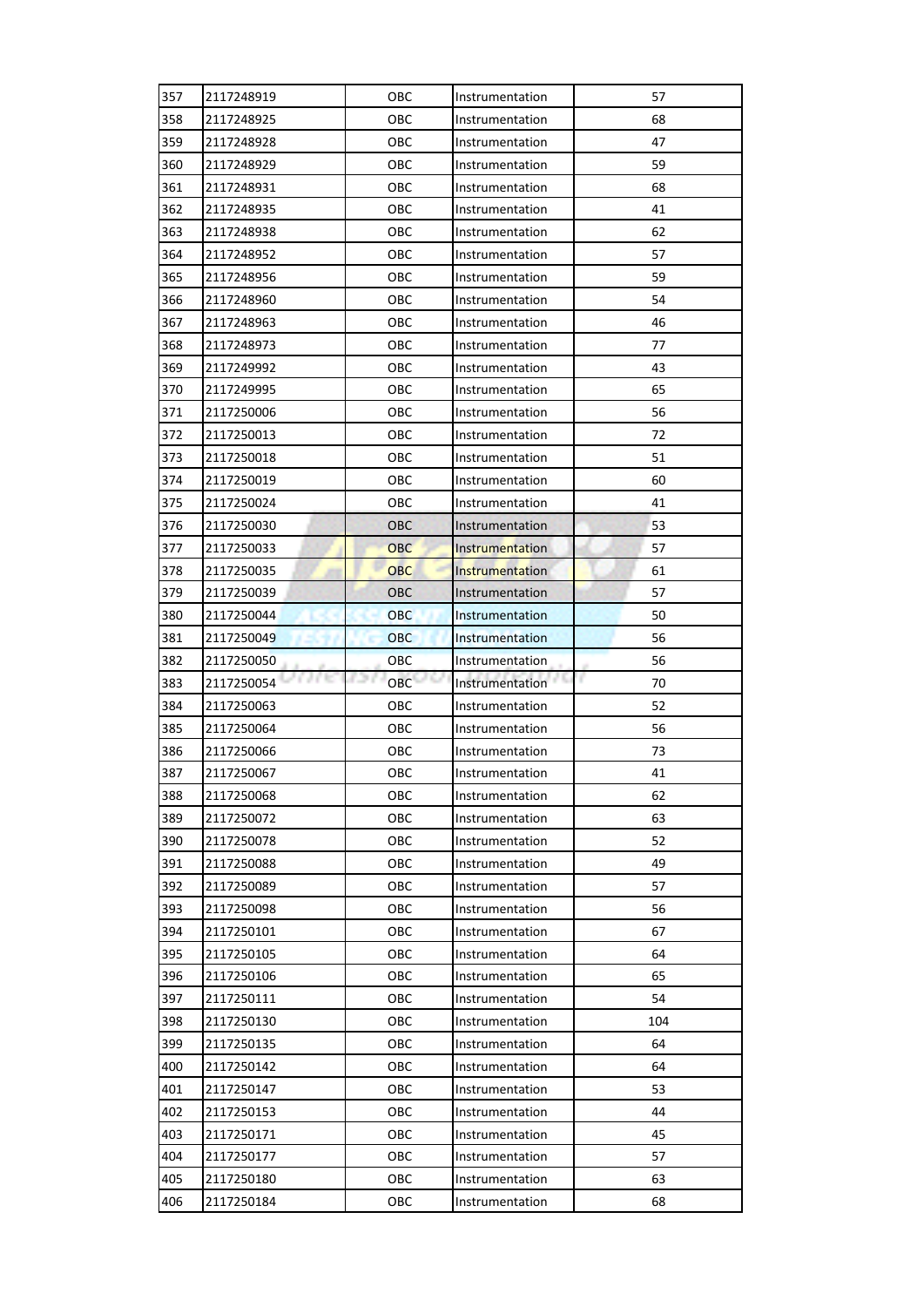| 357 | 2117248919 | OBC | Instrumentation | 57 |
|---|---|---|---|---|
| 358 | 2117248925 | OBC | Instrumentation | 68 |
| 359 | 2117248928 | OBC | Instrumentation | 47 |
| 360 | 2117248929 | OBC | Instrumentation | 59 |
| 361 | 2117248931 | OBC | Instrumentation | 68 |
| 362 | 2117248935 | OBC | Instrumentation | 41 |
| 363 | 2117248938 | OBC | Instrumentation | 62 |
| 364 | 2117248952 | OBC | Instrumentation | 57 |
| 365 | 2117248956 | OBC | Instrumentation | 59 |
| 366 | 2117248960 | OBC | Instrumentation | 54 |
| 367 | 2117248963 | OBC | Instrumentation | 46 |
| 368 | 2117248973 | OBC | Instrumentation | 77 |
| 369 | 2117249992 | OBC | Instrumentation | 43 |
| 370 | 2117249995 | OBC | Instrumentation | 65 |
| 371 | 2117250006 | OBC | Instrumentation | 56 |
| 372 | 2117250013 | OBC | Instrumentation | 72 |
| 373 | 2117250018 | OBC | Instrumentation | 51 |
| 374 | 2117250019 | OBC | Instrumentation | 60 |
| 375 | 2117250024 | OBC | Instrumentation | 41 |
| 376 | 2117250030 | OBC | Instrumentation | 53 |
| 377 | 2117250033 | OBC | Instrumentation | 57 |
| 378 | 2117250035 | OBC | Instrumentation | 61 |
| 379 | 2117250039 | OBC | Instrumentation | 57 |
| 380 | 2117250044 | OBC | Instrumentation | 50 |
| 381 | 2117250049 | OBC | Instrumentation | 56 |
| 382 | 2117250050 | OBC | Instrumentation | 56 |
| 383 | 2117250054 | OBC | Instrumentation | 70 |
| 384 | 2117250063 | OBC | Instrumentation | 52 |
| 385 | 2117250064 | OBC | Instrumentation | 56 |
| 386 | 2117250066 | OBC | Instrumentation | 73 |
| 387 | 2117250067 | OBC | Instrumentation | 41 |
| 388 | 2117250068 | OBC | Instrumentation | 62 |
| 389 | 2117250072 | OBC | Instrumentation | 63 |
| 390 | 2117250078 | OBC | Instrumentation | 52 |
| 391 | 2117250088 | OBC | Instrumentation | 49 |
| 392 | 2117250089 | OBC | Instrumentation | 57 |
| 393 | 2117250098 | OBC | Instrumentation | 56 |
| 394 | 2117250101 | OBC | Instrumentation | 67 |
| 395 | 2117250105 | OBC | Instrumentation | 64 |
| 396 | 2117250106 | OBC | Instrumentation | 65 |
| 397 | 2117250111 | OBC | Instrumentation | 54 |
| 398 | 2117250130 | OBC | Instrumentation | 104 |
| 399 | 2117250135 | OBC | Instrumentation | 64 |
| 400 | 2117250142 | OBC | Instrumentation | 64 |
| 401 | 2117250147 | OBC | Instrumentation | 53 |
| 402 | 2117250153 | OBC | Instrumentation | 44 |
| 403 | 2117250171 | OBC | Instrumentation | 45 |
| 404 | 2117250177 | OBC | Instrumentation | 57 |
| 405 | 2117250180 | OBC | Instrumentation | 63 |
| 406 | 2117250184 | OBC | Instrumentation | 68 |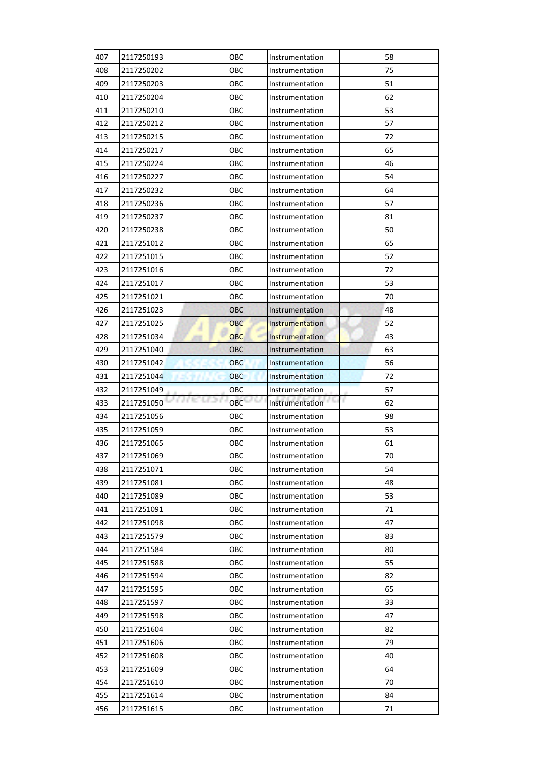| 407 | 2117250193 | OBC | Instrumentation | 58 |
|---|---|---|---|---|
| 408 | 2117250202 | OBC | Instrumentation | 75 |
| 409 | 2117250203 | OBC | Instrumentation | 51 |
| 410 | 2117250204 | OBC | Instrumentation | 62 |
| 411 | 2117250210 | OBC | Instrumentation | 53 |
| 412 | 2117250212 | OBC | Instrumentation | 57 |
| 413 | 2117250215 | OBC | Instrumentation | 72 |
| 414 | 2117250217 | OBC | Instrumentation | 65 |
| 415 | 2117250224 | OBC | Instrumentation | 46 |
| 416 | 2117250227 | OBC | Instrumentation | 54 |
| 417 | 2117250232 | OBC | Instrumentation | 64 |
| 418 | 2117250236 | OBC | Instrumentation | 57 |
| 419 | 2117250237 | OBC | Instrumentation | 81 |
| 420 | 2117250238 | OBC | Instrumentation | 50 |
| 421 | 2117251012 | OBC | Instrumentation | 65 |
| 422 | 2117251015 | OBC | Instrumentation | 52 |
| 423 | 2117251016 | OBC | Instrumentation | 72 |
| 424 | 2117251017 | OBC | Instrumentation | 53 |
| 425 | 2117251021 | OBC | Instrumentation | 70 |
| 426 | 2117251023 | OBC | Instrumentation | 48 |
| 427 | 2117251025 | OBC | Instrumentation | 52 |
| 428 | 2117251034 | OBC | Instrumentation | 43 |
| 429 | 2117251040 | OBC | Instrumentation | 63 |
| 430 | 2117251042 | OBC | Instrumentation | 56 |
| 431 | 2117251044 | OBC | Instrumentation | 72 |
| 432 | 2117251049 | OBC | Instrumentation | 57 |
| 433 | 2117251050 | OBC | Instrumentation | 62 |
| 434 | 2117251056 | OBC | Instrumentation | 98 |
| 435 | 2117251059 | OBC | Instrumentation | 53 |
| 436 | 2117251065 | OBC | Instrumentation | 61 |
| 437 | 2117251069 | OBC | Instrumentation | 70 |
| 438 | 2117251071 | OBC | Instrumentation | 54 |
| 439 | 2117251081 | OBC | Instrumentation | 48 |
| 440 | 2117251089 | OBC | Instrumentation | 53 |
| 441 | 2117251091 | OBC | Instrumentation | 71 |
| 442 | 2117251098 | OBC | Instrumentation | 47 |
| 443 | 2117251579 | OBC | Instrumentation | 83 |
| 444 | 2117251584 | OBC | Instrumentation | 80 |
| 445 | 2117251588 | OBC | Instrumentation | 55 |
| 446 | 2117251594 | OBC | Instrumentation | 82 |
| 447 | 2117251595 | OBC | Instrumentation | 65 |
| 448 | 2117251597 | OBC | Instrumentation | 33 |
| 449 | 2117251598 | OBC | Instrumentation | 47 |
| 450 | 2117251604 | OBC | Instrumentation | 82 |
| 451 | 2117251606 | OBC | Instrumentation | 79 |
| 452 | 2117251608 | OBC | Instrumentation | 40 |
| 453 | 2117251609 | OBC | Instrumentation | 64 |
| 454 | 2117251610 | OBC | Instrumentation | 70 |
| 455 | 2117251614 | OBC | Instrumentation | 84 |
| 456 | 2117251615 | OBC | Instrumentation | 71 |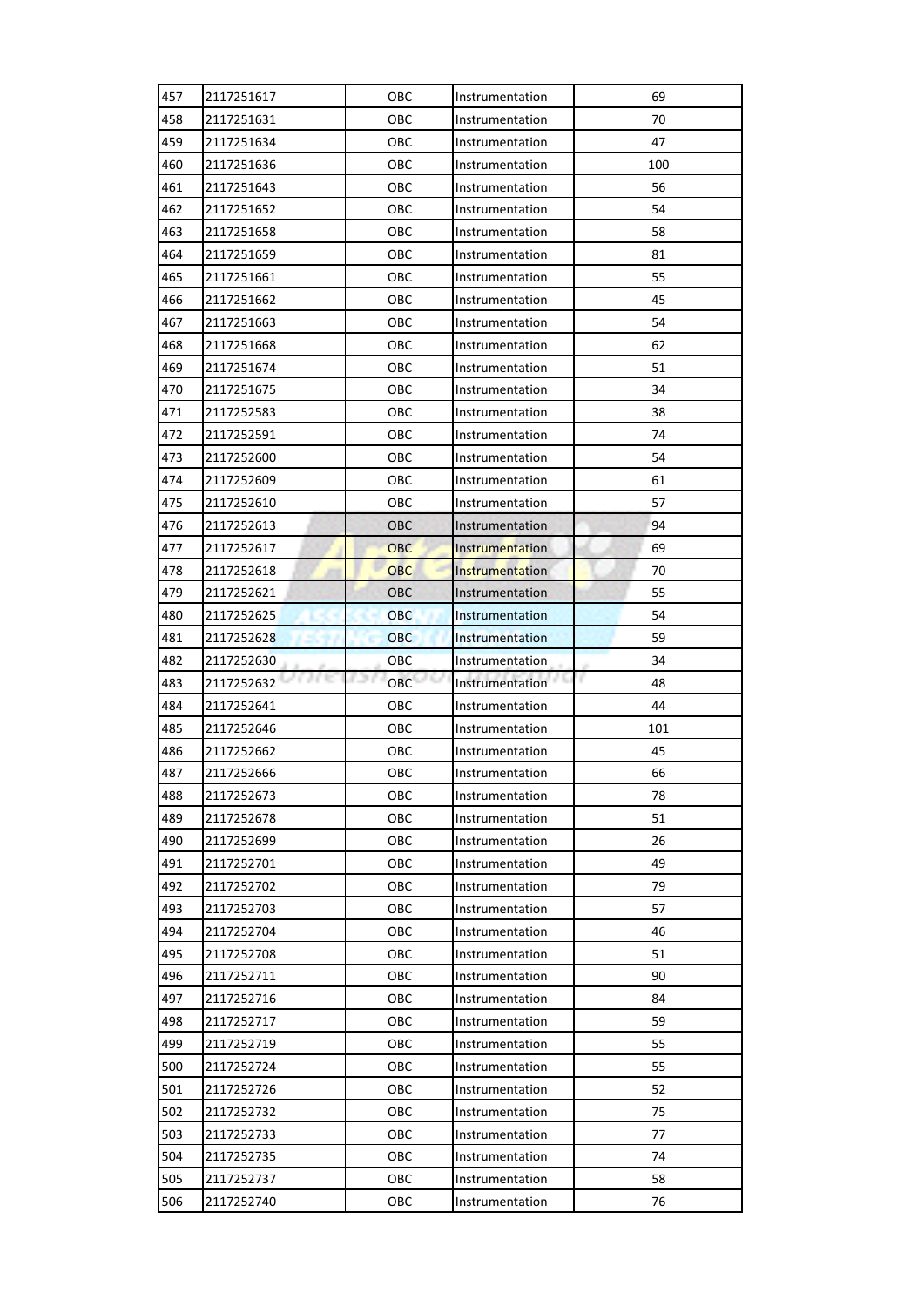| 457 | 2117251617 | OBC | Instrumentation | 69 |
|---|---|---|---|---|
| 458 | 2117251631 | OBC | Instrumentation | 70 |
| 459 | 2117251634 | OBC | Instrumentation | 47 |
| 460 | 2117251636 | OBC | Instrumentation | 100 |
| 461 | 2117251643 | OBC | Instrumentation | 56 |
| 462 | 2117251652 | OBC | Instrumentation | 54 |
| 463 | 2117251658 | OBC | Instrumentation | 58 |
| 464 | 2117251659 | OBC | Instrumentation | 81 |
| 465 | 2117251661 | OBC | Instrumentation | 55 |
| 466 | 2117251662 | OBC | Instrumentation | 45 |
| 467 | 2117251663 | OBC | Instrumentation | 54 |
| 468 | 2117251668 | OBC | Instrumentation | 62 |
| 469 | 2117251674 | OBC | Instrumentation | 51 |
| 470 | 2117251675 | OBC | Instrumentation | 34 |
| 471 | 2117252583 | OBC | Instrumentation | 38 |
| 472 | 2117252591 | OBC | Instrumentation | 74 |
| 473 | 2117252600 | OBC | Instrumentation | 54 |
| 474 | 2117252609 | OBC | Instrumentation | 61 |
| 475 | 2117252610 | OBC | Instrumentation | 57 |
| 476 | 2117252613 | OBC | Instrumentation | 94 |
| 477 | 2117252617 | OBC | Instrumentation | 69 |
| 478 | 2117252618 | OBC | Instrumentation | 70 |
| 479 | 2117252621 | OBC | Instrumentation | 55 |
| 480 | 2117252625 | OBC | Instrumentation | 54 |
| 481 | 2117252628 | OBC | Instrumentation | 59 |
| 482 | 2117252630 | OBC | Instrumentation | 34 |
| 483 | 2117252632 | OBC | Instrumentation | 48 |
| 484 | 2117252641 | OBC | Instrumentation | 44 |
| 485 | 2117252646 | OBC | Instrumentation | 101 |
| 486 | 2117252662 | OBC | Instrumentation | 45 |
| 487 | 2117252666 | OBC | Instrumentation | 66 |
| 488 | 2117252673 | OBC | Instrumentation | 78 |
| 489 | 2117252678 | OBC | Instrumentation | 51 |
| 490 | 2117252699 | OBC | Instrumentation | 26 |
| 491 | 2117252701 | OBC | Instrumentation | 49 |
| 492 | 2117252702 | OBC | Instrumentation | 79 |
| 493 | 2117252703 | OBC | Instrumentation | 57 |
| 494 | 2117252704 | OBC | Instrumentation | 46 |
| 495 | 2117252708 | OBC | Instrumentation | 51 |
| 496 | 2117252711 | OBC | Instrumentation | 90 |
| 497 | 2117252716 | OBC | Instrumentation | 84 |
| 498 | 2117252717 | OBC | Instrumentation | 59 |
| 499 | 2117252719 | OBC | Instrumentation | 55 |
| 500 | 2117252724 | OBC | Instrumentation | 55 |
| 501 | 2117252726 | OBC | Instrumentation | 52 |
| 502 | 2117252732 | OBC | Instrumentation | 75 |
| 503 | 2117252733 | OBC | Instrumentation | 77 |
| 504 | 2117252735 | OBC | Instrumentation | 74 |
| 505 | 2117252737 | OBC | Instrumentation | 58 |
| 506 | 2117252740 | OBC | Instrumentation | 76 |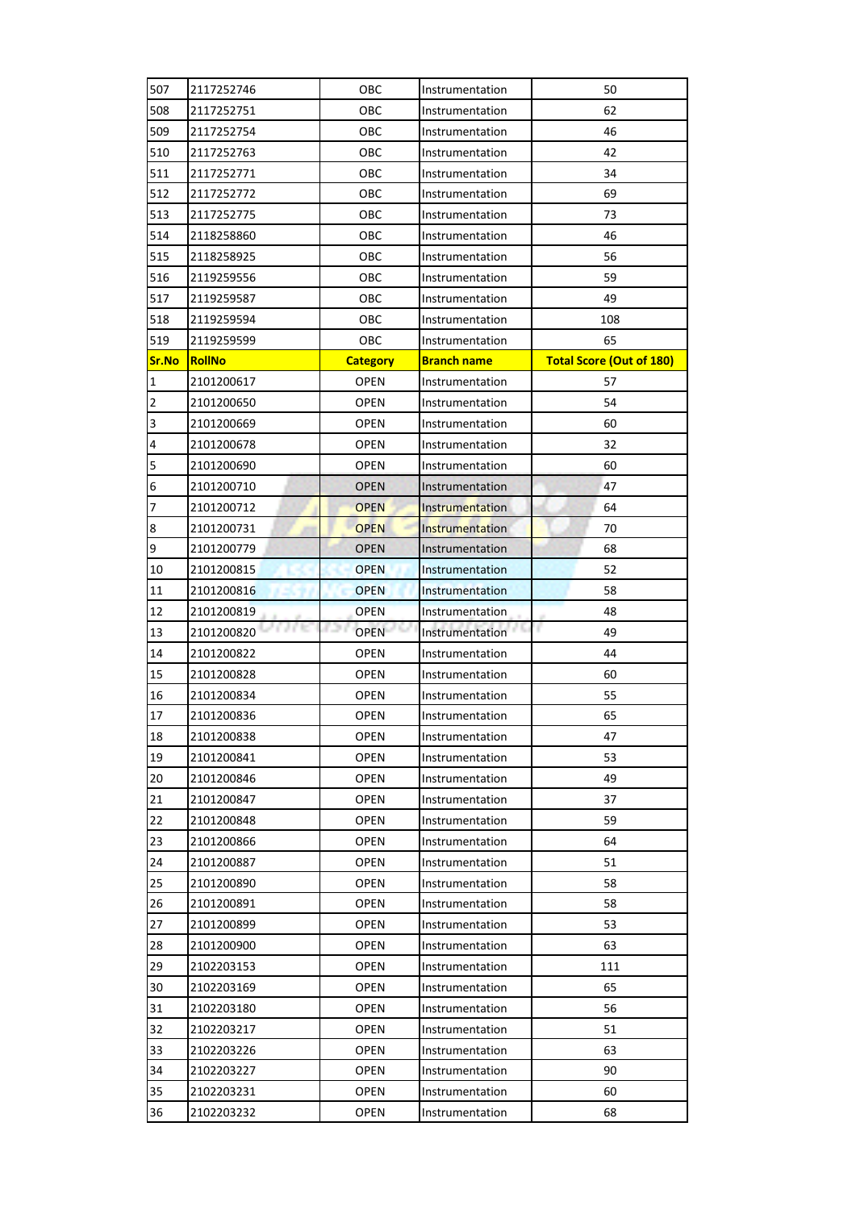| 507 | 2117252746 | OBC | Instrumentation | 50 |
|---|---|---|---|---|
| 508 | 2117252751 | OBC | Instrumentation | 62 |
| 509 | 2117252754 | OBC | Instrumentation | 46 |
| 510 | 2117252763 | OBC | Instrumentation | 42 |
| 511 | 2117252771 | OBC | Instrumentation | 34 |
| 512 | 2117252772 | OBC | Instrumentation | 69 |
| 513 | 2117252775 | OBC | Instrumentation | 73 |
| 514 | 2118258860 | OBC | Instrumentation | 46 |
| 515 | 2118258925 | OBC | Instrumentation | 56 |
| 516 | 2119259556 | OBC | Instrumentation | 59 |
| 517 | 2119259587 | OBC | Instrumentation | 49 |
| 518 | 2119259594 | OBC | Instrumentation | 108 |
| 519 | 2119259599 | OBC | Instrumentation | 65 |
| **Sr.No** | **RollNo** | **Category** | **Branch name** | **Total Score (Out of 180)** |
| 1 | 2101200617 | OPEN | Instrumentation | 57 |
| 2 | 2101200650 | OPEN | Instrumentation | 54 |
| 3 | 2101200669 | OPEN | Instrumentation | 60 |
| 4 | 2101200678 | OPEN | Instrumentation | 32 |
| 5 | 2101200690 | OPEN | Instrumentation | 60 |
| 6 | 2101200710 | OPEN | Instrumentation | 47 |
| 7 | 2101200712 | OPEN | Instrumentation | 64 |
| 8 | 2101200731 | OPEN | Instrumentation | 70 |
| 9 | 2101200779 | OPEN | Instrumentation | 68 |
| 10 | 2101200815 | OPEN | Instrumentation | 52 |
| 11 | 2101200816 | OPEN | Instrumentation | 58 |
| 12 | 2101200819 | OPEN | Instrumentation | 48 |
| 13 | 2101200820 | OPEN | Instrumentation | 49 |
| 14 | 2101200822 | OPEN | Instrumentation | 44 |
| 15 | 2101200828 | OPEN | Instrumentation | 60 |
| 16 | 2101200834 | OPEN | Instrumentation | 55 |
| 17 | 2101200836 | OPEN | Instrumentation | 65 |
| 18 | 2101200838 | OPEN | Instrumentation | 47 |
| 19 | 2101200841 | OPEN | Instrumentation | 53 |
| 20 | 2101200846 | OPEN | Instrumentation | 49 |
| 21 | 2101200847 | OPEN | Instrumentation | 37 |
| 22 | 2101200848 | OPEN | Instrumentation | 59 |
| 23 | 2101200866 | OPEN | Instrumentation | 64 |
| 24 | 2101200887 | OPEN | Instrumentation | 51 |
| 25 | 2101200890 | OPEN | Instrumentation | 58 |
| 26 | 2101200891 | OPEN | Instrumentation | 58 |
| 27 | 2101200899 | OPEN | Instrumentation | 53 |
| 28 | 2101200900 | OPEN | Instrumentation | 63 |
| 29 | 2102203153 | OPEN | Instrumentation | 111 |
| 30 | 2102203169 | OPEN | Instrumentation | 65 |
| 31 | 2102203180 | OPEN | Instrumentation | 56 |
| 32 | 2102203217 | OPEN | Instrumentation | 51 |
| 33 | 2102203226 | OPEN | Instrumentation | 63 |
| 34 | 2102203227 | OPEN | Instrumentation | 90 |
| 35 | 2102203231 | OPEN | Instrumentation | 60 |
| 36 | 2102203232 | OPEN | Instrumentation | 68 |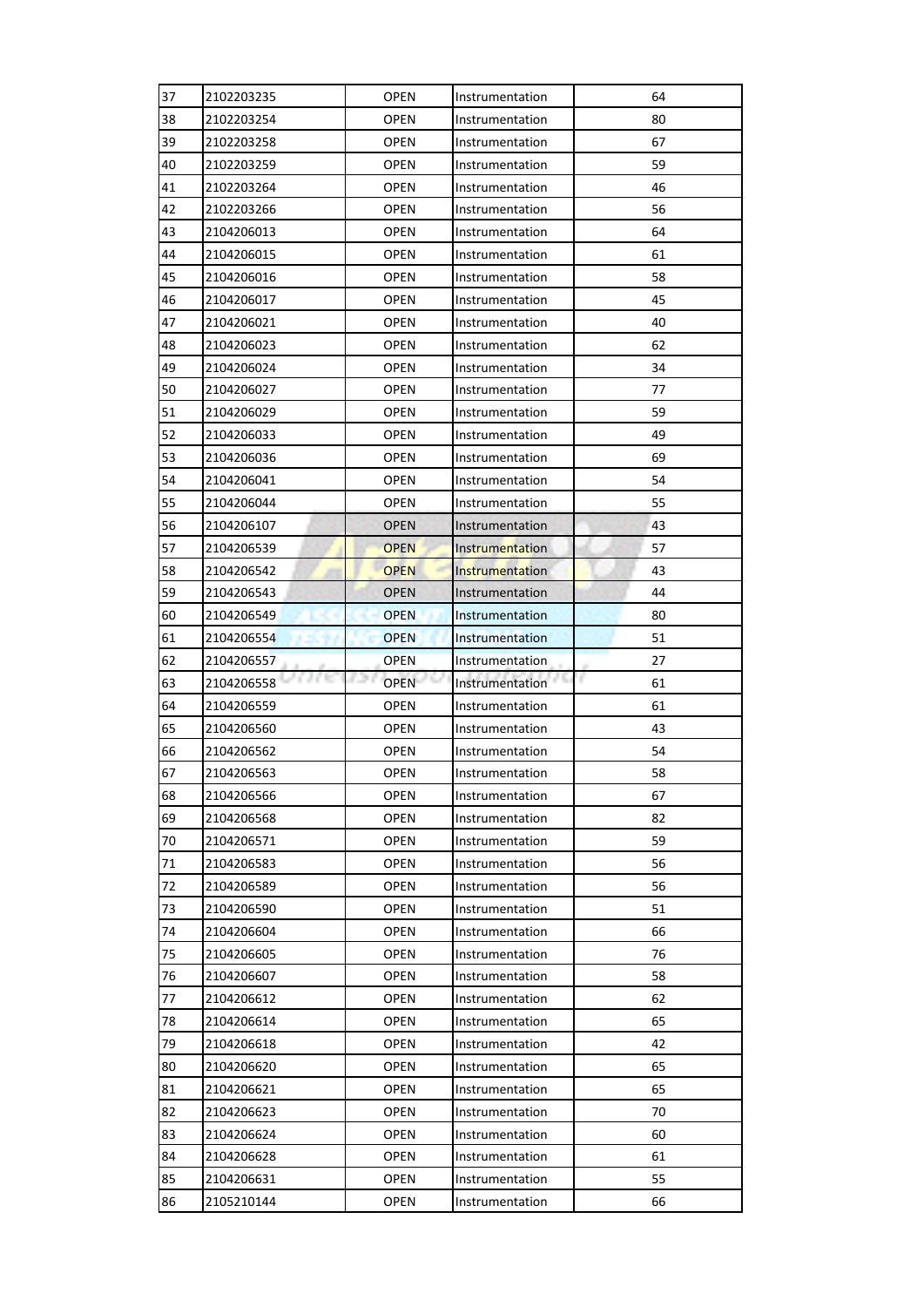| 37 | 2102203235 | OPEN | Instrumentation | 64 |
|---|---|---|---|---|
| 38 | 2102203254 | OPEN | Instrumentation | 80 |
| 39 | 2102203258 | OPEN | Instrumentation | 67 |
| 40 | 2102203259 | OPEN | Instrumentation | 59 |
| 41 | 2102203264 | OPEN | Instrumentation | 46 |
| 42 | 2102203266 | OPEN | Instrumentation | 56 |
| 43 | 2104206013 | OPEN | Instrumentation | 64 |
| 44 | 2104206015 | OPEN | Instrumentation | 61 |
| 45 | 2104206016 | OPEN | Instrumentation | 58 |
| 46 | 2104206017 | OPEN | Instrumentation | 45 |
| 47 | 2104206021 | OPEN | Instrumentation | 40 |
| 48 | 2104206023 | OPEN | Instrumentation | 62 |
| 49 | 2104206024 | OPEN | Instrumentation | 34 |
| 50 | 2104206027 | OPEN | Instrumentation | 77 |
| 51 | 2104206029 | OPEN | Instrumentation | 59 |
| 52 | 2104206033 | OPEN | Instrumentation | 49 |
| 53 | 2104206036 | OPEN | Instrumentation | 69 |
| 54 | 2104206041 | OPEN | Instrumentation | 54 |
| 55 | 2104206044 | OPEN | Instrumentation | 55 |
| 56 | 2104206107 | OPEN | Instrumentation | 43 |
| 57 | 2104206539 | OPEN | Instrumentation | 57 |
| 58 | 2104206542 | OPEN | Instrumentation | 43 |
| 59 | 2104206543 | OPEN | Instrumentation | 44 |
| 60 | 2104206549 | OPEN | Instrumentation | 80 |
| 61 | 2104206554 | OPEN | Instrumentation | 51 |
| 62 | 2104206557 | OPEN | Instrumentation | 27 |
| 63 | 2104206558 | OPEN | Instrumentation | 61 |
| 64 | 2104206559 | OPEN | Instrumentation | 61 |
| 65 | 2104206560 | OPEN | Instrumentation | 43 |
| 66 | 2104206562 | OPEN | Instrumentation | 54 |
| 67 | 2104206563 | OPEN | Instrumentation | 58 |
| 68 | 2104206566 | OPEN | Instrumentation | 67 |
| 69 | 2104206568 | OPEN | Instrumentation | 82 |
| 70 | 2104206571 | OPEN | Instrumentation | 59 |
| 71 | 2104206583 | OPEN | Instrumentation | 56 |
| 72 | 2104206589 | OPEN | Instrumentation | 56 |
| 73 | 2104206590 | OPEN | Instrumentation | 51 |
| 74 | 2104206604 | OPEN | Instrumentation | 66 |
| 75 | 2104206605 | OPEN | Instrumentation | 76 |
| 76 | 2104206607 | OPEN | Instrumentation | 58 |
| 77 | 2104206612 | OPEN | Instrumentation | 62 |
| 78 | 2104206614 | OPEN | Instrumentation | 65 |
| 79 | 2104206618 | OPEN | Instrumentation | 42 |
| 80 | 2104206620 | OPEN | Instrumentation | 65 |
| 81 | 2104206621 | OPEN | Instrumentation | 65 |
| 82 | 2104206623 | OPEN | Instrumentation | 70 |
| 83 | 2104206624 | OPEN | Instrumentation | 60 |
| 84 | 2104206628 | OPEN | Instrumentation | 61 |
| 85 | 2104206631 | OPEN | Instrumentation | 55 |
| 86 | 2105210144 | OPEN | Instrumentation | 66 |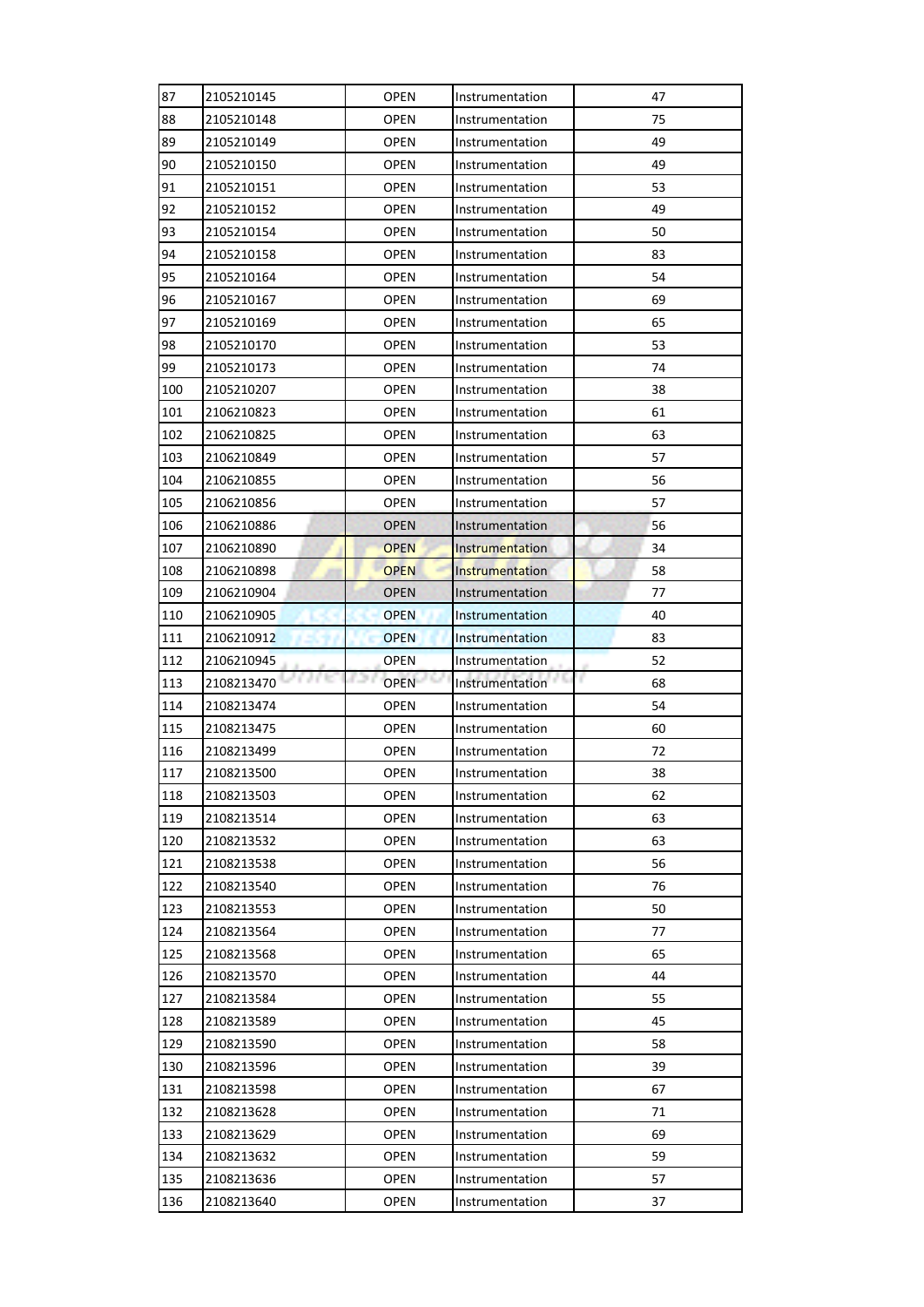| 87 | 2105210145 | OPEN | Instrumentation | 47 |
|---|---|---|---|---|
| 88 | 2105210148 | OPEN | Instrumentation | 75 |
| 89 | 2105210149 | OPEN | Instrumentation | 49 |
| 90 | 2105210150 | OPEN | Instrumentation | 49 |
| 91 | 2105210151 | OPEN | Instrumentation | 53 |
| 92 | 2105210152 | OPEN | Instrumentation | 49 |
| 93 | 2105210154 | OPEN | Instrumentation | 50 |
| 94 | 2105210158 | OPEN | Instrumentation | 83 |
| 95 | 2105210164 | OPEN | Instrumentation | 54 |
| 96 | 2105210167 | OPEN | Instrumentation | 69 |
| 97 | 2105210169 | OPEN | Instrumentation | 65 |
| 98 | 2105210170 | OPEN | Instrumentation | 53 |
| 99 | 2105210173 | OPEN | Instrumentation | 74 |
| 100 | 2105210207 | OPEN | Instrumentation | 38 |
| 101 | 2106210823 | OPEN | Instrumentation | 61 |
| 102 | 2106210825 | OPEN | Instrumentation | 63 |
| 103 | 2106210849 | OPEN | Instrumentation | 57 |
| 104 | 2106210855 | OPEN | Instrumentation | 56 |
| 105 | 2106210856 | OPEN | Instrumentation | 57 |
| 106 | 2106210886 | OPEN | Instrumentation | 56 |
| 107 | 2106210890 | OPEN | Instrumentation | 34 |
| 108 | 2106210898 | OPEN | Instrumentation | 58 |
| 109 | 2106210904 | OPEN | Instrumentation | 77 |
| 110 | 2106210905 | OPEN | Instrumentation | 40 |
| 111 | 2106210912 | OPEN | Instrumentation | 83 |
| 112 | 2106210945 | OPEN | Instrumentation | 52 |
| 113 | 2108213470 | OPEN | Instrumentation | 68 |
| 114 | 2108213474 | OPEN | Instrumentation | 54 |
| 115 | 2108213475 | OPEN | Instrumentation | 60 |
| 116 | 2108213499 | OPEN | Instrumentation | 72 |
| 117 | 2108213500 | OPEN | Instrumentation | 38 |
| 118 | 2108213503 | OPEN | Instrumentation | 62 |
| 119 | 2108213514 | OPEN | Instrumentation | 63 |
| 120 | 2108213532 | OPEN | Instrumentation | 63 |
| 121 | 2108213538 | OPEN | Instrumentation | 56 |
| 122 | 2108213540 | OPEN | Instrumentation | 76 |
| 123 | 2108213553 | OPEN | Instrumentation | 50 |
| 124 | 2108213564 | OPEN | Instrumentation | 77 |
| 125 | 2108213568 | OPEN | Instrumentation | 65 |
| 126 | 2108213570 | OPEN | Instrumentation | 44 |
| 127 | 2108213584 | OPEN | Instrumentation | 55 |
| 128 | 2108213589 | OPEN | Instrumentation | 45 |
| 129 | 2108213590 | OPEN | Instrumentation | 58 |
| 130 | 2108213596 | OPEN | Instrumentation | 39 |
| 131 | 2108213598 | OPEN | Instrumentation | 67 |
| 132 | 2108213628 | OPEN | Instrumentation | 71 |
| 133 | 2108213629 | OPEN | Instrumentation | 69 |
| 134 | 2108213632 | OPEN | Instrumentation | 59 |
| 135 | 2108213636 | OPEN | Instrumentation | 57 |
| 136 | 2108213640 | OPEN | Instrumentation | 37 |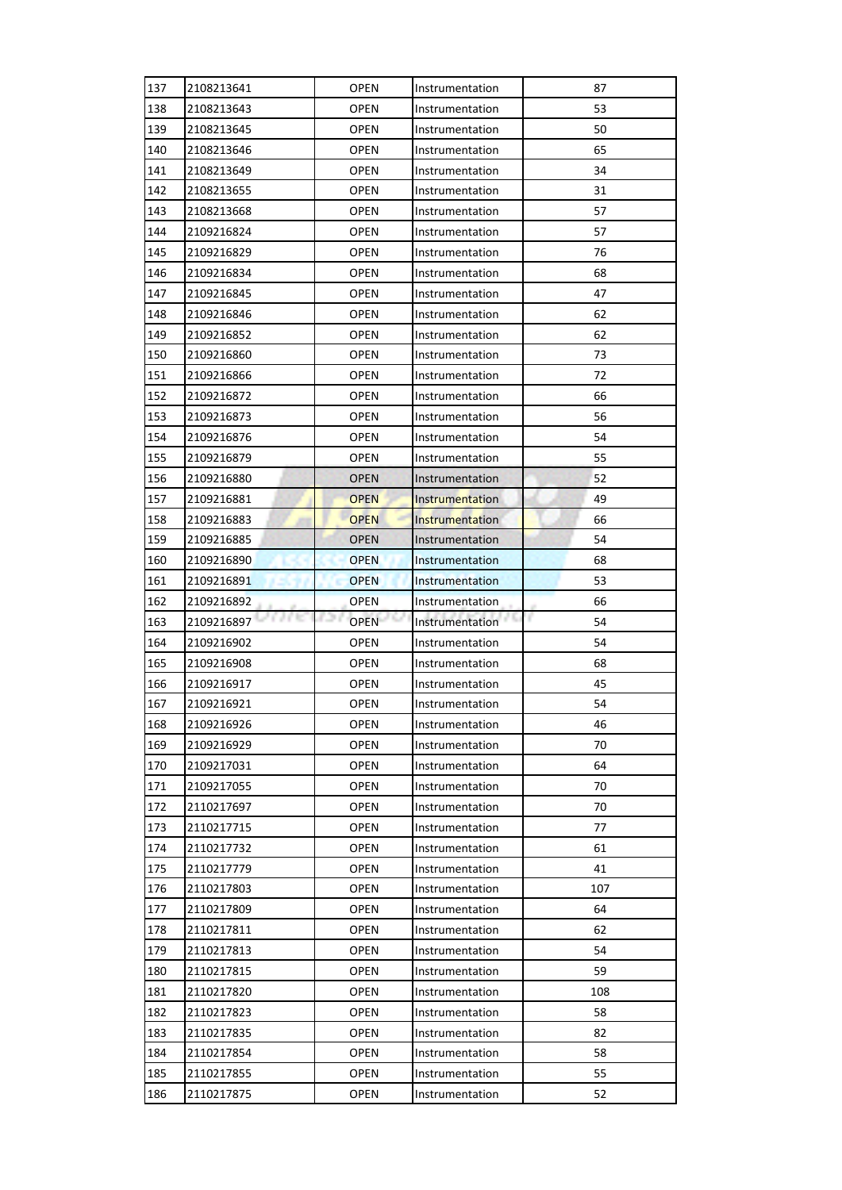| 137 | 2108213641 | OPEN | Instrumentation | 87 |
|---|---|---|---|---|
| 138 | 2108213643 | OPEN | Instrumentation | 53 |
| 139 | 2108213645 | OPEN | Instrumentation | 50 |
| 140 | 2108213646 | OPEN | Instrumentation | 65 |
| 141 | 2108213649 | OPEN | Instrumentation | 34 |
| 142 | 2108213655 | OPEN | Instrumentation | 31 |
| 143 | 2108213668 | OPEN | Instrumentation | 57 |
| 144 | 2109216824 | OPEN | Instrumentation | 57 |
| 145 | 2109216829 | OPEN | Instrumentation | 76 |
| 146 | 2109216834 | OPEN | Instrumentation | 68 |
| 147 | 2109216845 | OPEN | Instrumentation | 47 |
| 148 | 2109216846 | OPEN | Instrumentation | 62 |
| 149 | 2109216852 | OPEN | Instrumentation | 62 |
| 150 | 2109216860 | OPEN | Instrumentation | 73 |
| 151 | 2109216866 | OPEN | Instrumentation | 72 |
| 152 | 2109216872 | OPEN | Instrumentation | 66 |
| 153 | 2109216873 | OPEN | Instrumentation | 56 |
| 154 | 2109216876 | OPEN | Instrumentation | 54 |
| 155 | 2109216879 | OPEN | Instrumentation | 55 |
| 156 | 2109216880 | OPEN | Instrumentation | 52 |
| 157 | 2109216881 | OPEN | Instrumentation | 49 |
| 158 | 2109216883 | OPEN | Instrumentation | 66 |
| 159 | 2109216885 | OPEN | Instrumentation | 54 |
| 160 | 2109216890 | OPEN | Instrumentation | 68 |
| 161 | 2109216891 | OPEN | Instrumentation | 53 |
| 162 | 2109216892 | OPEN | Instrumentation | 66 |
| 163 | 2109216897 | OPEN | Instrumentation | 54 |
| 164 | 2109216902 | OPEN | Instrumentation | 54 |
| 165 | 2109216908 | OPEN | Instrumentation | 68 |
| 166 | 2109216917 | OPEN | Instrumentation | 45 |
| 167 | 2109216921 | OPEN | Instrumentation | 54 |
| 168 | 2109216926 | OPEN | Instrumentation | 46 |
| 169 | 2109216929 | OPEN | Instrumentation | 70 |
| 170 | 2109217031 | OPEN | Instrumentation | 64 |
| 171 | 2109217055 | OPEN | Instrumentation | 70 |
| 172 | 2110217697 | OPEN | Instrumentation | 70 |
| 173 | 2110217715 | OPEN | Instrumentation | 77 |
| 174 | 2110217732 | OPEN | Instrumentation | 61 |
| 175 | 2110217779 | OPEN | Instrumentation | 41 |
| 176 | 2110217803 | OPEN | Instrumentation | 107 |
| 177 | 2110217809 | OPEN | Instrumentation | 64 |
| 178 | 2110217811 | OPEN | Instrumentation | 62 |
| 179 | 2110217813 | OPEN | Instrumentation | 54 |
| 180 | 2110217815 | OPEN | Instrumentation | 59 |
| 181 | 2110217820 | OPEN | Instrumentation | 108 |
| 182 | 2110217823 | OPEN | Instrumentation | 58 |
| 183 | 2110217835 | OPEN | Instrumentation | 82 |
| 184 | 2110217854 | OPEN | Instrumentation | 58 |
| 185 | 2110217855 | OPEN | Instrumentation | 55 |
| 186 | 2110217875 | OPEN | Instrumentation | 52 |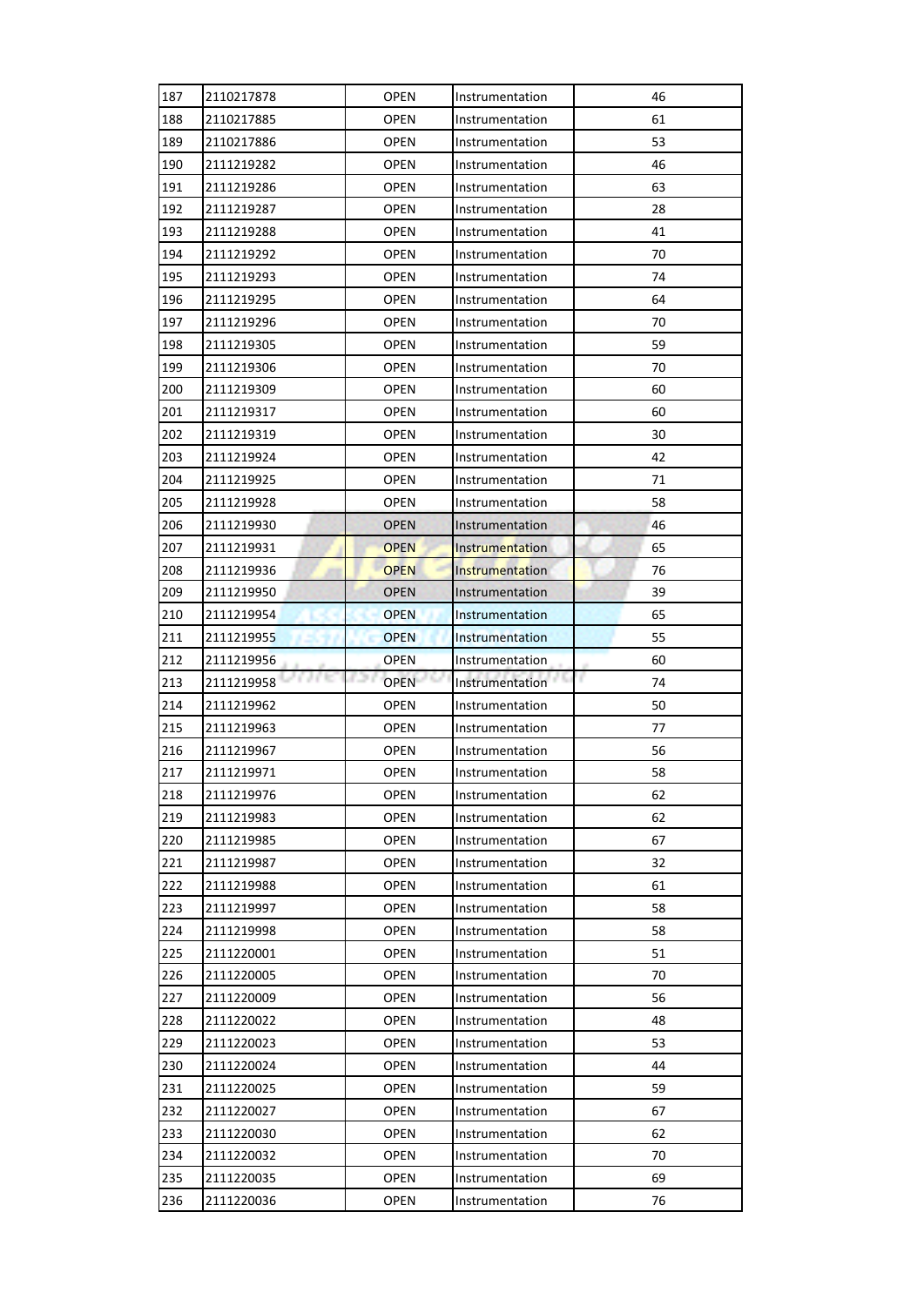| 187 | 2110217878 | OPEN | Instrumentation | 46 |
|---|---|---|---|---|
| 188 | 2110217885 | OPEN | Instrumentation | 61 |
| 189 | 2110217886 | OPEN | Instrumentation | 53 |
| 190 | 2111219282 | OPEN | Instrumentation | 46 |
| 191 | 2111219286 | OPEN | Instrumentation | 63 |
| 192 | 2111219287 | OPEN | Instrumentation | 28 |
| 193 | 2111219288 | OPEN | Instrumentation | 41 |
| 194 | 2111219292 | OPEN | Instrumentation | 70 |
| 195 | 2111219293 | OPEN | Instrumentation | 74 |
| 196 | 2111219295 | OPEN | Instrumentation | 64 |
| 197 | 2111219296 | OPEN | Instrumentation | 70 |
| 198 | 2111219305 | OPEN | Instrumentation | 59 |
| 199 | 2111219306 | OPEN | Instrumentation | 70 |
| 200 | 2111219309 | OPEN | Instrumentation | 60 |
| 201 | 2111219317 | OPEN | Instrumentation | 60 |
| 202 | 2111219319 | OPEN | Instrumentation | 30 |
| 203 | 2111219924 | OPEN | Instrumentation | 42 |
| 204 | 2111219925 | OPEN | Instrumentation | 71 |
| 205 | 2111219928 | OPEN | Instrumentation | 58 |
| 206 | 2111219930 | OPEN | Instrumentation | 46 |
| 207 | 2111219931 | OPEN | Instrumentation | 65 |
| 208 | 2111219936 | OPEN | Instrumentation | 76 |
| 209 | 2111219950 | OPEN | Instrumentation | 39 |
| 210 | 2111219954 | OPEN | Instrumentation | 65 |
| 211 | 2111219955 | OPEN | Instrumentation | 55 |
| 212 | 2111219956 | OPEN | Instrumentation | 60 |
| 213 | 2111219958 | OPEN | Instrumentation | 74 |
| 214 | 2111219962 | OPEN | Instrumentation | 50 |
| 215 | 2111219963 | OPEN | Instrumentation | 77 |
| 216 | 2111219967 | OPEN | Instrumentation | 56 |
| 217 | 2111219971 | OPEN | Instrumentation | 58 |
| 218 | 2111219976 | OPEN | Instrumentation | 62 |
| 219 | 2111219983 | OPEN | Instrumentation | 62 |
| 220 | 2111219985 | OPEN | Instrumentation | 67 |
| 221 | 2111219987 | OPEN | Instrumentation | 32 |
| 222 | 2111219988 | OPEN | Instrumentation | 61 |
| 223 | 2111219997 | OPEN | Instrumentation | 58 |
| 224 | 2111219998 | OPEN | Instrumentation | 58 |
| 225 | 2111220001 | OPEN | Instrumentation | 51 |
| 226 | 2111220005 | OPEN | Instrumentation | 70 |
| 227 | 2111220009 | OPEN | Instrumentation | 56 |
| 228 | 2111220022 | OPEN | Instrumentation | 48 |
| 229 | 2111220023 | OPEN | Instrumentation | 53 |
| 230 | 2111220024 | OPEN | Instrumentation | 44 |
| 231 | 2111220025 | OPEN | Instrumentation | 59 |
| 232 | 2111220027 | OPEN | Instrumentation | 67 |
| 233 | 2111220030 | OPEN | Instrumentation | 62 |
| 234 | 2111220032 | OPEN | Instrumentation | 70 |
| 235 | 2111220035 | OPEN | Instrumentation | 69 |
| 236 | 2111220036 | OPEN | Instrumentation | 76 |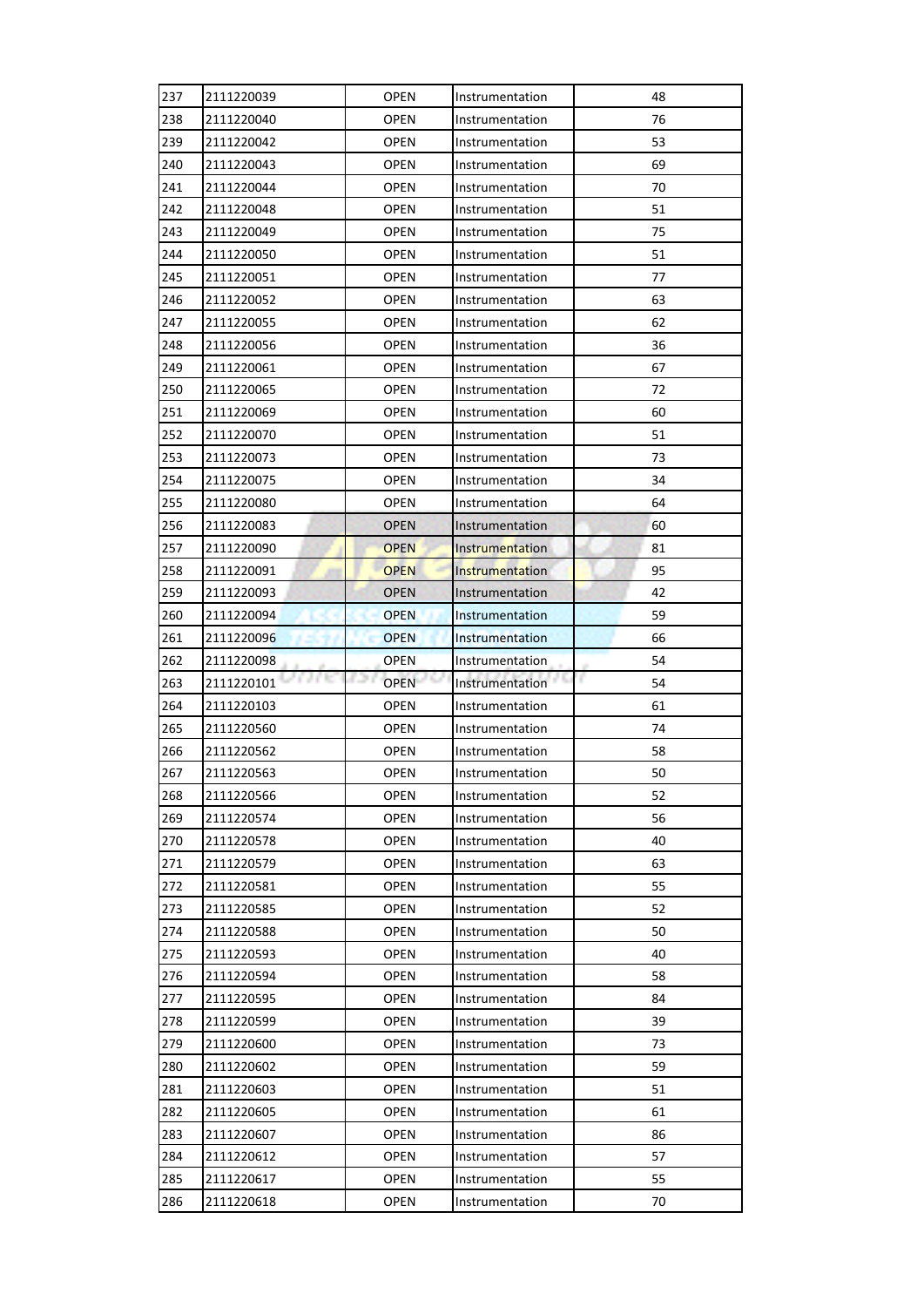| 237 | 2111220039 | OPEN | Instrumentation | 48 |
|---|---|---|---|---|
| 238 | 2111220040 | OPEN | Instrumentation | 76 |
| 239 | 2111220042 | OPEN | Instrumentation | 53 |
| 240 | 2111220043 | OPEN | Instrumentation | 69 |
| 241 | 2111220044 | OPEN | Instrumentation | 70 |
| 242 | 2111220048 | OPEN | Instrumentation | 51 |
| 243 | 2111220049 | OPEN | Instrumentation | 75 |
| 244 | 2111220050 | OPEN | Instrumentation | 51 |
| 245 | 2111220051 | OPEN | Instrumentation | 77 |
| 246 | 2111220052 | OPEN | Instrumentation | 63 |
| 247 | 2111220055 | OPEN | Instrumentation | 62 |
| 248 | 2111220056 | OPEN | Instrumentation | 36 |
| 249 | 2111220061 | OPEN | Instrumentation | 67 |
| 250 | 2111220065 | OPEN | Instrumentation | 72 |
| 251 | 2111220069 | OPEN | Instrumentation | 60 |
| 252 | 2111220070 | OPEN | Instrumentation | 51 |
| 253 | 2111220073 | OPEN | Instrumentation | 73 |
| 254 | 2111220075 | OPEN | Instrumentation | 34 |
| 255 | 2111220080 | OPEN | Instrumentation | 64 |
| 256 | 2111220083 | OPEN | Instrumentation | 60 |
| 257 | 2111220090 | OPEN | Instrumentation | 81 |
| 258 | 2111220091 | OPEN | Instrumentation | 95 |
| 259 | 2111220093 | OPEN | Instrumentation | 42 |
| 260 | 2111220094 | OPEN | Instrumentation | 59 |
| 261 | 2111220096 | OPEN | Instrumentation | 66 |
| 262 | 2111220098 | OPEN | Instrumentation | 54 |
| 263 | 2111220101 | OPEN | Instrumentation | 54 |
| 264 | 2111220103 | OPEN | Instrumentation | 61 |
| 265 | 2111220560 | OPEN | Instrumentation | 74 |
| 266 | 2111220562 | OPEN | Instrumentation | 58 |
| 267 | 2111220563 | OPEN | Instrumentation | 50 |
| 268 | 2111220566 | OPEN | Instrumentation | 52 |
| 269 | 2111220574 | OPEN | Instrumentation | 56 |
| 270 | 2111220578 | OPEN | Instrumentation | 40 |
| 271 | 2111220579 | OPEN | Instrumentation | 63 |
| 272 | 2111220581 | OPEN | Instrumentation | 55 |
| 273 | 2111220585 | OPEN | Instrumentation | 52 |
| 274 | 2111220588 | OPEN | Instrumentation | 50 |
| 275 | 2111220593 | OPEN | Instrumentation | 40 |
| 276 | 2111220594 | OPEN | Instrumentation | 58 |
| 277 | 2111220595 | OPEN | Instrumentation | 84 |
| 278 | 2111220599 | OPEN | Instrumentation | 39 |
| 279 | 2111220600 | OPEN | Instrumentation | 73 |
| 280 | 2111220602 | OPEN | Instrumentation | 59 |
| 281 | 2111220603 | OPEN | Instrumentation | 51 |
| 282 | 2111220605 | OPEN | Instrumentation | 61 |
| 283 | 2111220607 | OPEN | Instrumentation | 86 |
| 284 | 2111220612 | OPEN | Instrumentation | 57 |
| 285 | 2111220617 | OPEN | Instrumentation | 55 |
| 286 | 2111220618 | OPEN | Instrumentation | 70 |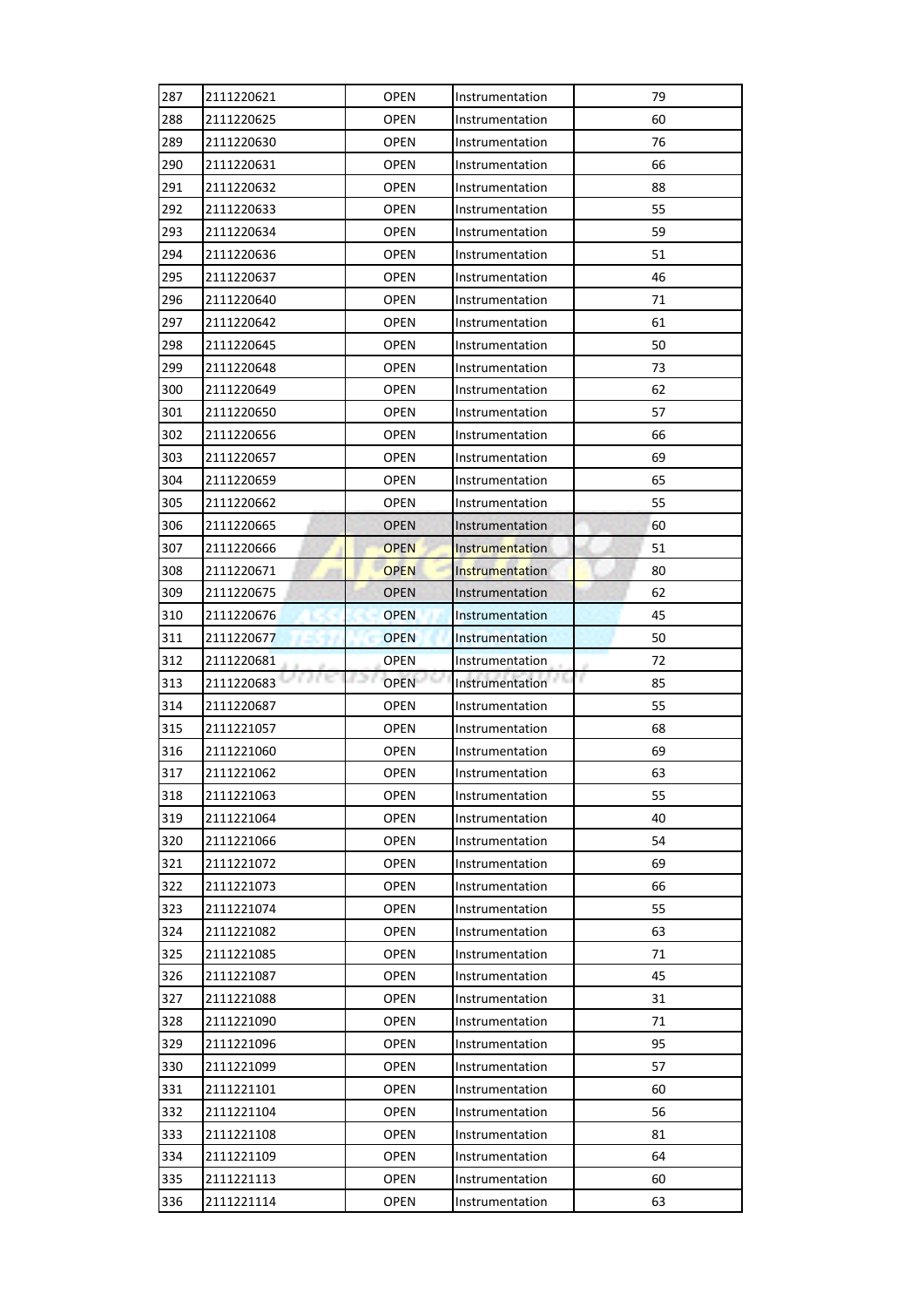| 287 | 2111220621 | OPEN | Instrumentation | 79 |
|---|---|---|---|---|
| 288 | 2111220625 | OPEN | Instrumentation | 60 |
| 289 | 2111220630 | OPEN | Instrumentation | 76 |
| 290 | 2111220631 | OPEN | Instrumentation | 66 |
| 291 | 2111220632 | OPEN | Instrumentation | 88 |
| 292 | 2111220633 | OPEN | Instrumentation | 55 |
| 293 | 2111220634 | OPEN | Instrumentation | 59 |
| 294 | 2111220636 | OPEN | Instrumentation | 51 |
| 295 | 2111220637 | OPEN | Instrumentation | 46 |
| 296 | 2111220640 | OPEN | Instrumentation | 71 |
| 297 | 2111220642 | OPEN | Instrumentation | 61 |
| 298 | 2111220645 | OPEN | Instrumentation | 50 |
| 299 | 2111220648 | OPEN | Instrumentation | 73 |
| 300 | 2111220649 | OPEN | Instrumentation | 62 |
| 301 | 2111220650 | OPEN | Instrumentation | 57 |
| 302 | 2111220656 | OPEN | Instrumentation | 66 |
| 303 | 2111220657 | OPEN | Instrumentation | 69 |
| 304 | 2111220659 | OPEN | Instrumentation | 65 |
| 305 | 2111220662 | OPEN | Instrumentation | 55 |
| 306 | 2111220665 | OPEN | Instrumentation | 60 |
| 307 | 2111220666 | OPEN | Instrumentation | 51 |
| 308 | 2111220671 | OPEN | Instrumentation | 80 |
| 309 | 2111220675 | OPEN | Instrumentation | 62 |
| 310 | 2111220676 | OPEN | Instrumentation | 45 |
| 311 | 2111220677 | OPEN | Instrumentation | 50 |
| 312 | 2111220681 | OPEN | Instrumentation | 72 |
| 313 | 2111220683 | OPEN | Instrumentation | 85 |
| 314 | 2111220687 | OPEN | Instrumentation | 55 |
| 315 | 2111221057 | OPEN | Instrumentation | 68 |
| 316 | 2111221060 | OPEN | Instrumentation | 69 |
| 317 | 2111221062 | OPEN | Instrumentation | 63 |
| 318 | 2111221063 | OPEN | Instrumentation | 55 |
| 319 | 2111221064 | OPEN | Instrumentation | 40 |
| 320 | 2111221066 | OPEN | Instrumentation | 54 |
| 321 | 2111221072 | OPEN | Instrumentation | 69 |
| 322 | 2111221073 | OPEN | Instrumentation | 66 |
| 323 | 2111221074 | OPEN | Instrumentation | 55 |
| 324 | 2111221082 | OPEN | Instrumentation | 63 |
| 325 | 2111221085 | OPEN | Instrumentation | 71 |
| 326 | 2111221087 | OPEN | Instrumentation | 45 |
| 327 | 2111221088 | OPEN | Instrumentation | 31 |
| 328 | 2111221090 | OPEN | Instrumentation | 71 |
| 329 | 2111221096 | OPEN | Instrumentation | 95 |
| 330 | 2111221099 | OPEN | Instrumentation | 57 |
| 331 | 2111221101 | OPEN | Instrumentation | 60 |
| 332 | 2111221104 | OPEN | Instrumentation | 56 |
| 333 | 2111221108 | OPEN | Instrumentation | 81 |
| 334 | 2111221109 | OPEN | Instrumentation | 64 |
| 335 | 2111221113 | OPEN | Instrumentation | 60 |
| 336 | 2111221114 | OPEN | Instrumentation | 63 |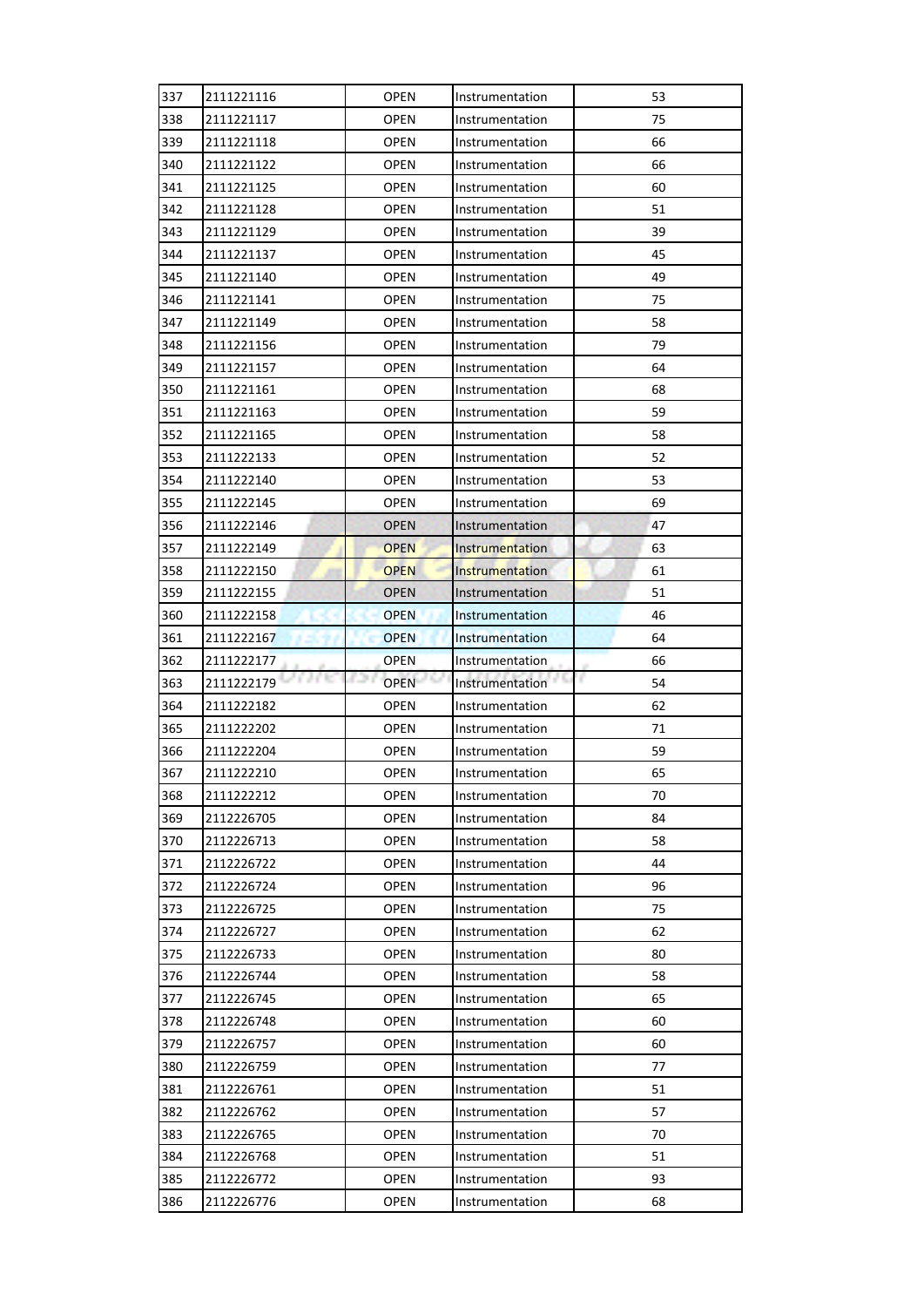| 337 | 2111221116 | OPEN | Instrumentation | 53 |
|---|---|---|---|---|
| 338 | 2111221117 | OPEN | Instrumentation | 75 |
| 339 | 2111221118 | OPEN | Instrumentation | 66 |
| 340 | 2111221122 | OPEN | Instrumentation | 66 |
| 341 | 2111221125 | OPEN | Instrumentation | 60 |
| 342 | 2111221128 | OPEN | Instrumentation | 51 |
| 343 | 2111221129 | OPEN | Instrumentation | 39 |
| 344 | 2111221137 | OPEN | Instrumentation | 45 |
| 345 | 2111221140 | OPEN | Instrumentation | 49 |
| 346 | 2111221141 | OPEN | Instrumentation | 75 |
| 347 | 2111221149 | OPEN | Instrumentation | 58 |
| 348 | 2111221156 | OPEN | Instrumentation | 79 |
| 349 | 2111221157 | OPEN | Instrumentation | 64 |
| 350 | 2111221161 | OPEN | Instrumentation | 68 |
| 351 | 2111221163 | OPEN | Instrumentation | 59 |
| 352 | 2111221165 | OPEN | Instrumentation | 58 |
| 353 | 2111222133 | OPEN | Instrumentation | 52 |
| 354 | 2111222140 | OPEN | Instrumentation | 53 |
| 355 | 2111222145 | OPEN | Instrumentation | 69 |
| 356 | 2111222146 | OPEN | Instrumentation | 47 |
| 357 | 2111222149 | OPEN | Instrumentation | 63 |
| 358 | 2111222150 | OPEN | Instrumentation | 61 |
| 359 | 2111222155 | OPEN | Instrumentation | 51 |
| 360 | 2111222158 | OPEN | Instrumentation | 46 |
| 361 | 2111222167 | OPEN | Instrumentation | 64 |
| 362 | 2111222177 | OPEN | Instrumentation | 66 |
| 363 | 2111222179 | OPEN | Instrumentation | 54 |
| 364 | 2111222182 | OPEN | Instrumentation | 62 |
| 365 | 2111222202 | OPEN | Instrumentation | 71 |
| 366 | 2111222204 | OPEN | Instrumentation | 59 |
| 367 | 2111222210 | OPEN | Instrumentation | 65 |
| 368 | 2111222212 | OPEN | Instrumentation | 70 |
| 369 | 2112226705 | OPEN | Instrumentation | 84 |
| 370 | 2112226713 | OPEN | Instrumentation | 58 |
| 371 | 2112226722 | OPEN | Instrumentation | 44 |
| 372 | 2112226724 | OPEN | Instrumentation | 96 |
| 373 | 2112226725 | OPEN | Instrumentation | 75 |
| 374 | 2112226727 | OPEN | Instrumentation | 62 |
| 375 | 2112226733 | OPEN | Instrumentation | 80 |
| 376 | 2112226744 | OPEN | Instrumentation | 58 |
| 377 | 2112226745 | OPEN | Instrumentation | 65 |
| 378 | 2112226748 | OPEN | Instrumentation | 60 |
| 379 | 2112226757 | OPEN | Instrumentation | 60 |
| 380 | 2112226759 | OPEN | Instrumentation | 77 |
| 381 | 2112226761 | OPEN | Instrumentation | 51 |
| 382 | 2112226762 | OPEN | Instrumentation | 57 |
| 383 | 2112226765 | OPEN | Instrumentation | 70 |
| 384 | 2112226768 | OPEN | Instrumentation | 51 |
| 385 | 2112226772 | OPEN | Instrumentation | 93 |
| 386 | 2112226776 | OPEN | Instrumentation | 68 |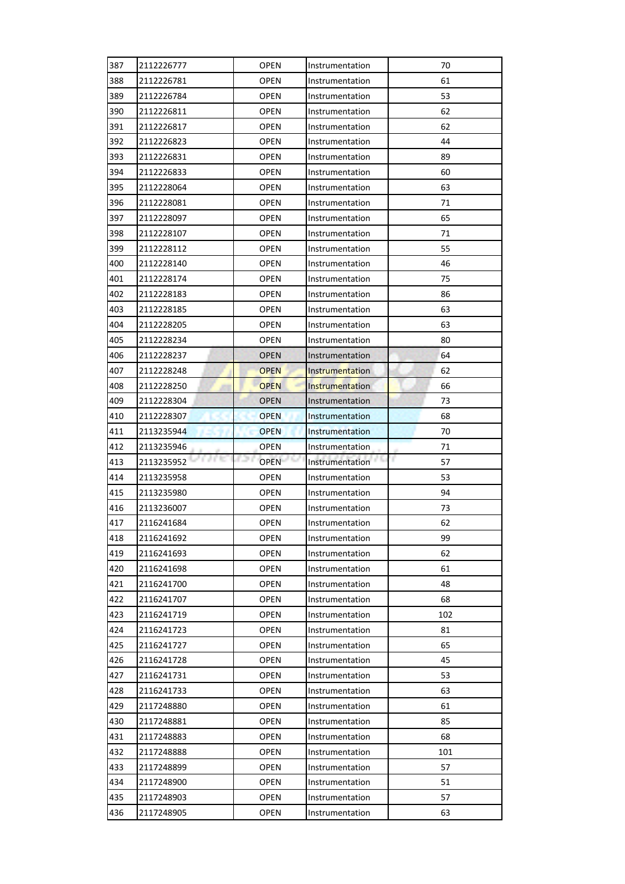| 387 | 2112226777 | OPEN | Instrumentation | 70 |
|---|---|---|---|---|
| 388 | 2112226781 | OPEN | Instrumentation | 61 |
| 389 | 2112226784 | OPEN | Instrumentation | 53 |
| 390 | 2112226811 | OPEN | Instrumentation | 62 |
| 391 | 2112226817 | OPEN | Instrumentation | 62 |
| 392 | 2112226823 | OPEN | Instrumentation | 44 |
| 393 | 2112226831 | OPEN | Instrumentation | 89 |
| 394 | 2112226833 | OPEN | Instrumentation | 60 |
| 395 | 2112228064 | OPEN | Instrumentation | 63 |
| 396 | 2112228081 | OPEN | Instrumentation | 71 |
| 397 | 2112228097 | OPEN | Instrumentation | 65 |
| 398 | 2112228107 | OPEN | Instrumentation | 71 |
| 399 | 2112228112 | OPEN | Instrumentation | 55 |
| 400 | 2112228140 | OPEN | Instrumentation | 46 |
| 401 | 2112228174 | OPEN | Instrumentation | 75 |
| 402 | 2112228183 | OPEN | Instrumentation | 86 |
| 403 | 2112228185 | OPEN | Instrumentation | 63 |
| 404 | 2112228205 | OPEN | Instrumentation | 63 |
| 405 | 2112228234 | OPEN | Instrumentation | 80 |
| 406 | 2112228237 | OPEN | Instrumentation | 64 |
| 407 | 2112228248 | OPEN | Instrumentation | 62 |
| 408 | 2112228250 | OPEN | Instrumentation | 66 |
| 409 | 2112228304 | OPEN | Instrumentation | 73 |
| 410 | 2112228307 | OPEN | Instrumentation | 68 |
| 411 | 2113235944 | OPEN | Instrumentation | 70 |
| 412 | 2113235946 | OPEN | Instrumentation | 71 |
| 413 | 2113235952 | OPEN | Instrumentation | 57 |
| 414 | 2113235958 | OPEN | Instrumentation | 53 |
| 415 | 2113235980 | OPEN | Instrumentation | 94 |
| 416 | 2113236007 | OPEN | Instrumentation | 73 |
| 417 | 2116241684 | OPEN | Instrumentation | 62 |
| 418 | 2116241692 | OPEN | Instrumentation | 99 |
| 419 | 2116241693 | OPEN | Instrumentation | 62 |
| 420 | 2116241698 | OPEN | Instrumentation | 61 |
| 421 | 2116241700 | OPEN | Instrumentation | 48 |
| 422 | 2116241707 | OPEN | Instrumentation | 68 |
| 423 | 2116241719 | OPEN | Instrumentation | 102 |
| 424 | 2116241723 | OPEN | Instrumentation | 81 |
| 425 | 2116241727 | OPEN | Instrumentation | 65 |
| 426 | 2116241728 | OPEN | Instrumentation | 45 |
| 427 | 2116241731 | OPEN | Instrumentation | 53 |
| 428 | 2116241733 | OPEN | Instrumentation | 63 |
| 429 | 2117248880 | OPEN | Instrumentation | 61 |
| 430 | 2117248881 | OPEN | Instrumentation | 85 |
| 431 | 2117248883 | OPEN | Instrumentation | 68 |
| 432 | 2117248888 | OPEN | Instrumentation | 101 |
| 433 | 2117248899 | OPEN | Instrumentation | 57 |
| 434 | 2117248900 | OPEN | Instrumentation | 51 |
| 435 | 2117248903 | OPEN | Instrumentation | 57 |
| 436 | 2117248905 | OPEN | Instrumentation | 63 |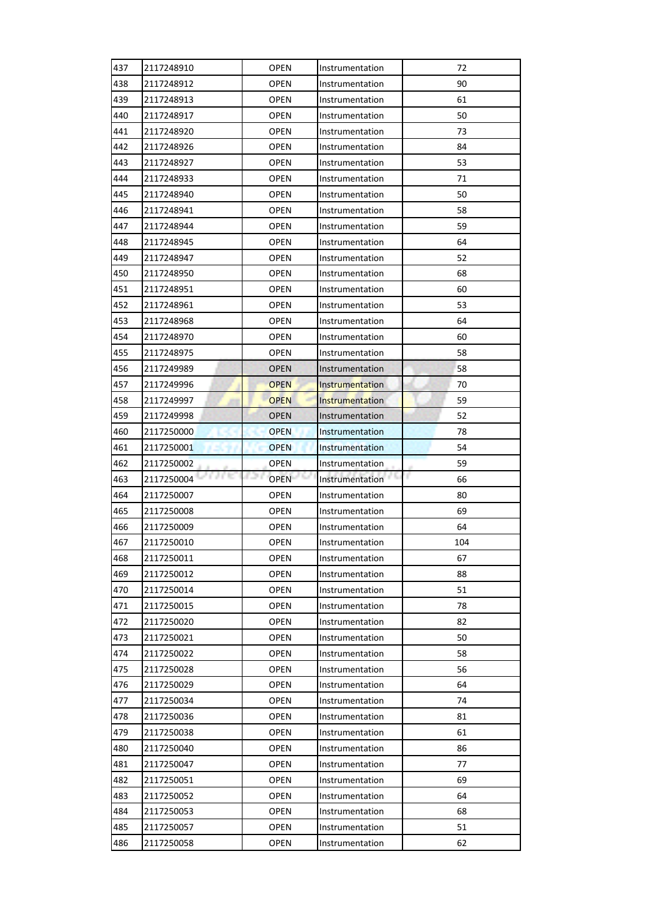| 437 | 2117248910 | OPEN | Instrumentation | 72 |
|---|---|---|---|---|
| 438 | 2117248912 | OPEN | Instrumentation | 90 |
| 439 | 2117248913 | OPEN | Instrumentation | 61 |
| 440 | 2117248917 | OPEN | Instrumentation | 50 |
| 441 | 2117248920 | OPEN | Instrumentation | 73 |
| 442 | 2117248926 | OPEN | Instrumentation | 84 |
| 443 | 2117248927 | OPEN | Instrumentation | 53 |
| 444 | 2117248933 | OPEN | Instrumentation | 71 |
| 445 | 2117248940 | OPEN | Instrumentation | 50 |
| 446 | 2117248941 | OPEN | Instrumentation | 58 |
| 447 | 2117248944 | OPEN | Instrumentation | 59 |
| 448 | 2117248945 | OPEN | Instrumentation | 64 |
| 449 | 2117248947 | OPEN | Instrumentation | 52 |
| 450 | 2117248950 | OPEN | Instrumentation | 68 |
| 451 | 2117248951 | OPEN | Instrumentation | 60 |
| 452 | 2117248961 | OPEN | Instrumentation | 53 |
| 453 | 2117248968 | OPEN | Instrumentation | 64 |
| 454 | 2117248970 | OPEN | Instrumentation | 60 |
| 455 | 2117248975 | OPEN | Instrumentation | 58 |
| 456 | 2117249989 | OPEN | Instrumentation | 58 |
| 457 | 2117249996 | OPEN | Instrumentation | 70 |
| 458 | 2117249997 | OPEN | Instrumentation | 59 |
| 459 | 2117249998 | OPEN | Instrumentation | 52 |
| 460 | 2117250000 | OPEN | Instrumentation | 78 |
| 461 | 2117250001 | OPEN | Instrumentation | 54 |
| 462 | 2117250002 | OPEN | Instrumentation | 59 |
| 463 | 2117250004 | OPEN | Instrumentation | 66 |
| 464 | 2117250007 | OPEN | Instrumentation | 80 |
| 465 | 2117250008 | OPEN | Instrumentation | 69 |
| 466 | 2117250009 | OPEN | Instrumentation | 64 |
| 467 | 2117250010 | OPEN | Instrumentation | 104 |
| 468 | 2117250011 | OPEN | Instrumentation | 67 |
| 469 | 2117250012 | OPEN | Instrumentation | 88 |
| 470 | 2117250014 | OPEN | Instrumentation | 51 |
| 471 | 2117250015 | OPEN | Instrumentation | 78 |
| 472 | 2117250020 | OPEN | Instrumentation | 82 |
| 473 | 2117250021 | OPEN | Instrumentation | 50 |
| 474 | 2117250022 | OPEN | Instrumentation | 58 |
| 475 | 2117250028 | OPEN | Instrumentation | 56 |
| 476 | 2117250029 | OPEN | Instrumentation | 64 |
| 477 | 2117250034 | OPEN | Instrumentation | 74 |
| 478 | 2117250036 | OPEN | Instrumentation | 81 |
| 479 | 2117250038 | OPEN | Instrumentation | 61 |
| 480 | 2117250040 | OPEN | Instrumentation | 86 |
| 481 | 2117250047 | OPEN | Instrumentation | 77 |
| 482 | 2117250051 | OPEN | Instrumentation | 69 |
| 483 | 2117250052 | OPEN | Instrumentation | 64 |
| 484 | 2117250053 | OPEN | Instrumentation | 68 |
| 485 | 2117250057 | OPEN | Instrumentation | 51 |
| 486 | 2117250058 | OPEN | Instrumentation | 62 |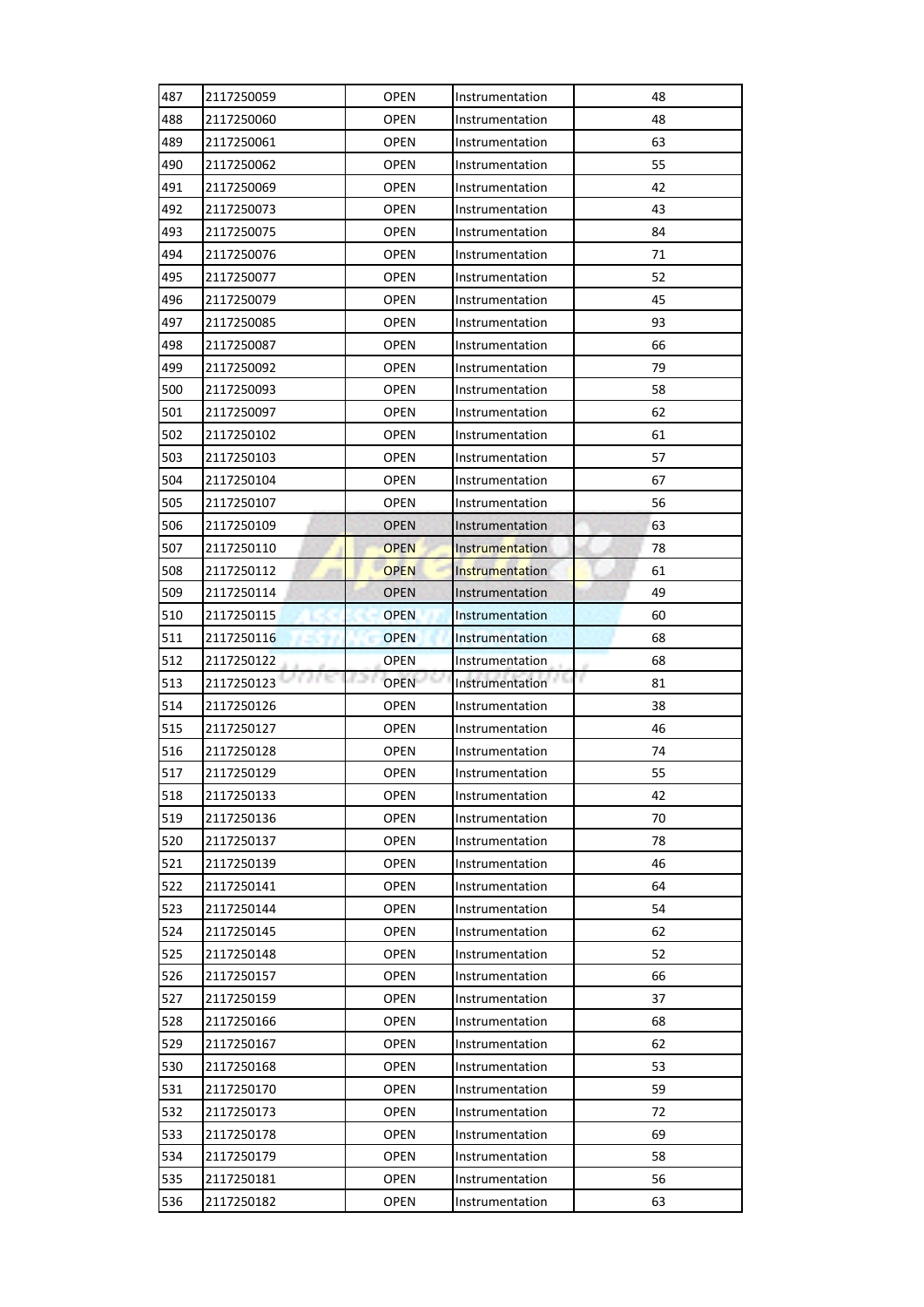| 487 | 2117250059 | OPEN | Instrumentation | 48 |
|---|---|---|---|---|
| 488 | 2117250060 | OPEN | Instrumentation | 48 |
| 489 | 2117250061 | OPEN | Instrumentation | 63 |
| 490 | 2117250062 | OPEN | Instrumentation | 55 |
| 491 | 2117250069 | OPEN | Instrumentation | 42 |
| 492 | 2117250073 | OPEN | Instrumentation | 43 |
| 493 | 2117250075 | OPEN | Instrumentation | 84 |
| 494 | 2117250076 | OPEN | Instrumentation | 71 |
| 495 | 2117250077 | OPEN | Instrumentation | 52 |
| 496 | 2117250079 | OPEN | Instrumentation | 45 |
| 497 | 2117250085 | OPEN | Instrumentation | 93 |
| 498 | 2117250087 | OPEN | Instrumentation | 66 |
| 499 | 2117250092 | OPEN | Instrumentation | 79 |
| 500 | 2117250093 | OPEN | Instrumentation | 58 |
| 501 | 2117250097 | OPEN | Instrumentation | 62 |
| 502 | 2117250102 | OPEN | Instrumentation | 61 |
| 503 | 2117250103 | OPEN | Instrumentation | 57 |
| 504 | 2117250104 | OPEN | Instrumentation | 67 |
| 505 | 2117250107 | OPEN | Instrumentation | 56 |
| 506 | 2117250109 | OPEN | Instrumentation | 63 |
| 507 | 2117250110 | OPEN | Instrumentation | 78 |
| 508 | 2117250112 | OPEN | Instrumentation | 61 |
| 509 | 2117250114 | OPEN | Instrumentation | 49 |
| 510 | 2117250115 | OPEN | Instrumentation | 60 |
| 511 | 2117250116 | OPEN | Instrumentation | 68 |
| 512 | 2117250122 | OPEN | Instrumentation | 68 |
| 513 | 2117250123 | OPEN | Instrumentation | 81 |
| 514 | 2117250126 | OPEN | Instrumentation | 38 |
| 515 | 2117250127 | OPEN | Instrumentation | 46 |
| 516 | 2117250128 | OPEN | Instrumentation | 74 |
| 517 | 2117250129 | OPEN | Instrumentation | 55 |
| 518 | 2117250133 | OPEN | Instrumentation | 42 |
| 519 | 2117250136 | OPEN | Instrumentation | 70 |
| 520 | 2117250137 | OPEN | Instrumentation | 78 |
| 521 | 2117250139 | OPEN | Instrumentation | 46 |
| 522 | 2117250141 | OPEN | Instrumentation | 64 |
| 523 | 2117250144 | OPEN | Instrumentation | 54 |
| 524 | 2117250145 | OPEN | Instrumentation | 62 |
| 525 | 2117250148 | OPEN | Instrumentation | 52 |
| 526 | 2117250157 | OPEN | Instrumentation | 66 |
| 527 | 2117250159 | OPEN | Instrumentation | 37 |
| 528 | 2117250166 | OPEN | Instrumentation | 68 |
| 529 | 2117250167 | OPEN | Instrumentation | 62 |
| 530 | 2117250168 | OPEN | Instrumentation | 53 |
| 531 | 2117250170 | OPEN | Instrumentation | 59 |
| 532 | 2117250173 | OPEN | Instrumentation | 72 |
| 533 | 2117250178 | OPEN | Instrumentation | 69 |
| 534 | 2117250179 | OPEN | Instrumentation | 58 |
| 535 | 2117250181 | OPEN | Instrumentation | 56 |
| 536 | 2117250182 | OPEN | Instrumentation | 63 |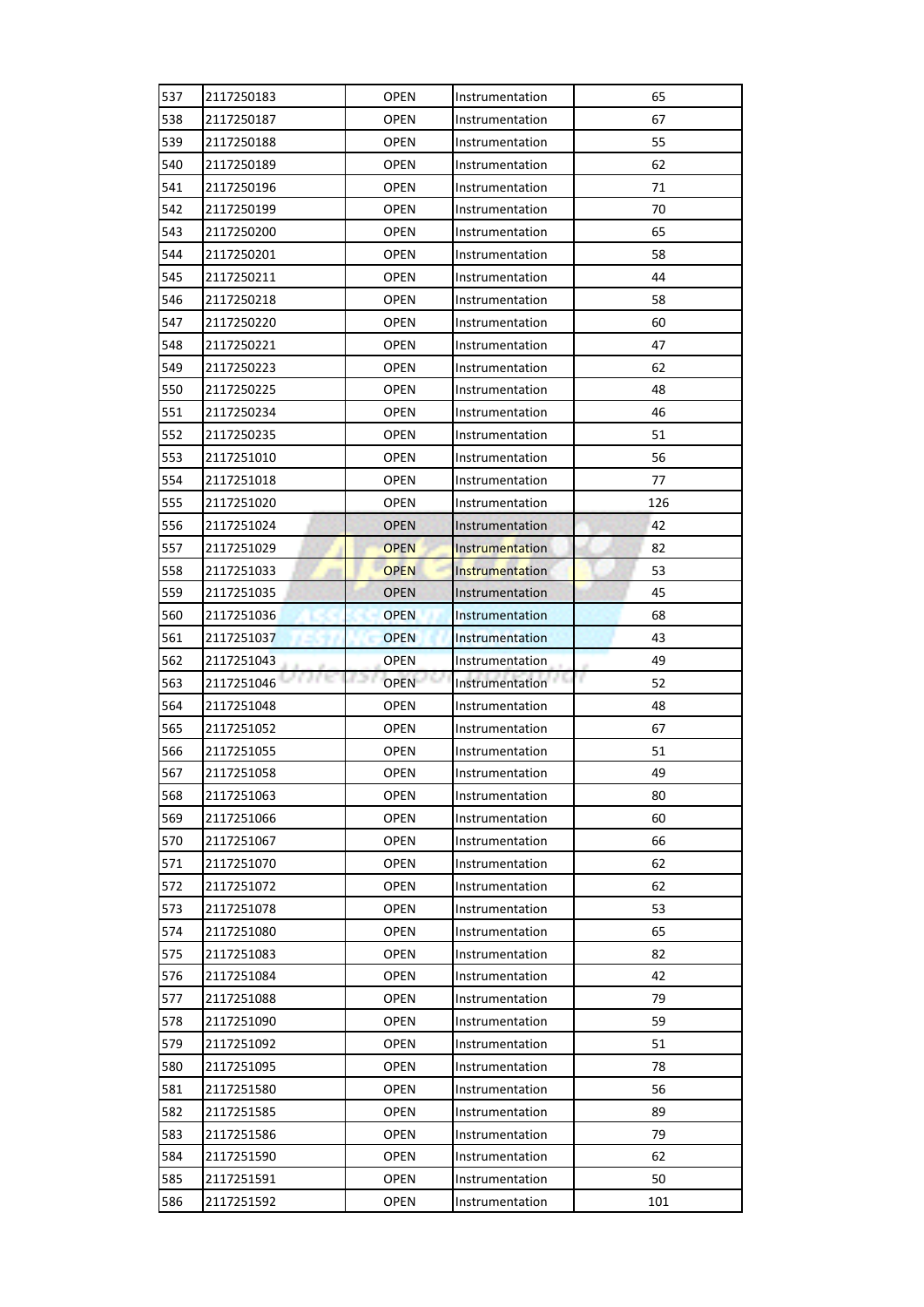| 537 | 2117250183 | OPEN | Instrumentation | 65 |
|---|---|---|---|---|
| 538 | 2117250187 | OPEN | Instrumentation | 67 |
| 539 | 2117250188 | OPEN | Instrumentation | 55 |
| 540 | 2117250189 | OPEN | Instrumentation | 62 |
| 541 | 2117250196 | OPEN | Instrumentation | 71 |
| 542 | 2117250199 | OPEN | Instrumentation | 70 |
| 543 | 2117250200 | OPEN | Instrumentation | 65 |
| 544 | 2117250201 | OPEN | Instrumentation | 58 |
| 545 | 2117250211 | OPEN | Instrumentation | 44 |
| 546 | 2117250218 | OPEN | Instrumentation | 58 |
| 547 | 2117250220 | OPEN | Instrumentation | 60 |
| 548 | 2117250221 | OPEN | Instrumentation | 47 |
| 549 | 2117250223 | OPEN | Instrumentation | 62 |
| 550 | 2117250225 | OPEN | Instrumentation | 48 |
| 551 | 2117250234 | OPEN | Instrumentation | 46 |
| 552 | 2117250235 | OPEN | Instrumentation | 51 |
| 553 | 2117251010 | OPEN | Instrumentation | 56 |
| 554 | 2117251018 | OPEN | Instrumentation | 77 |
| 555 | 2117251020 | OPEN | Instrumentation | 126 |
| 556 | 2117251024 | OPEN | Instrumentation | 42 |
| 557 | 2117251029 | OPEN | Instrumentation | 82 |
| 558 | 2117251033 | OPEN | Instrumentation | 53 |
| 559 | 2117251035 | OPEN | Instrumentation | 45 |
| 560 | 2117251036 | OPEN | Instrumentation | 68 |
| 561 | 2117251037 | OPEN | Instrumentation | 43 |
| 562 | 2117251043 | OPEN | Instrumentation | 49 |
| 563 | 2117251046 | OPEN | Instrumentation | 52 |
| 564 | 2117251048 | OPEN | Instrumentation | 48 |
| 565 | 2117251052 | OPEN | Instrumentation | 67 |
| 566 | 2117251055 | OPEN | Instrumentation | 51 |
| 567 | 2117251058 | OPEN | Instrumentation | 49 |
| 568 | 2117251063 | OPEN | Instrumentation | 80 |
| 569 | 2117251066 | OPEN | Instrumentation | 60 |
| 570 | 2117251067 | OPEN | Instrumentation | 66 |
| 571 | 2117251070 | OPEN | Instrumentation | 62 |
| 572 | 2117251072 | OPEN | Instrumentation | 62 |
| 573 | 2117251078 | OPEN | Instrumentation | 53 |
| 574 | 2117251080 | OPEN | Instrumentation | 65 |
| 575 | 2117251083 | OPEN | Instrumentation | 82 |
| 576 | 2117251084 | OPEN | Instrumentation | 42 |
| 577 | 2117251088 | OPEN | Instrumentation | 79 |
| 578 | 2117251090 | OPEN | Instrumentation | 59 |
| 579 | 2117251092 | OPEN | Instrumentation | 51 |
| 580 | 2117251095 | OPEN | Instrumentation | 78 |
| 581 | 2117251580 | OPEN | Instrumentation | 56 |
| 582 | 2117251585 | OPEN | Instrumentation | 89 |
| 583 | 2117251586 | OPEN | Instrumentation | 79 |
| 584 | 2117251590 | OPEN | Instrumentation | 62 |
| 585 | 2117251591 | OPEN | Instrumentation | 50 |
| 586 | 2117251592 | OPEN | Instrumentation | 101 |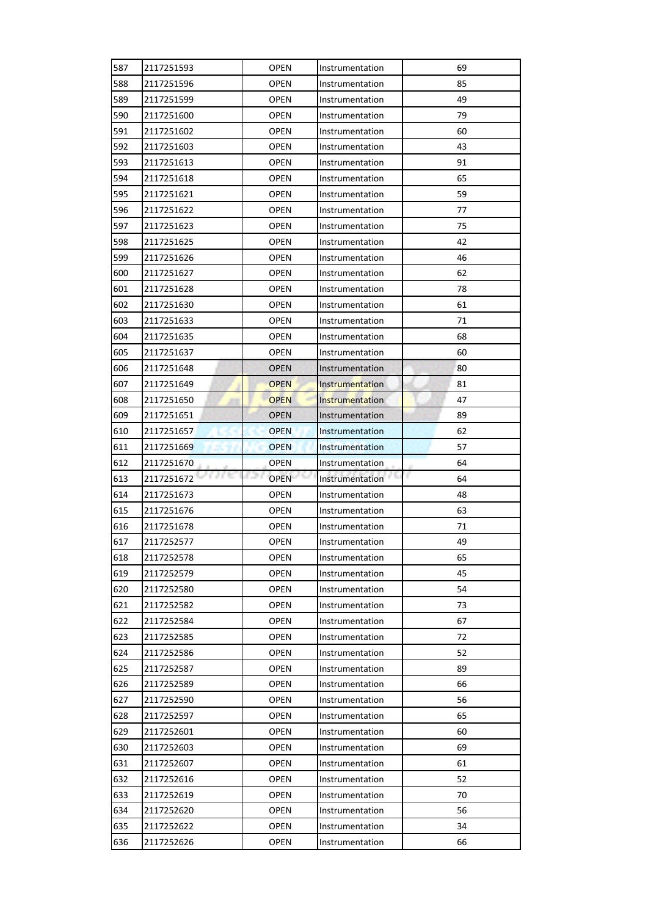| 587 | 2117251593 | OPEN | Instrumentation | 69 |
|---|---|---|---|---|
| 588 | 2117251596 | OPEN | Instrumentation | 85 |
| 589 | 2117251599 | OPEN | Instrumentation | 49 |
| 590 | 2117251600 | OPEN | Instrumentation | 79 |
| 591 | 2117251602 | OPEN | Instrumentation | 60 |
| 592 | 2117251603 | OPEN | Instrumentation | 43 |
| 593 | 2117251613 | OPEN | Instrumentation | 91 |
| 594 | 2117251618 | OPEN | Instrumentation | 65 |
| 595 | 2117251621 | OPEN | Instrumentation | 59 |
| 596 | 2117251622 | OPEN | Instrumentation | 77 |
| 597 | 2117251623 | OPEN | Instrumentation | 75 |
| 598 | 2117251625 | OPEN | Instrumentation | 42 |
| 599 | 2117251626 | OPEN | Instrumentation | 46 |
| 600 | 2117251627 | OPEN | Instrumentation | 62 |
| 601 | 2117251628 | OPEN | Instrumentation | 78 |
| 602 | 2117251630 | OPEN | Instrumentation | 61 |
| 603 | 2117251633 | OPEN | Instrumentation | 71 |
| 604 | 2117251635 | OPEN | Instrumentation | 68 |
| 605 | 2117251637 | OPEN | Instrumentation | 60 |
| 606 | 2117251648 | OPEN | Instrumentation | 80 |
| 607 | 2117251649 | OPEN | Instrumentation | 81 |
| 608 | 2117251650 | OPEN | Instrumentation | 47 |
| 609 | 2117251651 | OPEN | Instrumentation | 89 |
| 610 | 2117251657 | OPEN | Instrumentation | 62 |
| 611 | 2117251669 | OPEN | Instrumentation | 57 |
| 612 | 2117251670 | OPEN | Instrumentation | 64 |
| 613 | 2117251672 | OPEN | Instrumentation | 64 |
| 614 | 2117251673 | OPEN | Instrumentation | 48 |
| 615 | 2117251676 | OPEN | Instrumentation | 63 |
| 616 | 2117251678 | OPEN | Instrumentation | 71 |
| 617 | 2117252577 | OPEN | Instrumentation | 49 |
| 618 | 2117252578 | OPEN | Instrumentation | 65 |
| 619 | 2117252579 | OPEN | Instrumentation | 45 |
| 620 | 2117252580 | OPEN | Instrumentation | 54 |
| 621 | 2117252582 | OPEN | Instrumentation | 73 |
| 622 | 2117252584 | OPEN | Instrumentation | 67 |
| 623 | 2117252585 | OPEN | Instrumentation | 72 |
| 624 | 2117252586 | OPEN | Instrumentation | 52 |
| 625 | 2117252587 | OPEN | Instrumentation | 89 |
| 626 | 2117252589 | OPEN | Instrumentation | 66 |
| 627 | 2117252590 | OPEN | Instrumentation | 56 |
| 628 | 2117252597 | OPEN | Instrumentation | 65 |
| 629 | 2117252601 | OPEN | Instrumentation | 60 |
| 630 | 2117252603 | OPEN | Instrumentation | 69 |
| 631 | 2117252607 | OPEN | Instrumentation | 61 |
| 632 | 2117252616 | OPEN | Instrumentation | 52 |
| 633 | 2117252619 | OPEN | Instrumentation | 70 |
| 634 | 2117252620 | OPEN | Instrumentation | 56 |
| 635 | 2117252622 | OPEN | Instrumentation | 34 |
| 636 | 2117252626 | OPEN | Instrumentation | 66 |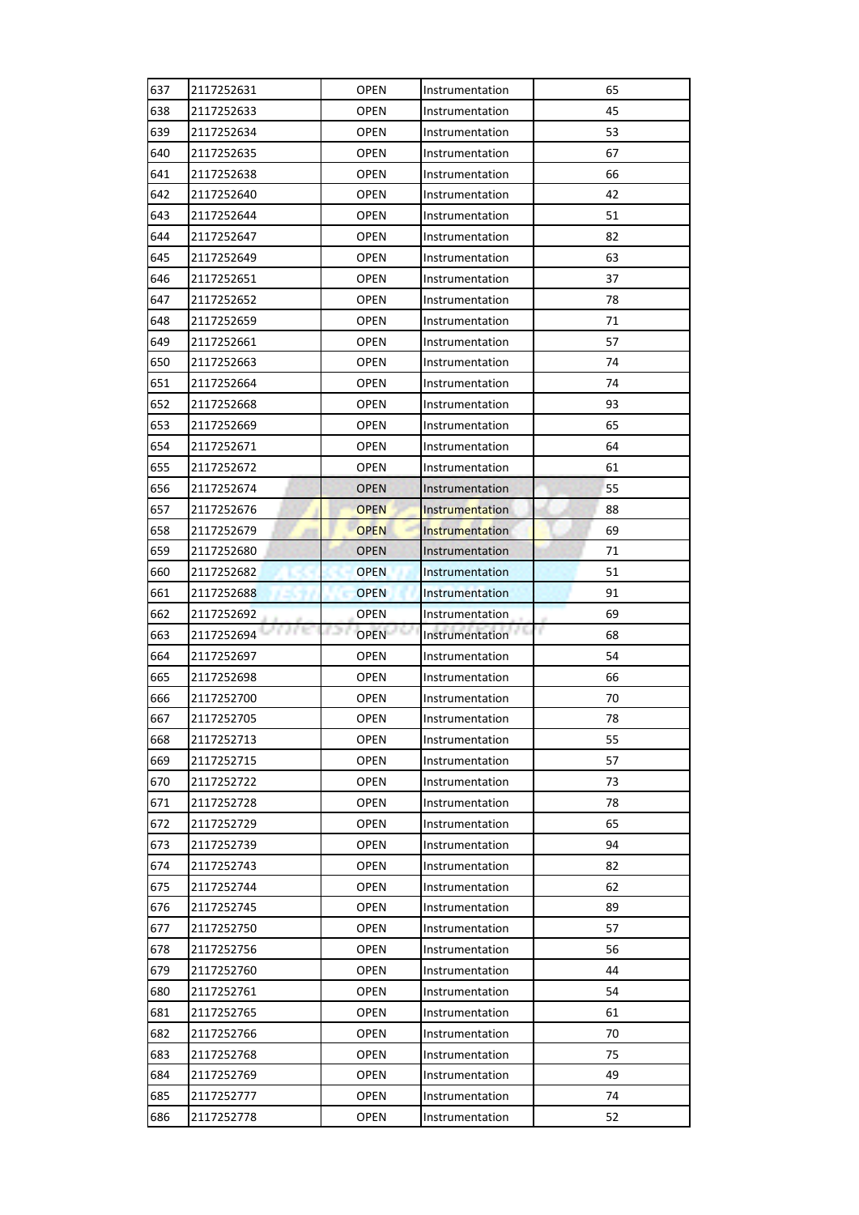| 637 | 2117252631 | OPEN | Instrumentation | 65 |
|---|---|---|---|---|
| 638 | 2117252633 | OPEN | Instrumentation | 45 |
| 639 | 2117252634 | OPEN | Instrumentation | 53 |
| 640 | 2117252635 | OPEN | Instrumentation | 67 |
| 641 | 2117252638 | OPEN | Instrumentation | 66 |
| 642 | 2117252640 | OPEN | Instrumentation | 42 |
| 643 | 2117252644 | OPEN | Instrumentation | 51 |
| 644 | 2117252647 | OPEN | Instrumentation | 82 |
| 645 | 2117252649 | OPEN | Instrumentation | 63 |
| 646 | 2117252651 | OPEN | Instrumentation | 37 |
| 647 | 2117252652 | OPEN | Instrumentation | 78 |
| 648 | 2117252659 | OPEN | Instrumentation | 71 |
| 649 | 2117252661 | OPEN | Instrumentation | 57 |
| 650 | 2117252663 | OPEN | Instrumentation | 74 |
| 651 | 2117252664 | OPEN | Instrumentation | 74 |
| 652 | 2117252668 | OPEN | Instrumentation | 93 |
| 653 | 2117252669 | OPEN | Instrumentation | 65 |
| 654 | 2117252671 | OPEN | Instrumentation | 64 |
| 655 | 2117252672 | OPEN | Instrumentation | 61 |
| 656 | 2117252674 | OPEN | Instrumentation | 55 |
| 657 | 2117252676 | OPEN | Instrumentation | 88 |
| 658 | 2117252679 | OPEN | Instrumentation | 69 |
| 659 | 2117252680 | OPEN | Instrumentation | 71 |
| 660 | 2117252682 | OPEN | Instrumentation | 51 |
| 661 | 2117252688 | OPEN | Instrumentation | 91 |
| 662 | 2117252692 | OPEN | Instrumentation | 69 |
| 663 | 2117252694 | OPEN | Instrumentation | 68 |
| 664 | 2117252697 | OPEN | Instrumentation | 54 |
| 665 | 2117252698 | OPEN | Instrumentation | 66 |
| 666 | 2117252700 | OPEN | Instrumentation | 70 |
| 667 | 2117252705 | OPEN | Instrumentation | 78 |
| 668 | 2117252713 | OPEN | Instrumentation | 55 |
| 669 | 2117252715 | OPEN | Instrumentation | 57 |
| 670 | 2117252722 | OPEN | Instrumentation | 73 |
| 671 | 2117252728 | OPEN | Instrumentation | 78 |
| 672 | 2117252729 | OPEN | Instrumentation | 65 |
| 673 | 2117252739 | OPEN | Instrumentation | 94 |
| 674 | 2117252743 | OPEN | Instrumentation | 82 |
| 675 | 2117252744 | OPEN | Instrumentation | 62 |
| 676 | 2117252745 | OPEN | Instrumentation | 89 |
| 677 | 2117252750 | OPEN | Instrumentation | 57 |
| 678 | 2117252756 | OPEN | Instrumentation | 56 |
| 679 | 2117252760 | OPEN | Instrumentation | 44 |
| 680 | 2117252761 | OPEN | Instrumentation | 54 |
| 681 | 2117252765 | OPEN | Instrumentation | 61 |
| 682 | 2117252766 | OPEN | Instrumentation | 70 |
| 683 | 2117252768 | OPEN | Instrumentation | 75 |
| 684 | 2117252769 | OPEN | Instrumentation | 49 |
| 685 | 2117252777 | OPEN | Instrumentation | 74 |
| 686 | 2117252778 | OPEN | Instrumentation | 52 |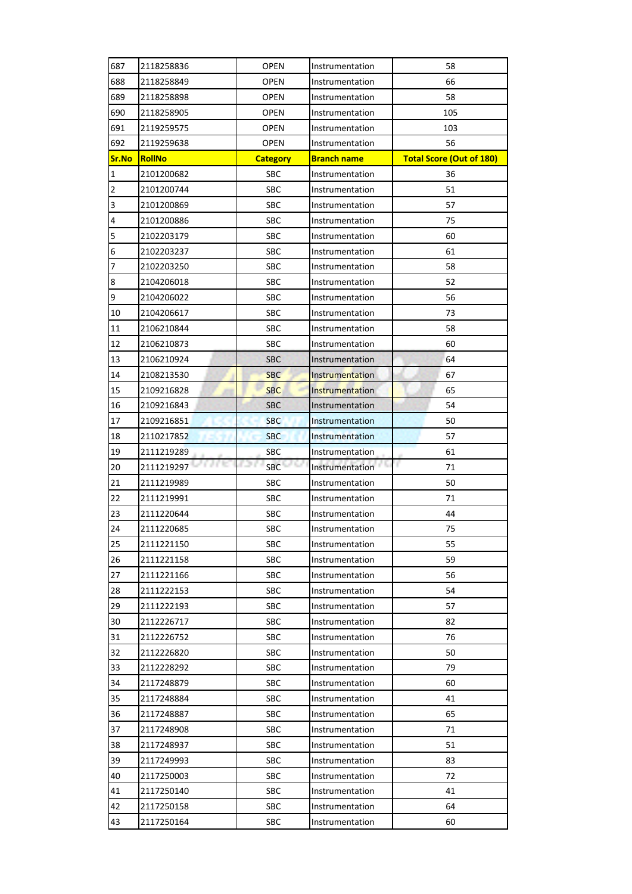| 687 | 2118258836 | OPEN | Instrumentation | 58 |
|---|---|---|---|---|
| 688 | 2118258849 | OPEN | Instrumentation | 66 |
| 689 | 2118258898 | OPEN | Instrumentation | 58 |
| 690 | 2118258905 | OPEN | Instrumentation | 105 |
| 691 | 2119259575 | OPEN | Instrumentation | 103 |
| 692 | 2119259638 | OPEN | Instrumentation | 56 |
| **Sr.No** | **RollNo** | **Category** | **Branch name** | **Total Score (Out of 180)** |
| 1 | 2101200682 | SBC | Instrumentation | 36 |
| 2 | 2101200744 | SBC | Instrumentation | 51 |
| 3 | 2101200869 | SBC | Instrumentation | 57 |
| 4 | 2101200886 | SBC | Instrumentation | 75 |
| 5 | 2102203179 | SBC | Instrumentation | 60 |
| 6 | 2102203237 | SBC | Instrumentation | 61 |
| 7 | 2102203250 | SBC | Instrumentation | 58 |
| 8 | 2104206018 | SBC | Instrumentation | 52 |
| 9 | 2104206022 | SBC | Instrumentation | 56 |
| 10 | 2104206617 | SBC | Instrumentation | 73 |
| 11 | 2106210844 | SBC | Instrumentation | 58 |
| 12 | 2106210873 | SBC | Instrumentation | 60 |
| 13 | 2106210924 | SBC | Instrumentation | 64 |
| 14 | 2108213530 | SBC | Instrumentation | 67 |
| 15 | 2109216828 | SBC | Instrumentation | 65 |
| 16 | 2109216843 | SBC | Instrumentation | 54 |
| 17 | 2109216851 | SBC | Instrumentation | 50 |
| 18 | 2110217852 | SBC | Instrumentation | 57 |
| 19 | 2111219289 | SBC | Instrumentation | 61 |
| 20 | 2111219297 | SBC | Instrumentation | 71 |
| 21 | 2111219989 | SBC | Instrumentation | 50 |
| 22 | 2111219991 | SBC | Instrumentation | 71 |
| 23 | 2111220644 | SBC | Instrumentation | 44 |
| 24 | 2111220685 | SBC | Instrumentation | 75 |
| 25 | 2111221150 | SBC | Instrumentation | 55 |
| 26 | 2111221158 | SBC | Instrumentation | 59 |
| 27 | 2111221166 | SBC | Instrumentation | 56 |
| 28 | 2111222153 | SBC | Instrumentation | 54 |
| 29 | 2111222193 | SBC | Instrumentation | 57 |
| 30 | 2112226717 | SBC | Instrumentation | 82 |
| 31 | 2112226752 | SBC | Instrumentation | 76 |
| 32 | 2112226820 | SBC | Instrumentation | 50 |
| 33 | 2112228292 | SBC | Instrumentation | 79 |
| 34 | 2117248879 | SBC | Instrumentation | 60 |
| 35 | 2117248884 | SBC | Instrumentation | 41 |
| 36 | 2117248887 | SBC | Instrumentation | 65 |
| 37 | 2117248908 | SBC | Instrumentation | 71 |
| 38 | 2117248937 | SBC | Instrumentation | 51 |
| 39 | 2117249993 | SBC | Instrumentation | 83 |
| 40 | 2117250003 | SBC | Instrumentation | 72 |
| 41 | 2117250140 | SBC | Instrumentation | 41 |
| 42 | 2117250158 | SBC | Instrumentation | 64 |
| 43 | 2117250164 | SBC | Instrumentation | 60 |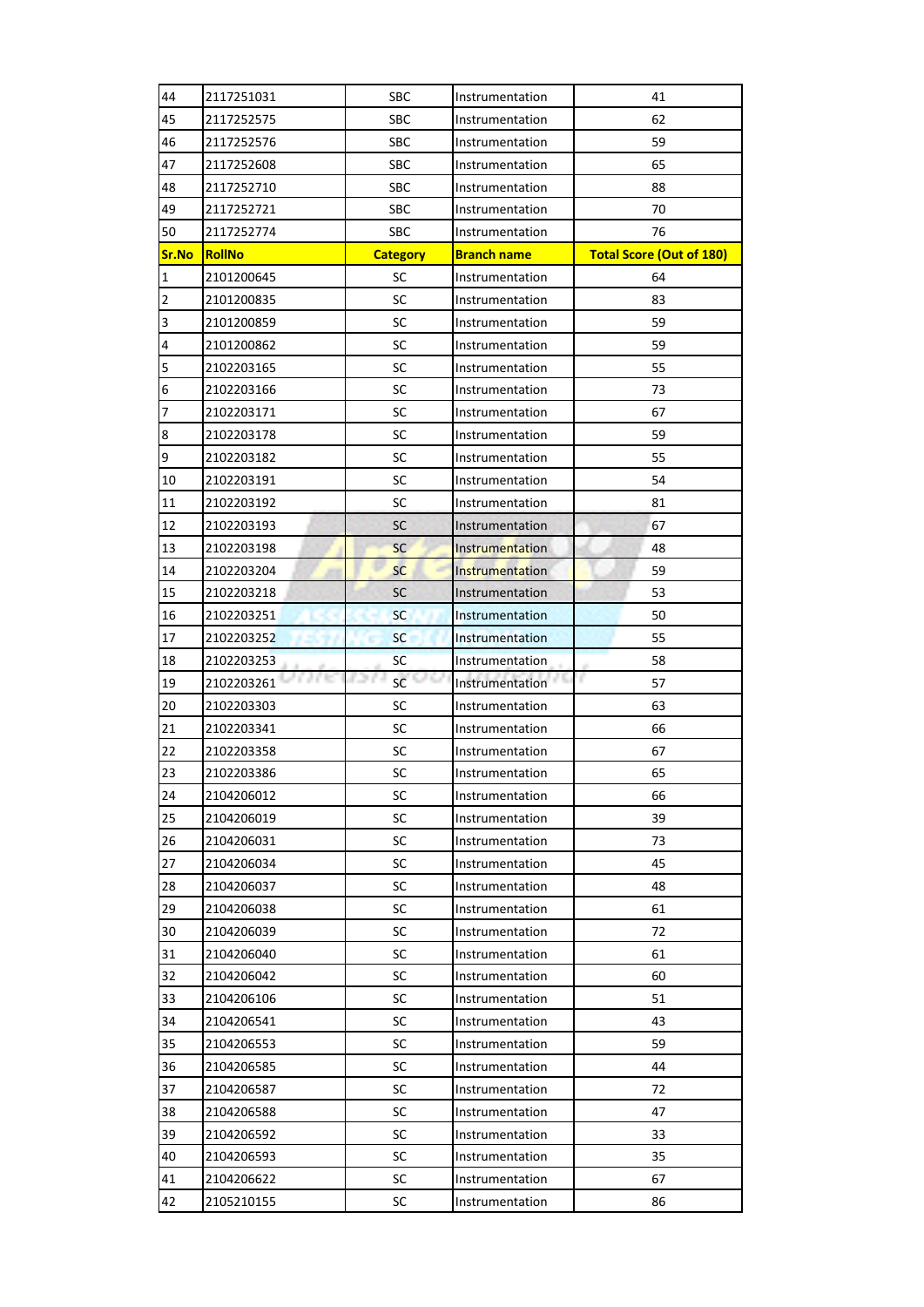| | | | | |
|---|---|---|---|---|
| 44 | 2117251031 | SBC | Instrumentation | 41 |
| 45 | 2117252575 | SBC | Instrumentation | 62 |
| 46 | 2117252576 | SBC | Instrumentation | 59 |
| 47 | 2117252608 | SBC | Instrumentation | 65 |
| 48 | 2117252710 | SBC | Instrumentation | 88 |
| 49 | 2117252721 | SBC | Instrumentation | 70 |
| 50 | 2117252774 | SBC | Instrumentation | 76 |

| **Sr.No** | **RollNo** | **Category** | **Branch name** | **Total Score (Out of 180)** |
|---|---|---|---|---|
| 1 | 2101200645 | SC | Instrumentation | 64 |
| 2 | 2101200835 | SC | Instrumentation | 83 |
| 3 | 2101200859 | SC | Instrumentation | 59 |
| 4 | 2101200862 | SC | Instrumentation | 59 |
| 5 | 2102203165 | SC | Instrumentation | 55 |
| 6 | 2102203166 | SC | Instrumentation | 73 |
| 7 | 2102203171 | SC | Instrumentation | 67 |
| 8 | 2102203178 | SC | Instrumentation | 59 |
| 9 | 2102203182 | SC | Instrumentation | 55 |
| 10 | 2102203191 | SC | Instrumentation | 54 |
| 11 | 2102203192 | SC | Instrumentation | 81 |
| 12 | 2102203193 | SC | Instrumentation | 67 |
| 13 | 2102203198 | SC | Instrumentation | 48 |
| 14 | 2102203204 | SC | Instrumentation | 59 |
| 15 | 2102203218 | SC | Instrumentation | 53 |
| 16 | 2102203251 | SC | Instrumentation | 50 |
| 17 | 2102203252 | SC | Instrumentation | 55 |
| 18 | 2102203253 | SC | Instrumentation | 58 |
| 19 | 2102203261 | SC | Instrumentation | 57 |
| 20 | 2102203303 | SC | Instrumentation | 63 |
| 21 | 2102203341 | SC | Instrumentation | 66 |
| 22 | 2102203358 | SC | Instrumentation | 67 |
| 23 | 2102203386 | SC | Instrumentation | 65 |
| 24 | 2104206012 | SC | Instrumentation | 66 |
| 25 | 2104206019 | SC | Instrumentation | 39 |
| 26 | 2104206031 | SC | Instrumentation | 73 |
| 27 | 2104206034 | SC | Instrumentation | 45 |
| 28 | 2104206037 | SC | Instrumentation | 48 |
| 29 | 2104206038 | SC | Instrumentation | 61 |
| 30 | 2104206039 | SC | Instrumentation | 72 |
| 31 | 2104206040 | SC | Instrumentation | 61 |
| 32 | 2104206042 | SC | Instrumentation | 60 |
| 33 | 2104206106 | SC | Instrumentation | 51 |
| 34 | 2104206541 | SC | Instrumentation | 43 |
| 35 | 2104206553 | SC | Instrumentation | 59 |
| 36 | 2104206585 | SC | Instrumentation | 44 |
| 37 | 2104206587 | SC | Instrumentation | 72 |
| 38 | 2104206588 | SC | Instrumentation | 47 |
| 39 | 2104206592 | SC | Instrumentation | 33 |
| 40 | 2104206593 | SC | Instrumentation | 35 |
| 41 | 2104206622 | SC | Instrumentation | 67 |
| 42 | 2105210155 | SC | Instrumentation | 86 |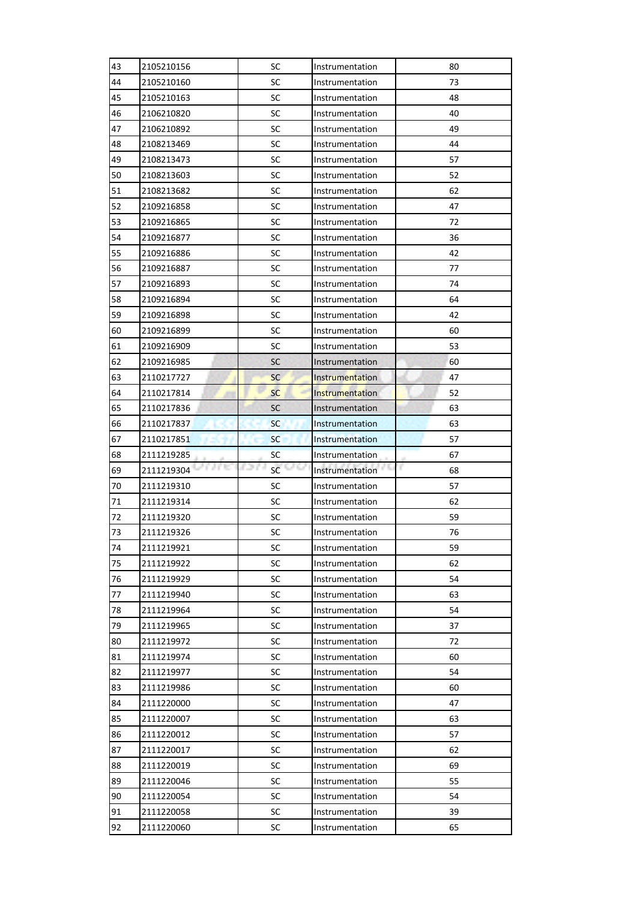| 43 | 2105210156 | SC | Instrumentation | 80 |
|---|---|---|---|---|
| 44 | 2105210160 | SC | Instrumentation | 73 |
| 45 | 2105210163 | SC | Instrumentation | 48 |
| 46 | 2106210820 | SC | Instrumentation | 40 |
| 47 | 2106210892 | SC | Instrumentation | 49 |
| 48 | 2108213469 | SC | Instrumentation | 44 |
| 49 | 2108213473 | SC | Instrumentation | 57 |
| 50 | 2108213603 | SC | Instrumentation | 52 |
| 51 | 2108213682 | SC | Instrumentation | 62 |
| 52 | 2109216858 | SC | Instrumentation | 47 |
| 53 | 2109216865 | SC | Instrumentation | 72 |
| 54 | 2109216877 | SC | Instrumentation | 36 |
| 55 | 2109216886 | SC | Instrumentation | 42 |
| 56 | 2109216887 | SC | Instrumentation | 77 |
| 57 | 2109216893 | SC | Instrumentation | 74 |
| 58 | 2109216894 | SC | Instrumentation | 64 |
| 59 | 2109216898 | SC | Instrumentation | 42 |
| 60 | 2109216899 | SC | Instrumentation | 60 |
| 61 | 2109216909 | SC | Instrumentation | 53 |
| 62 | 2109216985 | SC | Instrumentation | 60 |
| 63 | 2110217727 | SC | Instrumentation | 47 |
| 64 | 2110217814 | SC | Instrumentation | 52 |
| 65 | 2110217836 | SC | Instrumentation | 63 |
| 66 | 2110217837 | SC | Instrumentation | 63 |
| 67 | 2110217851 | SC | Instrumentation | 57 |
| 68 | 2111219285 | SC | Instrumentation | 67 |
| 69 | 2111219304 | SC | Instrumentation | 68 |
| 70 | 2111219310 | SC | Instrumentation | 57 |
| 71 | 2111219314 | SC | Instrumentation | 62 |
| 72 | 2111219320 | SC | Instrumentation | 59 |
| 73 | 2111219326 | SC | Instrumentation | 76 |
| 74 | 2111219921 | SC | Instrumentation | 59 |
| 75 | 2111219922 | SC | Instrumentation | 62 |
| 76 | 2111219929 | SC | Instrumentation | 54 |
| 77 | 2111219940 | SC | Instrumentation | 63 |
| 78 | 2111219964 | SC | Instrumentation | 54 |
| 79 | 2111219965 | SC | Instrumentation | 37 |
| 80 | 2111219972 | SC | Instrumentation | 72 |
| 81 | 2111219974 | SC | Instrumentation | 60 |
| 82 | 2111219977 | SC | Instrumentation | 54 |
| 83 | 2111219986 | SC | Instrumentation | 60 |
| 84 | 2111220000 | SC | Instrumentation | 47 |
| 85 | 2111220007 | SC | Instrumentation | 63 |
| 86 | 2111220012 | SC | Instrumentation | 57 |
| 87 | 2111220017 | SC | Instrumentation | 62 |
| 88 | 2111220019 | SC | Instrumentation | 69 |
| 89 | 2111220046 | SC | Instrumentation | 55 |
| 90 | 2111220054 | SC | Instrumentation | 54 |
| 91 | 2111220058 | SC | Instrumentation | 39 |
| 92 | 2111220060 | SC | Instrumentation | 65 |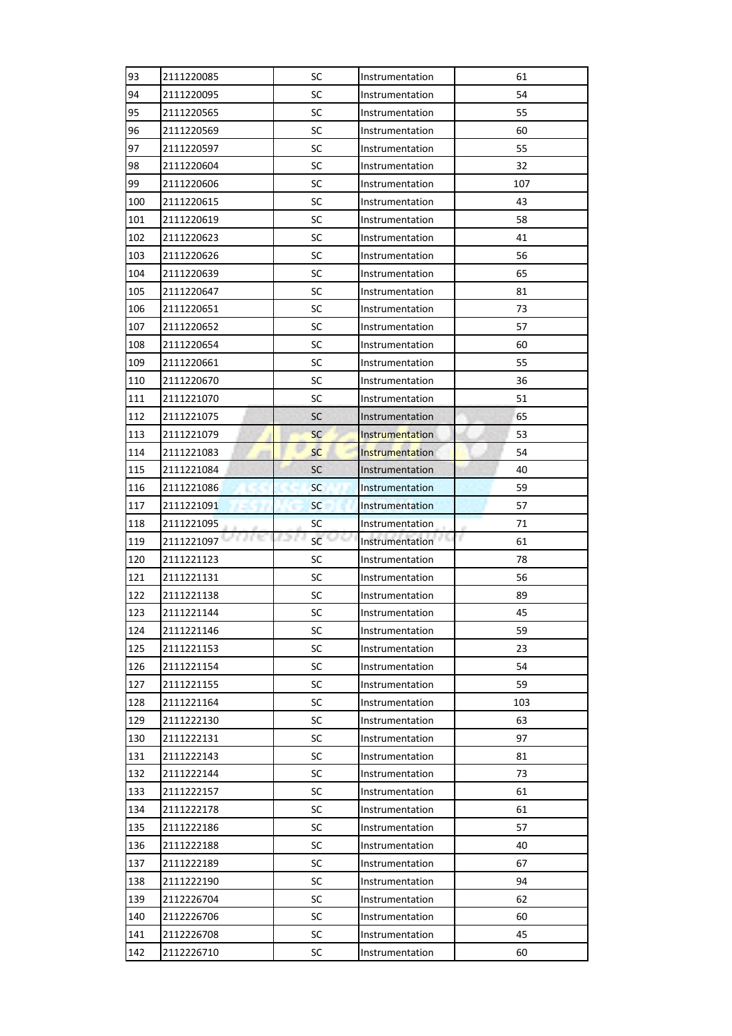| 93 | 2111220085 | SC | Instrumentation | 61 |
|---|---|---|---|---|
| 94 | 2111220095 | SC | Instrumentation | 54 |
| 95 | 2111220565 | SC | Instrumentation | 55 |
| 96 | 2111220569 | SC | Instrumentation | 60 |
| 97 | 2111220597 | SC | Instrumentation | 55 |
| 98 | 2111220604 | SC | Instrumentation | 32 |
| 99 | 2111220606 | SC | Instrumentation | 107 |
| 100 | 2111220615 | SC | Instrumentation | 43 |
| 101 | 2111220619 | SC | Instrumentation | 58 |
| 102 | 2111220623 | SC | Instrumentation | 41 |
| 103 | 2111220626 | SC | Instrumentation | 56 |
| 104 | 2111220639 | SC | Instrumentation | 65 |
| 105 | 2111220647 | SC | Instrumentation | 81 |
| 106 | 2111220651 | SC | Instrumentation | 73 |
| 107 | 2111220652 | SC | Instrumentation | 57 |
| 108 | 2111220654 | SC | Instrumentation | 60 |
| 109 | 2111220661 | SC | Instrumentation | 55 |
| 110 | 2111220670 | SC | Instrumentation | 36 |
| 111 | 2111221070 | SC | Instrumentation | 51 |
| 112 | 2111221075 | SC | Instrumentation | 65 |
| 113 | 2111221079 | SC | Instrumentation | 53 |
| 114 | 2111221083 | SC | Instrumentation | 54 |
| 115 | 2111221084 | SC | Instrumentation | 40 |
| 116 | 2111221086 | SC | Instrumentation | 59 |
| 117 | 2111221091 | SC | Instrumentation | 57 |
| 118 | 2111221095 | SC | Instrumentation | 71 |
| 119 | 2111221097 | SC | Instrumentation | 61 |
| 120 | 2111221123 | SC | Instrumentation | 78 |
| 121 | 2111221131 | SC | Instrumentation | 56 |
| 122 | 2111221138 | SC | Instrumentation | 89 |
| 123 | 2111221144 | SC | Instrumentation | 45 |
| 124 | 2111221146 | SC | Instrumentation | 59 |
| 125 | 2111221153 | SC | Instrumentation | 23 |
| 126 | 2111221154 | SC | Instrumentation | 54 |
| 127 | 2111221155 | SC | Instrumentation | 59 |
| 128 | 2111221164 | SC | Instrumentation | 103 |
| 129 | 2111222130 | SC | Instrumentation | 63 |
| 130 | 2111222131 | SC | Instrumentation | 97 |
| 131 | 2111222143 | SC | Instrumentation | 81 |
| 132 | 2111222144 | SC | Instrumentation | 73 |
| 133 | 2111222157 | SC | Instrumentation | 61 |
| 134 | 2111222178 | SC | Instrumentation | 61 |
| 135 | 2111222186 | SC | Instrumentation | 57 |
| 136 | 2111222188 | SC | Instrumentation | 40 |
| 137 | 2111222189 | SC | Instrumentation | 67 |
| 138 | 2111222190 | SC | Instrumentation | 94 |
| 139 | 2112226704 | SC | Instrumentation | 62 |
| 140 | 2112226706 | SC | Instrumentation | 60 |
| 141 | 2112226708 | SC | Instrumentation | 45 |
| 142 | 2112226710 | SC | Instrumentation | 60 |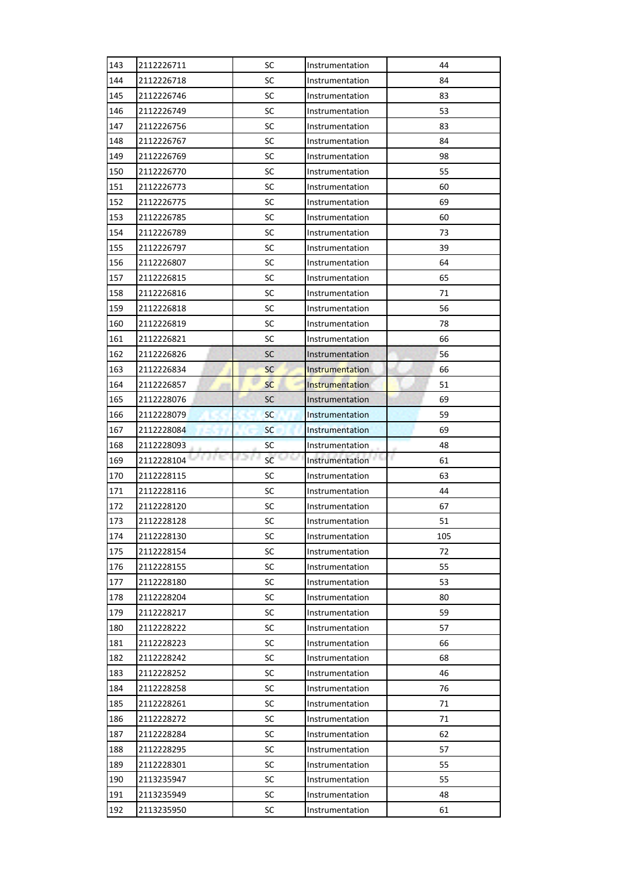| 143 | 2112226711 | SC | Instrumentation | 44 |
|---|---|---|---|---|
| 144 | 2112226718 | SC | Instrumentation | 84 |
| 145 | 2112226746 | SC | Instrumentation | 83 |
| 146 | 2112226749 | SC | Instrumentation | 53 |
| 147 | 2112226756 | SC | Instrumentation | 83 |
| 148 | 2112226767 | SC | Instrumentation | 84 |
| 149 | 2112226769 | SC | Instrumentation | 98 |
| 150 | 2112226770 | SC | Instrumentation | 55 |
| 151 | 2112226773 | SC | Instrumentation | 60 |
| 152 | 2112226775 | SC | Instrumentation | 69 |
| 153 | 2112226785 | SC | Instrumentation | 60 |
| 154 | 2112226789 | SC | Instrumentation | 73 |
| 155 | 2112226797 | SC | Instrumentation | 39 |
| 156 | 2112226807 | SC | Instrumentation | 64 |
| 157 | 2112226815 | SC | Instrumentation | 65 |
| 158 | 2112226816 | SC | Instrumentation | 71 |
| 159 | 2112226818 | SC | Instrumentation | 56 |
| 160 | 2112226819 | SC | Instrumentation | 78 |
| 161 | 2112226821 | SC | Instrumentation | 66 |
| 162 | 2112226826 | SC | Instrumentation | 56 |
| 163 | 2112226834 | SC | Instrumentation | 66 |
| 164 | 2112226857 | SC | Instrumentation | 51 |
| 165 | 2112228076 | SC | Instrumentation | 69 |
| 166 | 2112228079 | SC | Instrumentation | 59 |
| 167 | 2112228084 | SC | Instrumentation | 69 |
| 168 | 2112228093 | SC | Instrumentation | 48 |
| 169 | 2112228104 | SC | Instrumentation | 61 |
| 170 | 2112228115 | SC | Instrumentation | 63 |
| 171 | 2112228116 | SC | Instrumentation | 44 |
| 172 | 2112228120 | SC | Instrumentation | 67 |
| 173 | 2112228128 | SC | Instrumentation | 51 |
| 174 | 2112228130 | SC | Instrumentation | 105 |
| 175 | 2112228154 | SC | Instrumentation | 72 |
| 176 | 2112228155 | SC | Instrumentation | 55 |
| 177 | 2112228180 | SC | Instrumentation | 53 |
| 178 | 2112228204 | SC | Instrumentation | 80 |
| 179 | 2112228217 | SC | Instrumentation | 59 |
| 180 | 2112228222 | SC | Instrumentation | 57 |
| 181 | 2112228223 | SC | Instrumentation | 66 |
| 182 | 2112228242 | SC | Instrumentation | 68 |
| 183 | 2112228252 | SC | Instrumentation | 46 |
| 184 | 2112228258 | SC | Instrumentation | 76 |
| 185 | 2112228261 | SC | Instrumentation | 71 |
| 186 | 2112228272 | SC | Instrumentation | 71 |
| 187 | 2112228284 | SC | Instrumentation | 62 |
| 188 | 2112228295 | SC | Instrumentation | 57 |
| 189 | 2112228301 | SC | Instrumentation | 55 |
| 190 | 2113235947 | SC | Instrumentation | 55 |
| 191 | 2113235949 | SC | Instrumentation | 48 |
| 192 | 2113235950 | SC | Instrumentation | 61 |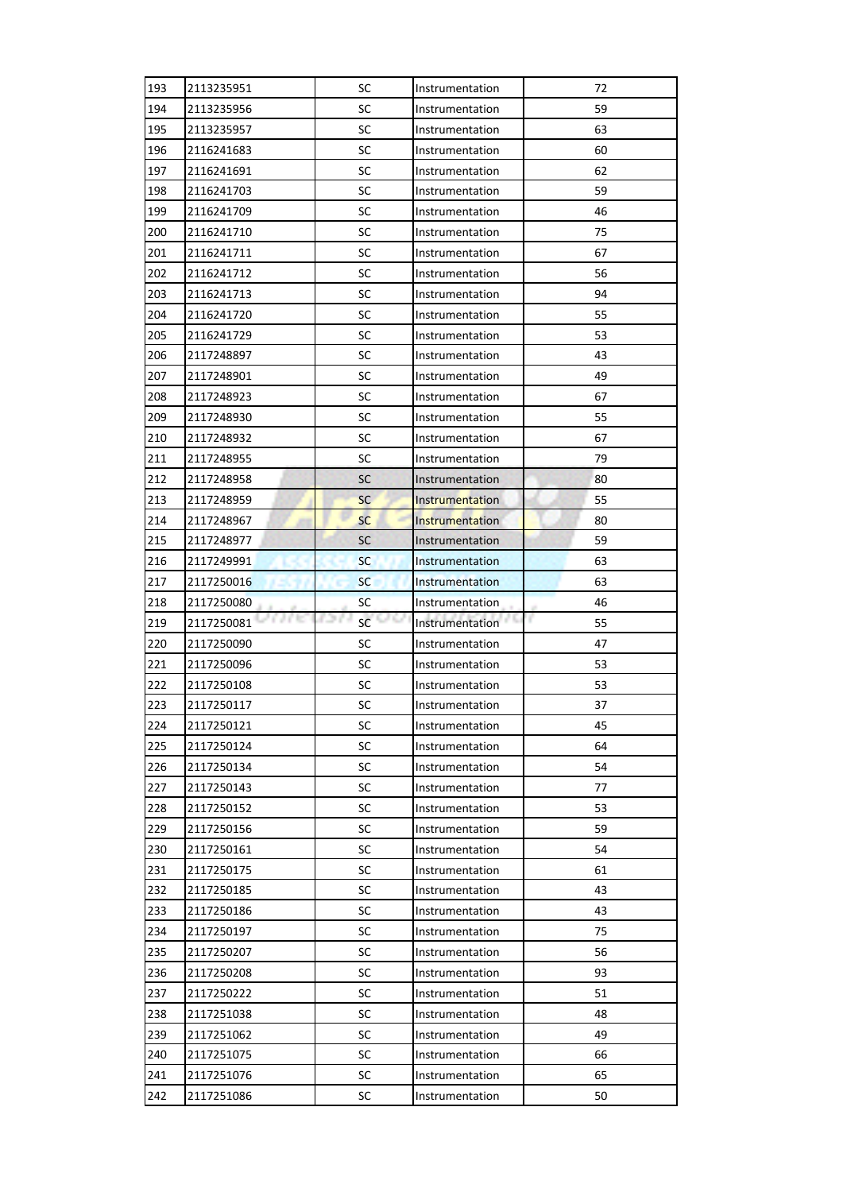| 193 | 2113235951 | SC | Instrumentation | 72 |
|---|---|---|---|---|
| 194 | 2113235956 | SC | Instrumentation | 59 |
| 195 | 2113235957 | SC | Instrumentation | 63 |
| 196 | 2116241683 | SC | Instrumentation | 60 |
| 197 | 2116241691 | SC | Instrumentation | 62 |
| 198 | 2116241703 | SC | Instrumentation | 59 |
| 199 | 2116241709 | SC | Instrumentation | 46 |
| 200 | 2116241710 | SC | Instrumentation | 75 |
| 201 | 2116241711 | SC | Instrumentation | 67 |
| 202 | 2116241712 | SC | Instrumentation | 56 |
| 203 | 2116241713 | SC | Instrumentation | 94 |
| 204 | 2116241720 | SC | Instrumentation | 55 |
| 205 | 2116241729 | SC | Instrumentation | 53 |
| 206 | 2117248897 | SC | Instrumentation | 43 |
| 207 | 2117248901 | SC | Instrumentation | 49 |
| 208 | 2117248923 | SC | Instrumentation | 67 |
| 209 | 2117248930 | SC | Instrumentation | 55 |
| 210 | 2117248932 | SC | Instrumentation | 67 |
| 211 | 2117248955 | SC | Instrumentation | 79 |
| 212 | 2117248958 | SC | Instrumentation | 80 |
| 213 | 2117248959 | SC | Instrumentation | 55 |
| 214 | 2117248967 | SC | Instrumentation | 80 |
| 215 | 2117248977 | SC | Instrumentation | 59 |
| 216 | 2117249991 | SC | Instrumentation | 63 |
| 217 | 2117250016 | SC | Instrumentation | 63 |
| 218 | 2117250080 | SC | Instrumentation | 46 |
| 219 | 2117250081 | SC | Instrumentation | 55 |
| 220 | 2117250090 | SC | Instrumentation | 47 |
| 221 | 2117250096 | SC | Instrumentation | 53 |
| 222 | 2117250108 | SC | Instrumentation | 53 |
| 223 | 2117250117 | SC | Instrumentation | 37 |
| 224 | 2117250121 | SC | Instrumentation | 45 |
| 225 | 2117250124 | SC | Instrumentation | 64 |
| 226 | 2117250134 | SC | Instrumentation | 54 |
| 227 | 2117250143 | SC | Instrumentation | 77 |
| 228 | 2117250152 | SC | Instrumentation | 53 |
| 229 | 2117250156 | SC | Instrumentation | 59 |
| 230 | 2117250161 | SC | Instrumentation | 54 |
| 231 | 2117250175 | SC | Instrumentation | 61 |
| 232 | 2117250185 | SC | Instrumentation | 43 |
| 233 | 2117250186 | SC | Instrumentation | 43 |
| 234 | 2117250197 | SC | Instrumentation | 75 |
| 235 | 2117250207 | SC | Instrumentation | 56 |
| 236 | 2117250208 | SC | Instrumentation | 93 |
| 237 | 2117250222 | SC | Instrumentation | 51 |
| 238 | 2117251038 | SC | Instrumentation | 48 |
| 239 | 2117251062 | SC | Instrumentation | 49 |
| 240 | 2117251075 | SC | Instrumentation | 66 |
| 241 | 2117251076 | SC | Instrumentation | 65 |
| 242 | 2117251086 | SC | Instrumentation | 50 |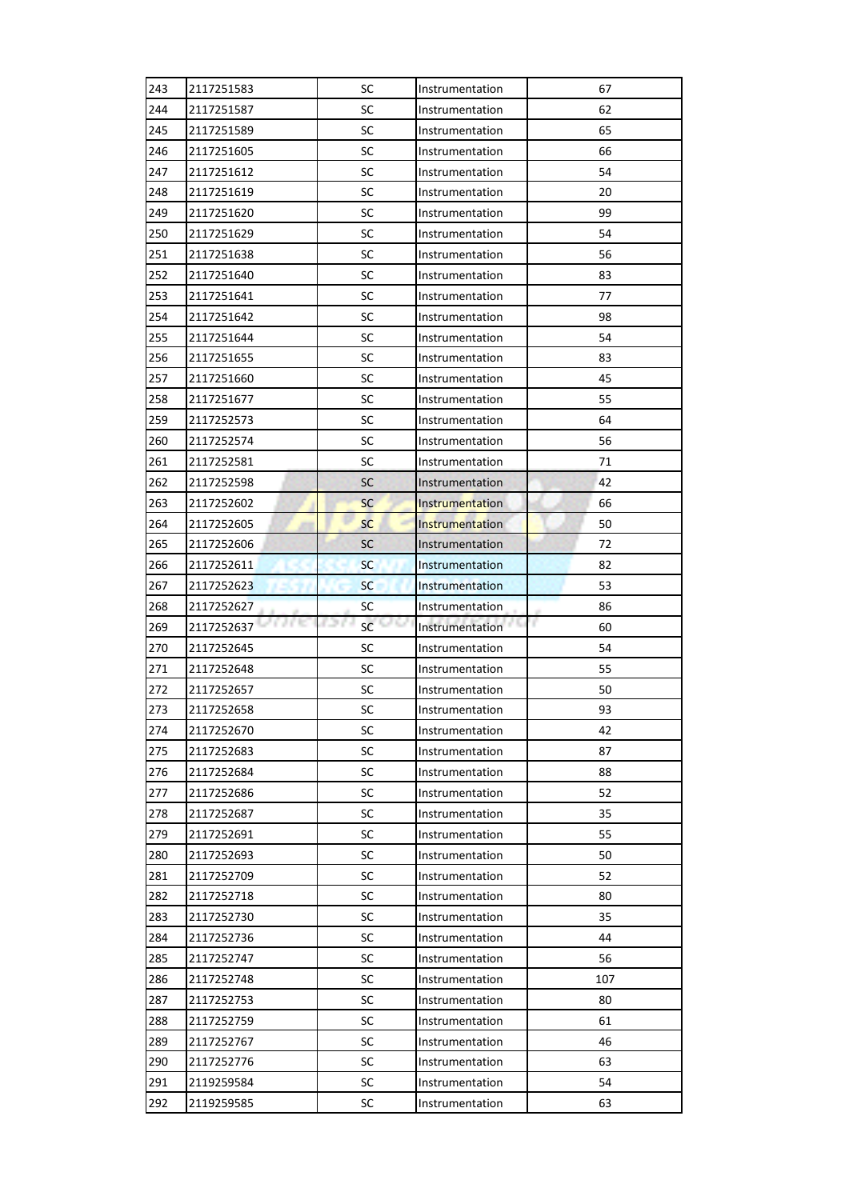| 243 | 2117251583 | SC | Instrumentation | 67 |
|---|---|---|---|---|
| 244 | 2117251587 | SC | Instrumentation | 62 |
| 245 | 2117251589 | SC | Instrumentation | 65 |
| 246 | 2117251605 | SC | Instrumentation | 66 |
| 247 | 2117251612 | SC | Instrumentation | 54 |
| 248 | 2117251619 | SC | Instrumentation | 20 |
| 249 | 2117251620 | SC | Instrumentation | 99 |
| 250 | 2117251629 | SC | Instrumentation | 54 |
| 251 | 2117251638 | SC | Instrumentation | 56 |
| 252 | 2117251640 | SC | Instrumentation | 83 |
| 253 | 2117251641 | SC | Instrumentation | 77 |
| 254 | 2117251642 | SC | Instrumentation | 98 |
| 255 | 2117251644 | SC | Instrumentation | 54 |
| 256 | 2117251655 | SC | Instrumentation | 83 |
| 257 | 2117251660 | SC | Instrumentation | 45 |
| 258 | 2117251677 | SC | Instrumentation | 55 |
| 259 | 2117252573 | SC | Instrumentation | 64 |
| 260 | 2117252574 | SC | Instrumentation | 56 |
| 261 | 2117252581 | SC | Instrumentation | 71 |
| 262 | 2117252598 | SC | Instrumentation | 42 |
| 263 | 2117252602 | SC | Instrumentation | 66 |
| 264 | 2117252605 | SC | Instrumentation | 50 |
| 265 | 2117252606 | SC | Instrumentation | 72 |
| 266 | 2117252611 | SC | Instrumentation | 82 |
| 267 | 2117252623 | SC | Instrumentation | 53 |
| 268 | 2117252627 | SC | Instrumentation | 86 |
| 269 | 2117252637 | SC | Instrumentation | 60 |
| 270 | 2117252645 | SC | Instrumentation | 54 |
| 271 | 2117252648 | SC | Instrumentation | 55 |
| 272 | 2117252657 | SC | Instrumentation | 50 |
| 273 | 2117252658 | SC | Instrumentation | 93 |
| 274 | 2117252670 | SC | Instrumentation | 42 |
| 275 | 2117252683 | SC | Instrumentation | 87 |
| 276 | 2117252684 | SC | Instrumentation | 88 |
| 277 | 2117252686 | SC | Instrumentation | 52 |
| 278 | 2117252687 | SC | Instrumentation | 35 |
| 279 | 2117252691 | SC | Instrumentation | 55 |
| 280 | 2117252693 | SC | Instrumentation | 50 |
| 281 | 2117252709 | SC | Instrumentation | 52 |
| 282 | 2117252718 | SC | Instrumentation | 80 |
| 283 | 2117252730 | SC | Instrumentation | 35 |
| 284 | 2117252736 | SC | Instrumentation | 44 |
| 285 | 2117252747 | SC | Instrumentation | 56 |
| 286 | 2117252748 | SC | Instrumentation | 107 |
| 287 | 2117252753 | SC | Instrumentation | 80 |
| 288 | 2117252759 | SC | Instrumentation | 61 |
| 289 | 2117252767 | SC | Instrumentation | 46 |
| 290 | 2117252776 | SC | Instrumentation | 63 |
| 291 | 2119259584 | SC | Instrumentation | 54 |
| 292 | 2119259585 | SC | Instrumentation | 63 |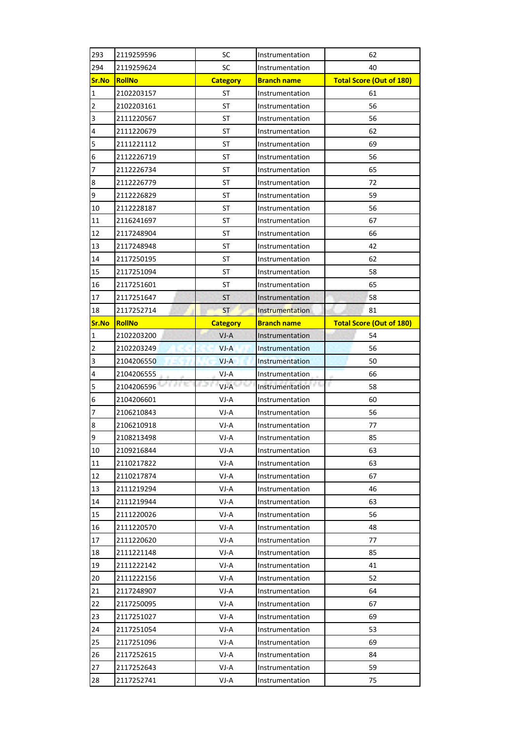| 293 | 2119259596 | SC | Instrumentation | 62 |
|---|---|---|---|---|
| 294 | 2119259624 | SC | Instrumentation | 40 |

| Sr.No | RollNo | Category | Branch name | Total Score (Out of 180) |
|---|---|---|---|---|
| 1 | 2102203157 | ST | Instrumentation | 61 |
| 2 | 2102203161 | ST | Instrumentation | 56 |
| 3 | 2111220567 | ST | Instrumentation | 56 |
| 4 | 2111220679 | ST | Instrumentation | 62 |
| 5 | 2111221112 | ST | Instrumentation | 69 |
| 6 | 2112226719 | ST | Instrumentation | 56 |
| 7 | 2112226734 | ST | Instrumentation | 65 |
| 8 | 2112226779 | ST | Instrumentation | 72 |
| 9 | 2112226829 | ST | Instrumentation | 59 |
| 10 | 2112228187 | ST | Instrumentation | 56 |
| 11 | 2116241697 | ST | Instrumentation | 67 |
| 12 | 2117248904 | ST | Instrumentation | 66 |
| 13 | 2117248948 | ST | Instrumentation | 42 |
| 14 | 2117250195 | ST | Instrumentation | 62 |
| 15 | 2117251094 | ST | Instrumentation | 58 |
| 16 | 2117251601 | ST | Instrumentation | 65 |
| 17 | 2117251647 | ST | Instrumentation | 58 |
| 18 | 2117252714 | ST | Instrumentation | 81 |

| Sr.No | RollNo | Category | Branch name | Total Score (Out of 180) |
|---|---|---|---|---|
| 1 | 2102203200 | VJ-A | Instrumentation | 54 |
| 2 | 2102203249 | VJ-A | Instrumentation | 56 |
| 3 | 2104206550 | VJ-A | Instrumentation | 50 |
| 4 | 2104206555 | VJ-A | Instrumentation | 66 |
| 5 | 2104206596 | VJ-A | Instrumentation | 58 |
| 6 | 2104206601 | VJ-A | Instrumentation | 60 |
| 7 | 2106210843 | VJ-A | Instrumentation | 56 |
| 8 | 2106210918 | VJ-A | Instrumentation | 77 |
| 9 | 2108213498 | VJ-A | Instrumentation | 85 |
| 10 | 2109216844 | VJ-A | Instrumentation | 63 |
| 11 | 2110217822 | VJ-A | Instrumentation | 63 |
| 12 | 2110217874 | VJ-A | Instrumentation | 67 |
| 13 | 2111219294 | VJ-A | Instrumentation | 46 |
| 14 | 2111219944 | VJ-A | Instrumentation | 63 |
| 15 | 2111220026 | VJ-A | Instrumentation | 56 |
| 16 | 2111220570 | VJ-A | Instrumentation | 48 |
| 17 | 2111220620 | VJ-A | Instrumentation | 77 |
| 18 | 2111221148 | VJ-A | Instrumentation | 85 |
| 19 | 2111222142 | VJ-A | Instrumentation | 41 |
| 20 | 2111222156 | VJ-A | Instrumentation | 52 |
| 21 | 2117248907 | VJ-A | Instrumentation | 64 |
| 22 | 2117250095 | VJ-A | Instrumentation | 67 |
| 23 | 2117251027 | VJ-A | Instrumentation | 69 |
| 24 | 2117251054 | VJ-A | Instrumentation | 53 |
| 25 | 2117251096 | VJ-A | Instrumentation | 69 |
| 26 | 2117252615 | VJ-A | Instrumentation | 84 |
| 27 | 2117252643 | VJ-A | Instrumentation | 59 |
| 28 | 2117252741 | VJ-A | Instrumentation | 75 |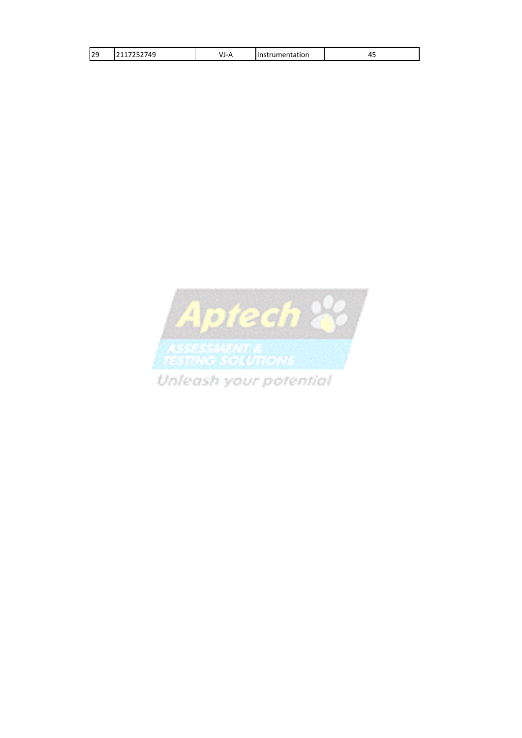| | | | | |
|---|---|---|---|---|
| 29 | 2117252749 | VJ-A | Instrumentation | 45 |